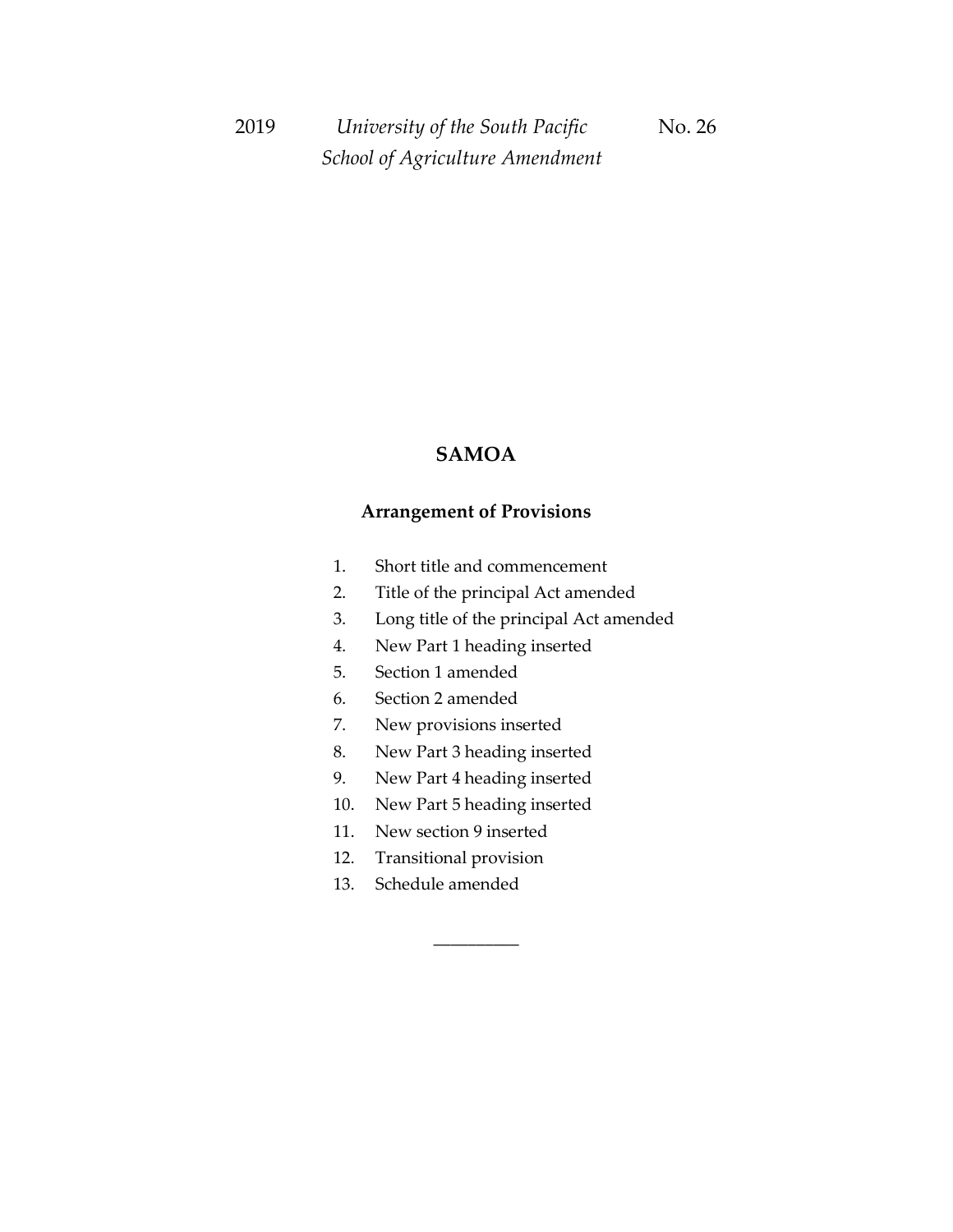2019 *University of the South Pacific School of Agriculture Amendment* No. 26

# SAMOA

## Arrangement of Provisions

1. Short title and commencement
2. Title of the principal Act amended
3. Long title of the principal Act amended
4. New Part 1 heading inserted
5. Section 1 amended
6. Section 2 amended
7. New provisions inserted
8. New Part 3 heading inserted
9. New Part 4 heading inserted
10. New Part 5 heading inserted
11. New section 9 inserted
12. Transitional provision
13. Schedule amended

__________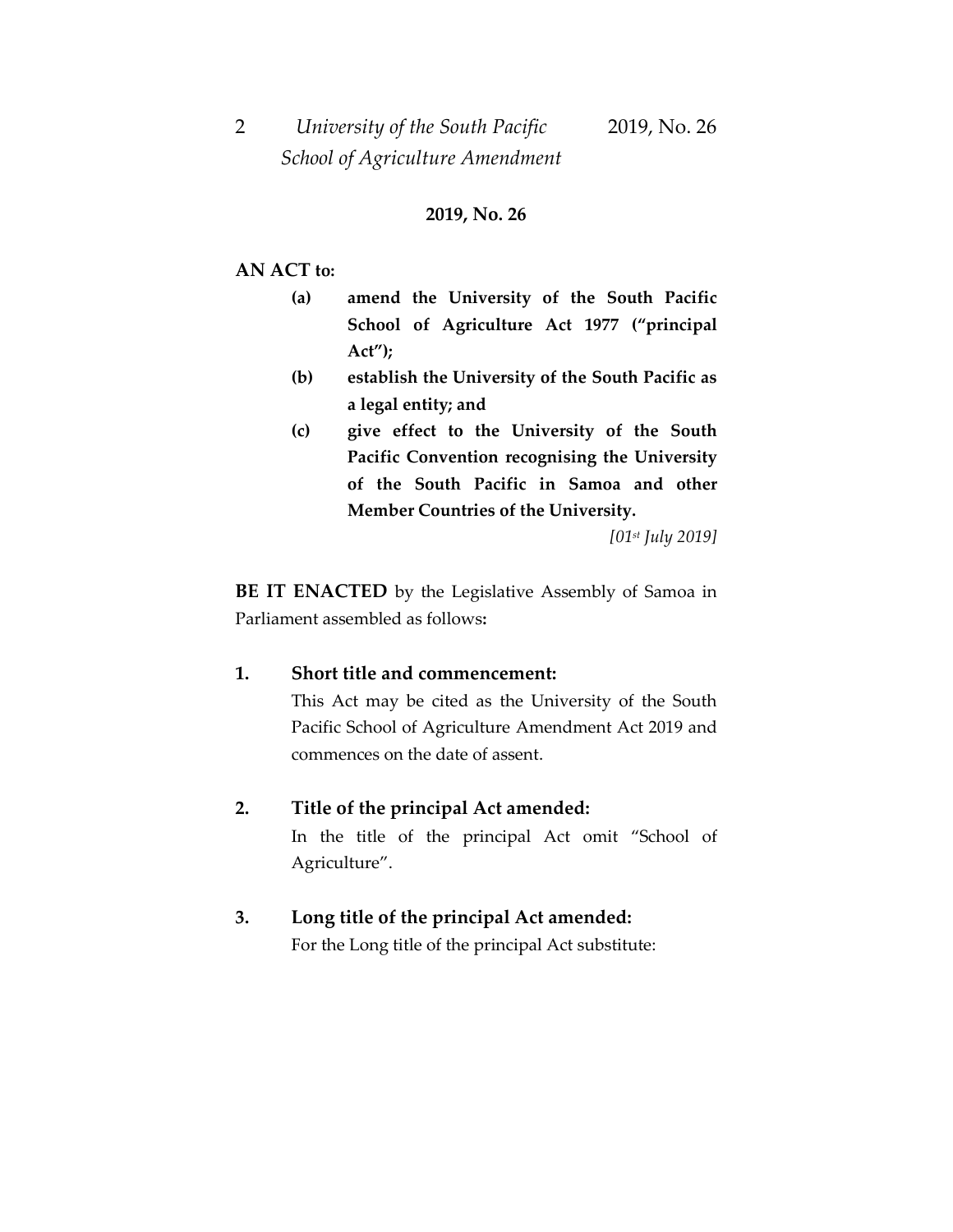## 2019, No. 26

**AN ACT to:**

- **(a)** **amend the University of the South Pacific School of Agriculture Act 1977 ("principal Act");**
- **(b)** **establish the University of the South Pacific as a legal entity; and**
- **(c)** **give effect to the University of the South Pacific Convention recognising the University of the South Pacific in Samoa and other Member Countries of the University.**

*[01st July 2019]*

**BE IT ENACTED** by the Legislative Assembly of Samoa in Parliament assembled as follows**:**

### 1. Short title and commencement:

This Act may be cited as the University of the South Pacific School of Agriculture Amendment Act 2019 and commences on the date of assent.

### 2. Title of the principal Act amended:

In the title of the principal Act omit "School of Agriculture".

### 3. Long title of the principal Act amended:

For the Long title of the principal Act substitute: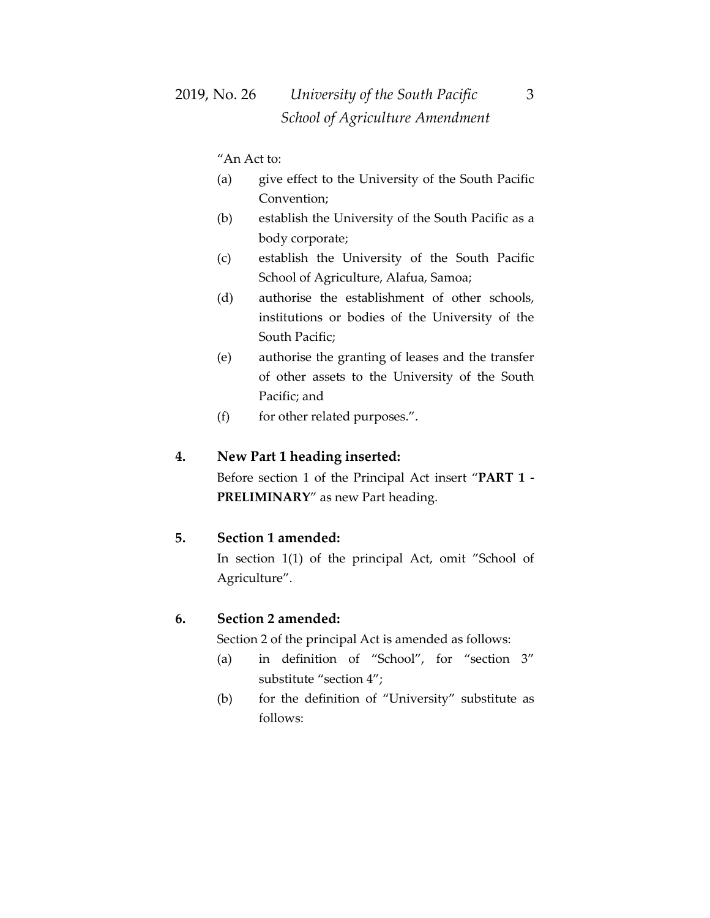"An Act to:

(a) give effect to the University of the South Pacific Convention;

(b) establish the University of the South Pacific as a body corporate;

(c) establish the University of the South Pacific School of Agriculture, Alafua, Samoa;

(d) authorise the establishment of other schools, institutions or bodies of the University of the South Pacific;

(e) authorise the granting of leases and the transfer of other assets to the University of the South Pacific; and

(f) for other related purposes.".

**4. New Part 1 heading inserted:**

Before section 1 of the Principal Act insert "**PART 1 - PRELIMINARY**" as new Part heading.

**5. Section 1 amended:**

In section 1(1) of the principal Act, omit "School of Agriculture".

**6. Section 2 amended:**

Section 2 of the principal Act is amended as follows:

(a) in definition of "School", for "section 3" substitute "section 4";

(b) for the definition of "University" substitute as follows: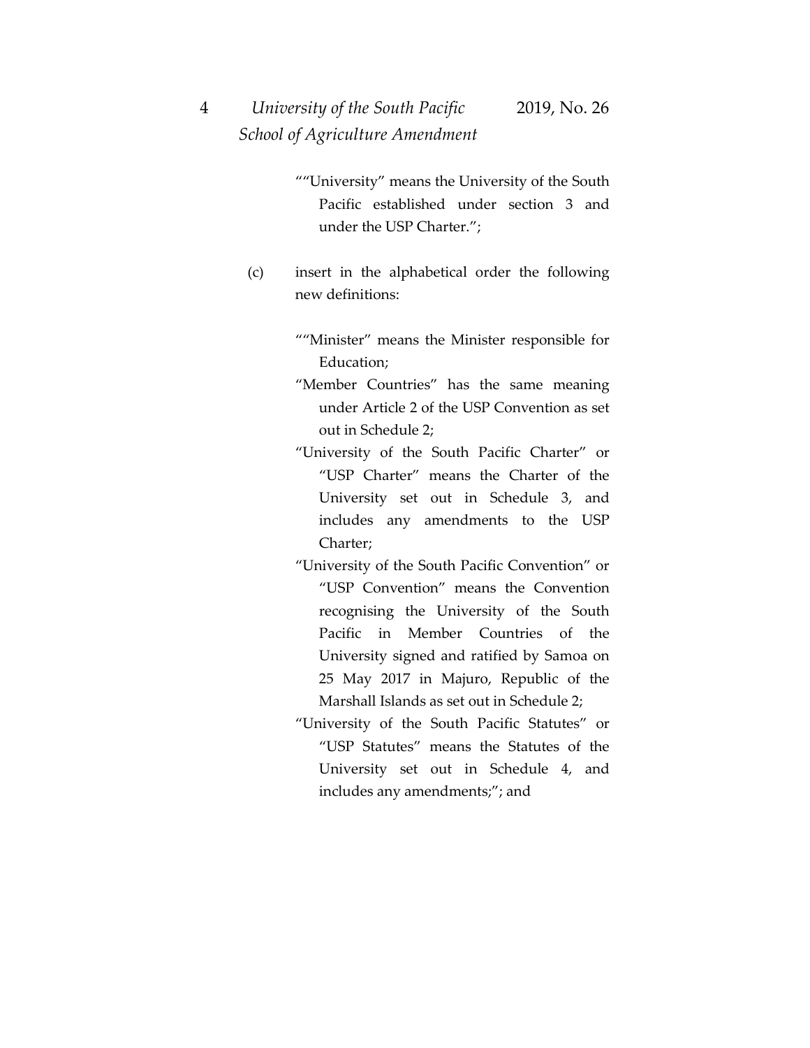""University" means the University of the South Pacific established under section 3 and under the USP Charter.";

(c) insert in the alphabetical order the following new definitions:

""Minister" means the Minister responsible for Education;

"Member Countries" has the same meaning under Article 2 of the USP Convention as set out in Schedule 2;

"University of the South Pacific Charter" or "USP Charter" means the Charter of the University set out in Schedule 3, and includes any amendments to the USP Charter;

"University of the South Pacific Convention" or "USP Convention" means the Convention recognising the University of the South Pacific in Member Countries of the University signed and ratified by Samoa on 25 May 2017 in Majuro, Republic of the Marshall Islands as set out in Schedule 2;

"University of the South Pacific Statutes" or "USP Statutes" means the Statutes of the University set out in Schedule 4, and includes any amendments;"; and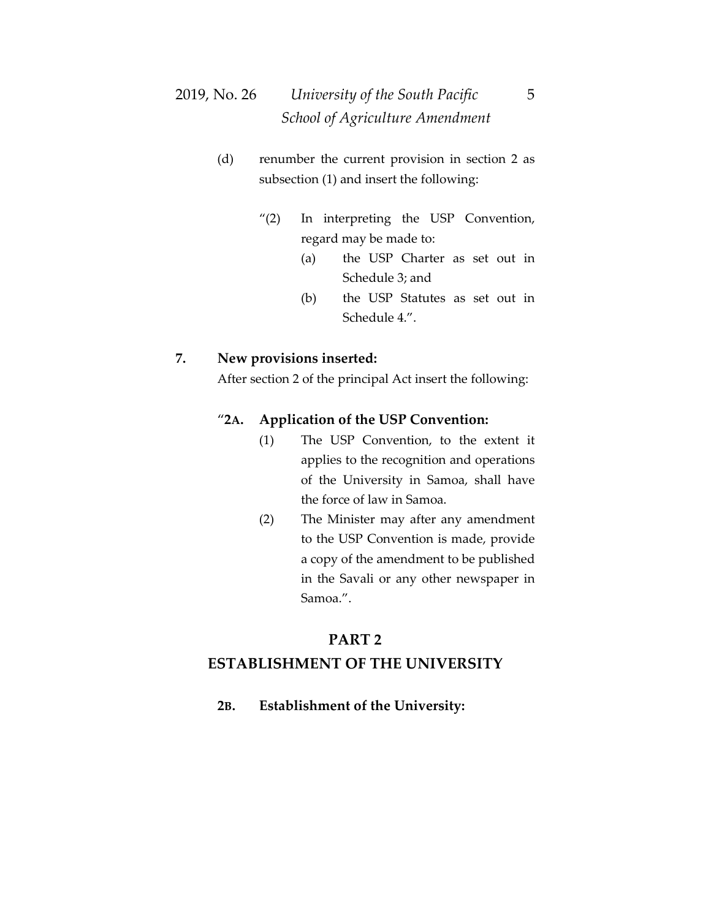(d) renumber the current provision in section 2 as subsection (1) and insert the following:

> "(2) In interpreting the USP Convention, regard may be made to:
> > (a) the USP Charter as set out in Schedule 3; and
> > (b) the USP Statutes as set out in Schedule 4.".

**7. New provisions inserted:**

After section 2 of the principal Act insert the following:

> **"2A. Application of the USP Convention:**
>
> (1) The USP Convention, to the extent it applies to the recognition and operations of the University in Samoa, shall have the force of law in Samoa.
>
> (2) The Minister may after any amendment to the USP Convention is made, provide a copy of the amendment to be published in the Savali or any other newspaper in Samoa.".

## PART 2
## ESTABLISHMENT OF THE UNIVERSITY

**2B. Establishment of the University:**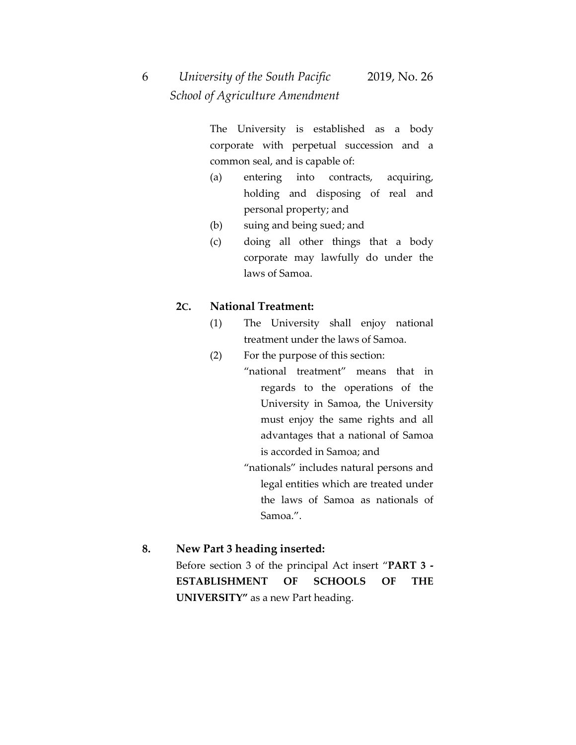The University is established as a body corporate with perpetual succession and a common seal, and is capable of:

(a) entering into contracts, acquiring, holding and disposing of real and personal property; and

(b) suing and being sued; and

(c) doing all other things that a body corporate may lawfully do under the laws of Samoa.

**2C. National Treatment:**

(1) The University shall enjoy national treatment under the laws of Samoa.

(2) For the purpose of this section:

"national treatment" means that in regards to the operations of the University in Samoa, the University must enjoy the same rights and all advantages that a national of Samoa is accorded in Samoa; and

"nationals" includes natural persons and legal entities which are treated under the laws of Samoa as nationals of Samoa.".

**8. New Part 3 heading inserted:**

Before section 3 of the principal Act insert "**PART 3 - ESTABLISHMENT OF SCHOOLS OF THE UNIVERSITY"** as a new Part heading.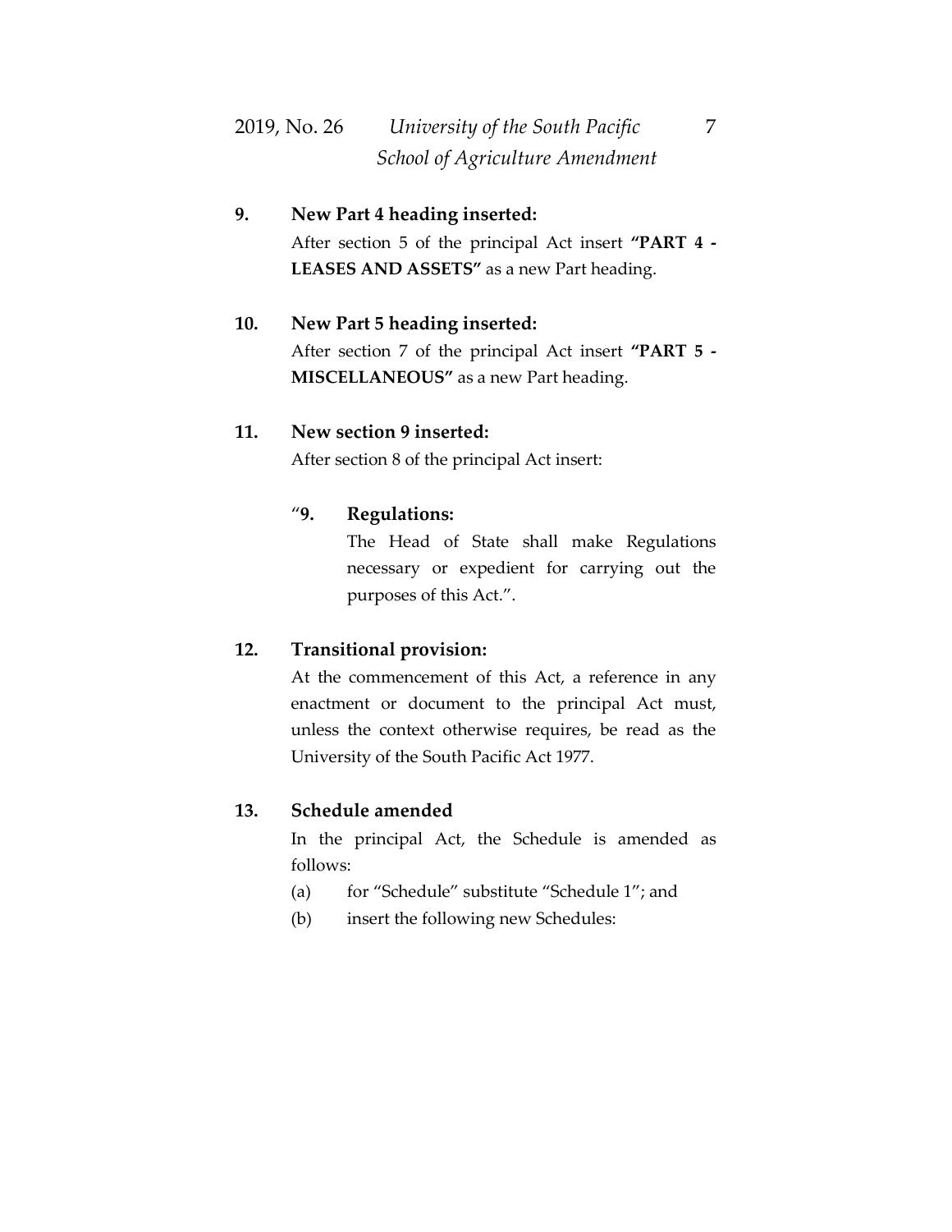**9. New Part 4 heading inserted:**

After section 5 of the principal Act insert **"PART 4 - LEASES AND ASSETS"** as a new Part heading.

**10. New Part 5 heading inserted:**

After section 7 of the principal Act insert **"PART 5 - MISCELLANEOUS"** as a new Part heading.

**11. New section 9 inserted:**

After section 8 of the principal Act insert:

> "**9. Regulations:**
>
> The Head of State shall make Regulations necessary or expedient for carrying out the purposes of this Act.".

**12. Transitional provision:**

At the commencement of this Act, a reference in any enactment or document to the principal Act must, unless the context otherwise requires, be read as the University of the South Pacific Act 1977.

**13. Schedule amended**

In the principal Act, the Schedule is amended as follows:

(a) for "Schedule" substitute "Schedule 1"; and

(b) insert the following new Schedules: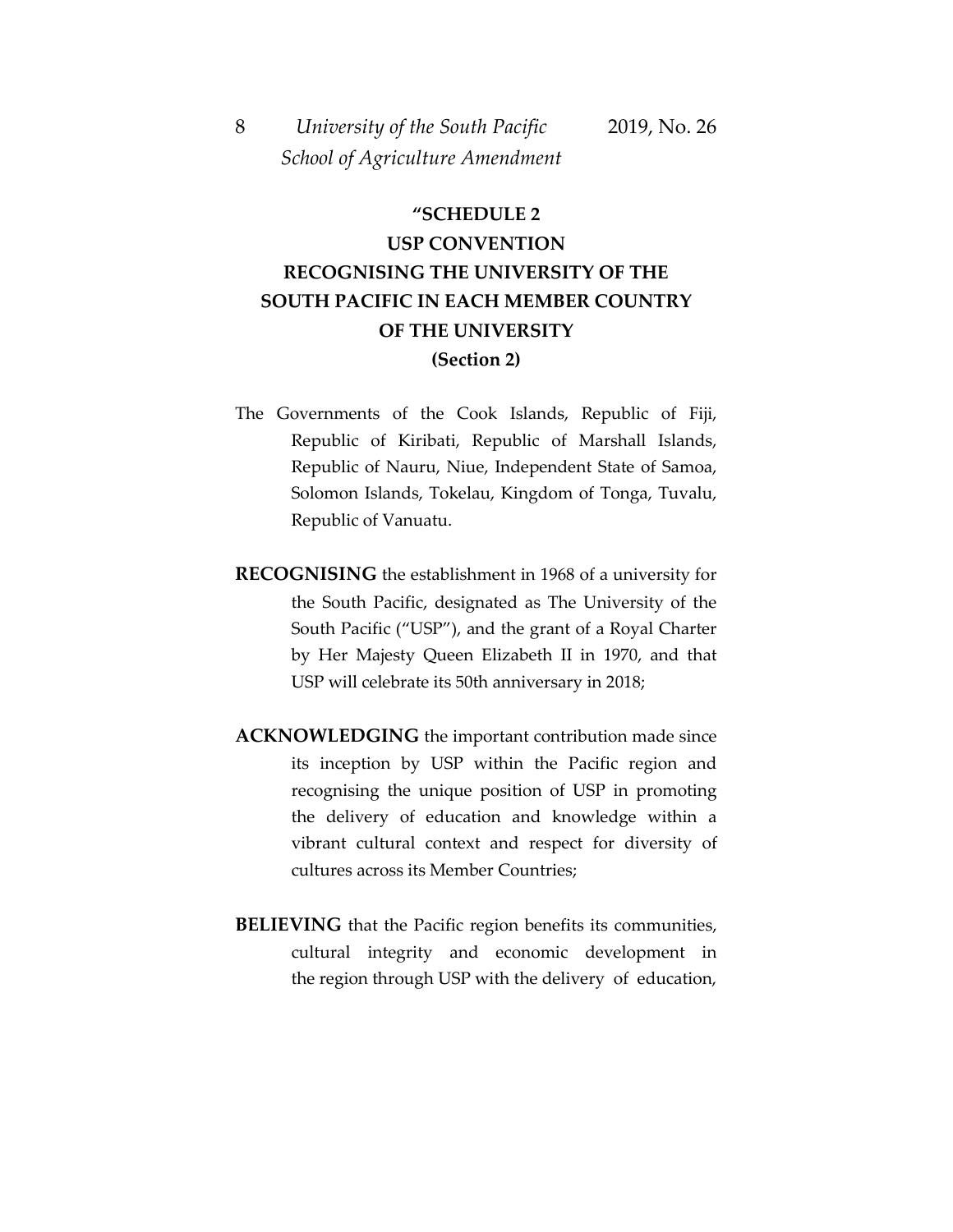**"SCHEDULE 2**

**USP CONVENTION**

**RECOGNISING THE UNIVERSITY OF THE SOUTH PACIFIC IN EACH MEMBER COUNTRY OF THE UNIVERSITY**

**(Section 2)**

The Governments of the Cook Islands, Republic of Fiji, Republic of Kiribati, Republic of Marshall Islands, Republic of Nauru, Niue, Independent State of Samoa, Solomon Islands, Tokelau, Kingdom of Tonga, Tuvalu, Republic of Vanuatu.

**RECOGNISING** the establishment in 1968 of a university for the South Pacific, designated as The University of the South Pacific ("USP"), and the grant of a Royal Charter by Her Majesty Queen Elizabeth II in 1970, and that USP will celebrate its 50th anniversary in 2018;

**ACKNOWLEDGING** the important contribution made since its inception by USP within the Pacific region and recognising the unique position of USP in promoting the delivery of education and knowledge within a vibrant cultural context and respect for diversity of cultures across its Member Countries;

**BELIEVING** that the Pacific region benefits its communities, cultural integrity and economic development in the region through USP with the delivery of education,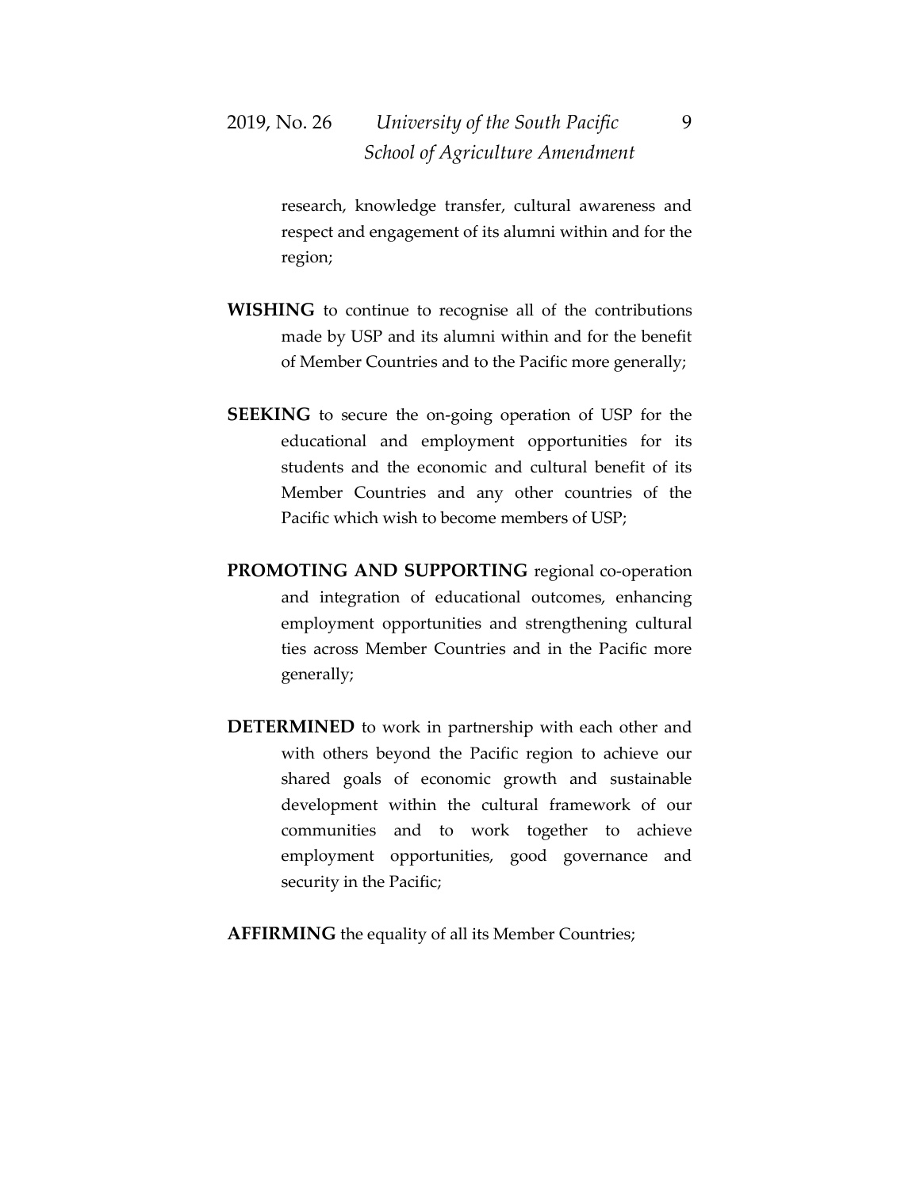research, knowledge transfer, cultural awareness and respect and engagement of its alumni within and for the region;

**WISHING** to continue to recognise all of the contributions made by USP and its alumni within and for the benefit of Member Countries and to the Pacific more generally;

**SEEKING** to secure the on-going operation of USP for the educational and employment opportunities for its students and the economic and cultural benefit of its Member Countries and any other countries of the Pacific which wish to become members of USP;

**PROMOTING AND SUPPORTING** regional co-operation and integration of educational outcomes, enhancing employment opportunities and strengthening cultural ties across Member Countries and in the Pacific more generally;

**DETERMINED** to work in partnership with each other and with others beyond the Pacific region to achieve our shared goals of economic growth and sustainable development within the cultural framework of our communities and to work together to achieve employment opportunities, good governance and security in the Pacific;

**AFFIRMING** the equality of all its Member Countries;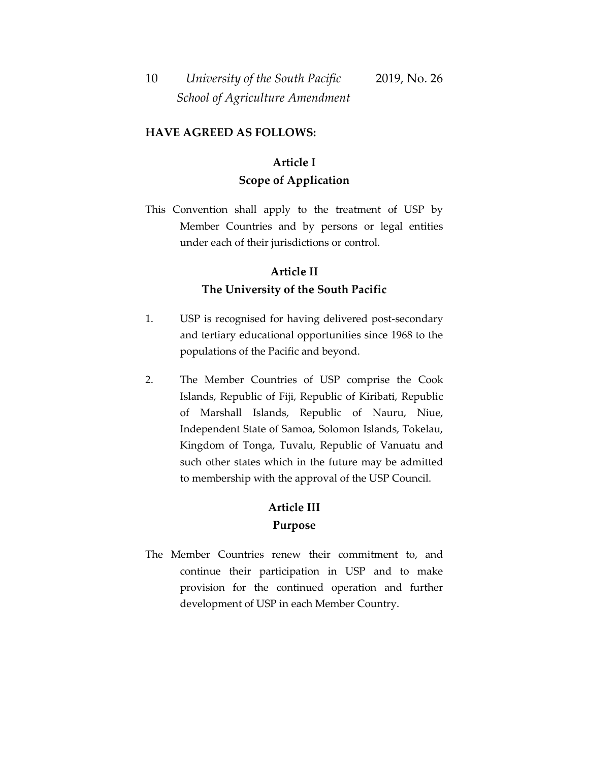**HAVE AGREED AS FOLLOWS:**

## Article I
## Scope of Application

This Convention shall apply to the treatment of USP by Member Countries and by persons or legal entities under each of their jurisdictions or control.

## Article II
## The University of the South Pacific

1. USP is recognised for having delivered post-secondary and tertiary educational opportunities since 1968 to the populations of the Pacific and beyond.

2. The Member Countries of USP comprise the Cook Islands, Republic of Fiji, Republic of Kiribati, Republic of Marshall Islands, Republic of Nauru, Niue, Independent State of Samoa, Solomon Islands, Tokelau, Kingdom of Tonga, Tuvalu, Republic of Vanuatu and such other states which in the future may be admitted to membership with the approval of the USP Council.

## Article III
## Purpose

The Member Countries renew their commitment to, and continue their participation in USP and to make provision for the continued operation and further development of USP in each Member Country.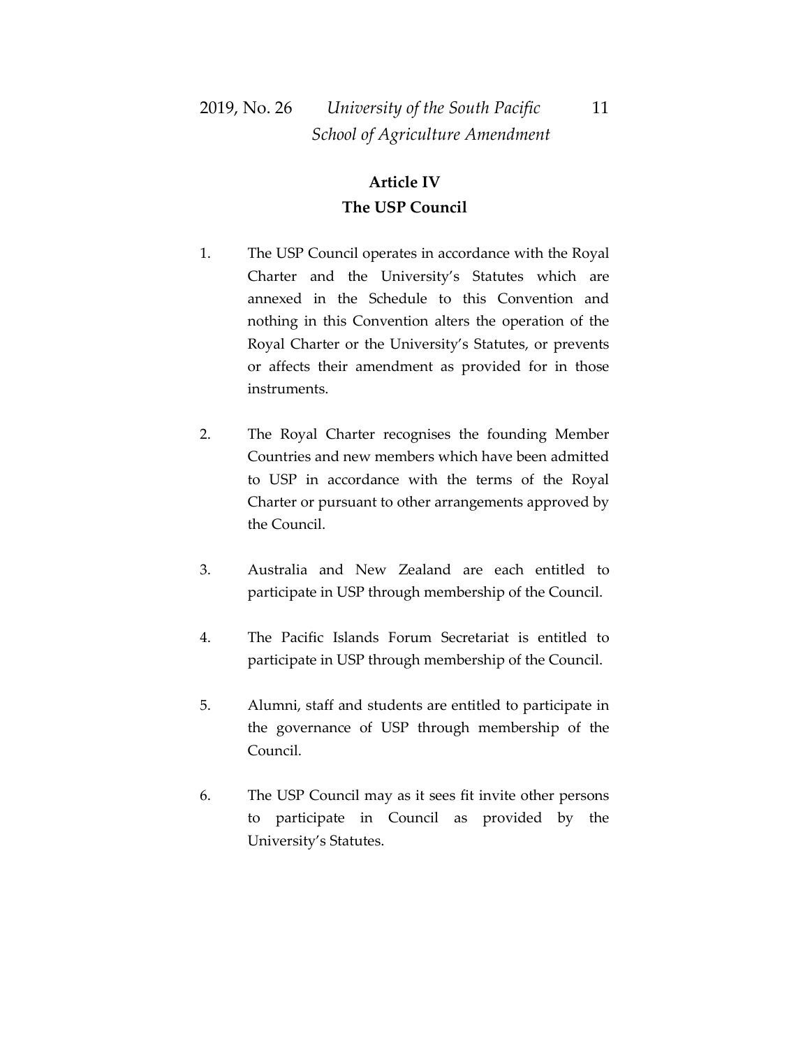## Article IV
## The USP Council

1. The USP Council operates in accordance with the Royal Charter and the University's Statutes which are annexed in the Schedule to this Convention and nothing in this Convention alters the operation of the Royal Charter or the University's Statutes, or prevents or affects their amendment as provided for in those instruments.

2. The Royal Charter recognises the founding Member Countries and new members which have been admitted to USP in accordance with the terms of the Royal Charter or pursuant to other arrangements approved by the Council.

3. Australia and New Zealand are each entitled to participate in USP through membership of the Council.

4. The Pacific Islands Forum Secretariat is entitled to participate in USP through membership of the Council.

5. Alumni, staff and students are entitled to participate in the governance of USP through membership of the Council.

6. The USP Council may as it sees fit invite other persons to participate in Council as provided by the University's Statutes.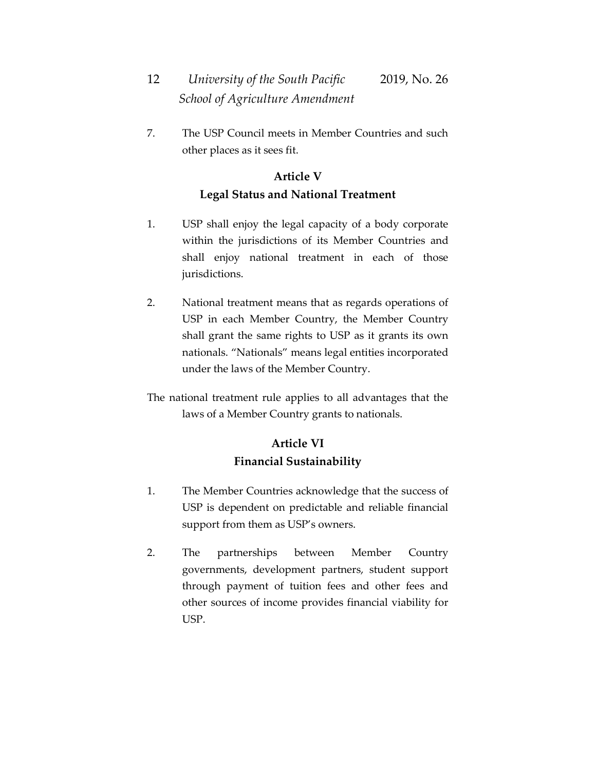7. The USP Council meets in Member Countries and such other places as it sees fit.

## Article V
## Legal Status and National Treatment

1. USP shall enjoy the legal capacity of a body corporate within the jurisdictions of its Member Countries and shall enjoy national treatment in each of those jurisdictions.

2. National treatment means that as regards operations of USP in each Member Country, the Member Country shall grant the same rights to USP as it grants its own nationals. "Nationals" means legal entities incorporated under the laws of the Member Country.

The national treatment rule applies to all advantages that the laws of a Member Country grants to nationals.

## Article VI
## Financial Sustainability

1. The Member Countries acknowledge that the success of USP is dependent on predictable and reliable financial support from them as USP's owners.

2. The partnerships between Member Country governments, development partners, student support through payment of tuition fees and other fees and other sources of income provides financial viability for USP.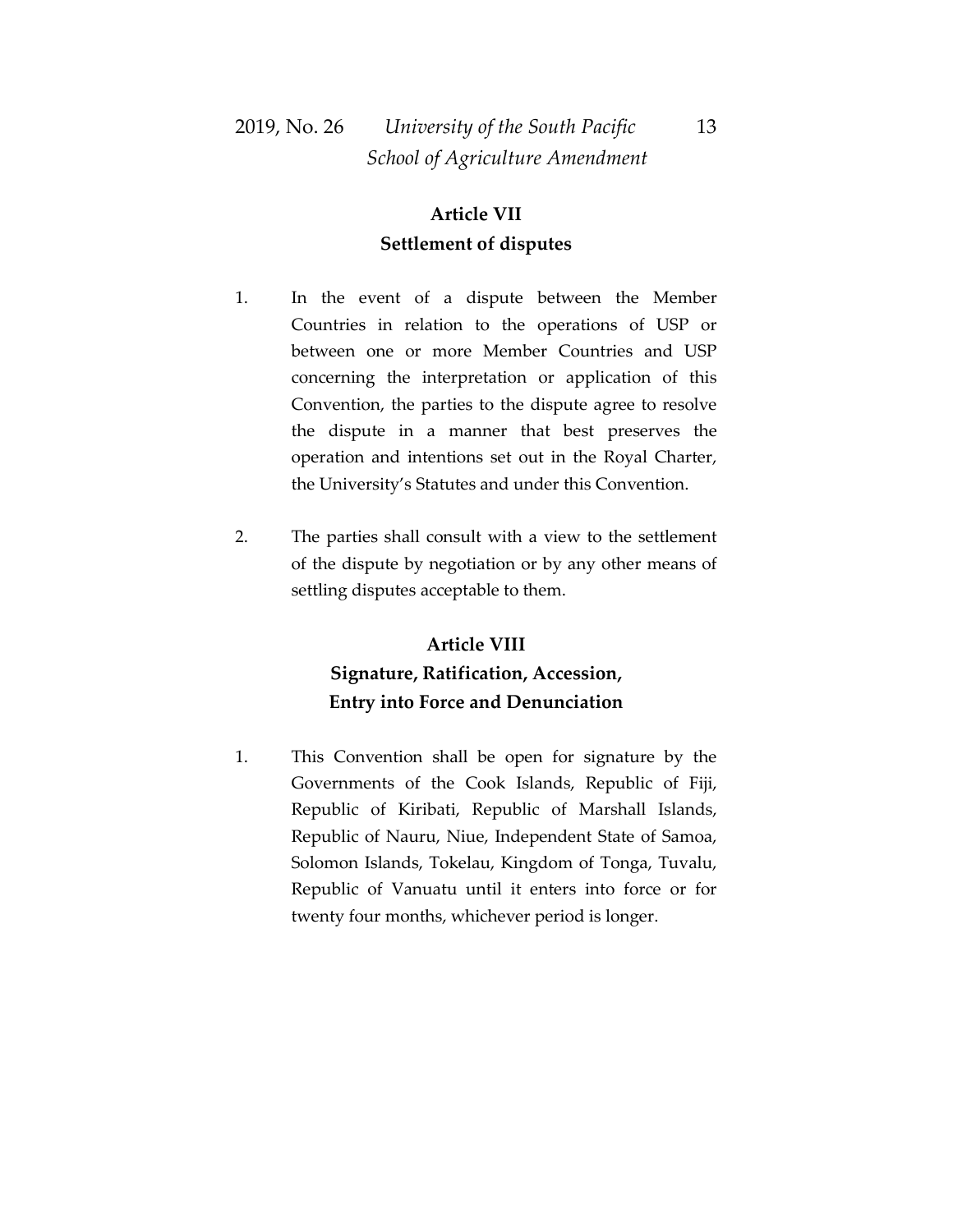## Article VII
## Settlement of disputes

1. In the event of a dispute between the Member Countries in relation to the operations of USP or between one or more Member Countries and USP concerning the interpretation or application of this Convention, the parties to the dispute agree to resolve the dispute in a manner that best preserves the operation and intentions set out in the Royal Charter, the University's Statutes and under this Convention.

2. The parties shall consult with a view to the settlement of the dispute by negotiation or by any other means of settling disputes acceptable to them.

## Article VIII
## Signature, Ratification, Accession, Entry into Force and Denunciation

1. This Convention shall be open for signature by the Governments of the Cook Islands, Republic of Fiji, Republic of Kiribati, Republic of Marshall Islands, Republic of Nauru, Niue, Independent State of Samoa, Solomon Islands, Tokelau, Kingdom of Tonga, Tuvalu, Republic of Vanuatu until it enters into force or for twenty four months, whichever period is longer.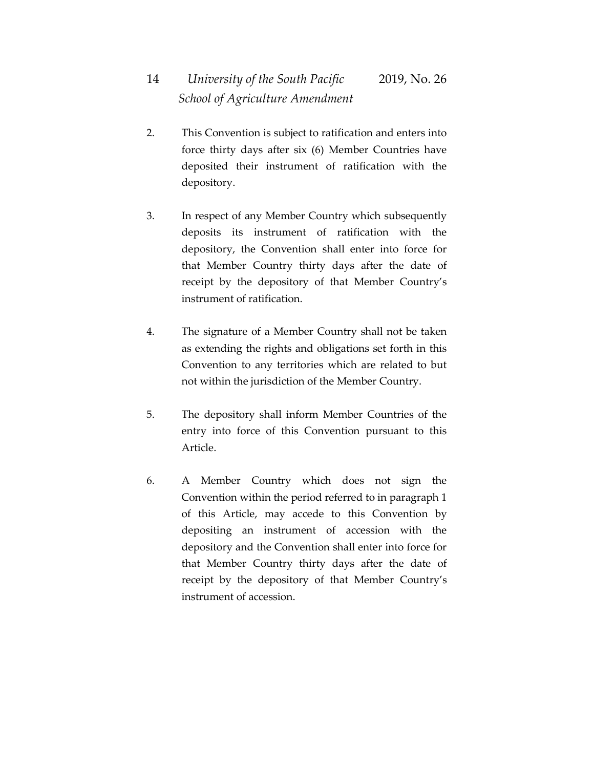2. This Convention is subject to ratification and enters into force thirty days after six (6) Member Countries have deposited their instrument of ratification with the depository.

3. In respect of any Member Country which subsequently deposits its instrument of ratification with the depository, the Convention shall enter into force for that Member Country thirty days after the date of receipt by the depository of that Member Country's instrument of ratification.

4. The signature of a Member Country shall not be taken as extending the rights and obligations set forth in this Convention to any territories which are related to but not within the jurisdiction of the Member Country.

5. The depository shall inform Member Countries of the entry into force of this Convention pursuant to this Article.

6. A Member Country which does not sign the Convention within the period referred to in paragraph 1 of this Article, may accede to this Convention by depositing an instrument of accession with the depository and the Convention shall enter into force for that Member Country thirty days after the date of receipt by the depository of that Member Country's instrument of accession.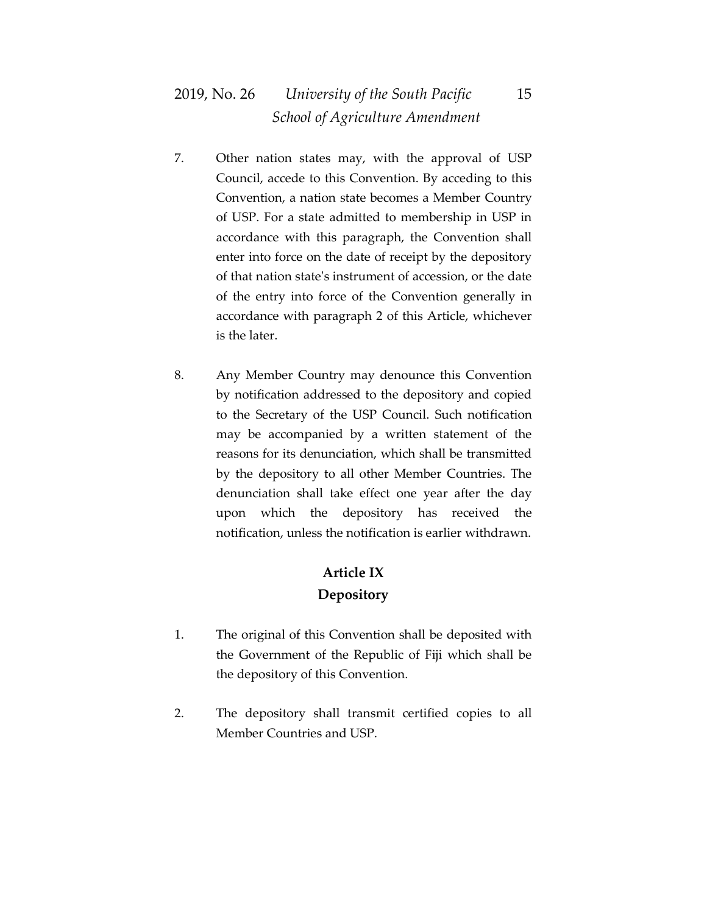7. Other nation states may, with the approval of USP Council, accede to this Convention. By acceding to this Convention, a nation state becomes a Member Country of USP. For a state admitted to membership in USP in accordance with this paragraph, the Convention shall enter into force on the date of receipt by the depository of that nation state's instrument of accession, or the date of the entry into force of the Convention generally in accordance with paragraph 2 of this Article, whichever is the later.

8. Any Member Country may denounce this Convention by notification addressed to the depository and copied to the Secretary of the USP Council. Such notification may be accompanied by a written statement of the reasons for its denunciation, which shall be transmitted by the depository to all other Member Countries. The denunciation shall take effect one year after the day upon which the depository has received the notification, unless the notification is earlier withdrawn.

## Article IX
## Depository

1. The original of this Convention shall be deposited with the Government of the Republic of Fiji which shall be the depository of this Convention.

2. The depository shall transmit certified copies to all Member Countries and USP.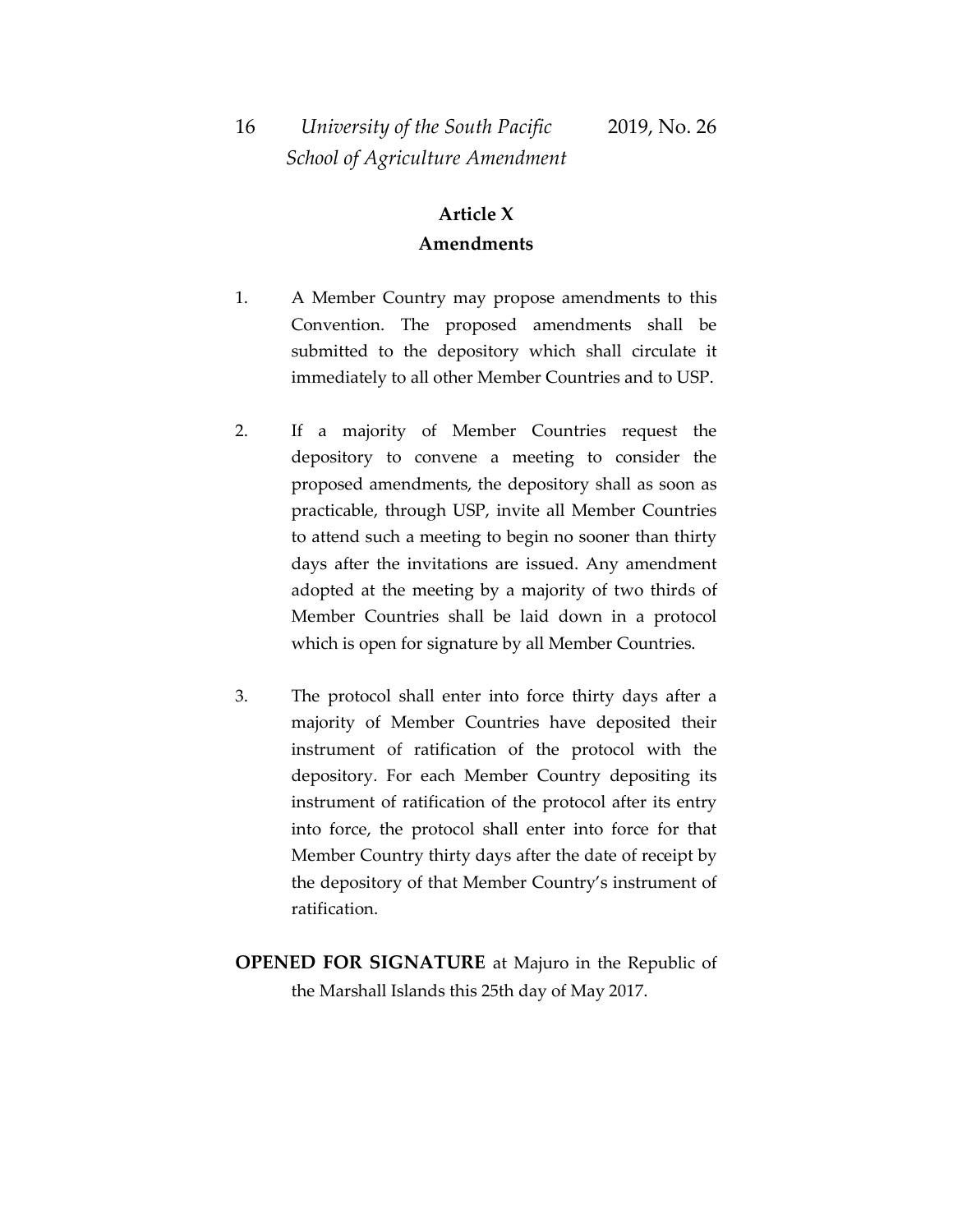## Article X
## Amendments

1. A Member Country may propose amendments to this Convention. The proposed amendments shall be submitted to the depository which shall circulate it immediately to all other Member Countries and to USP.

2. If a majority of Member Countries request the depository to convene a meeting to consider the proposed amendments, the depository shall as soon as practicable, through USP, invite all Member Countries to attend such a meeting to begin no sooner than thirty days after the invitations are issued. Any amendment adopted at the meeting by a majority of two thirds of Member Countries shall be laid down in a protocol which is open for signature by all Member Countries.

3. The protocol shall enter into force thirty days after a majority of Member Countries have deposited their instrument of ratification of the protocol with the depository. For each Member Country depositing its instrument of ratification of the protocol after its entry into force, the protocol shall enter into force for that Member Country thirty days after the date of receipt by the depository of that Member Country's instrument of ratification.

**OPENED FOR SIGNATURE** at Majuro in the Republic of the Marshall Islands this 25th day of May 2017.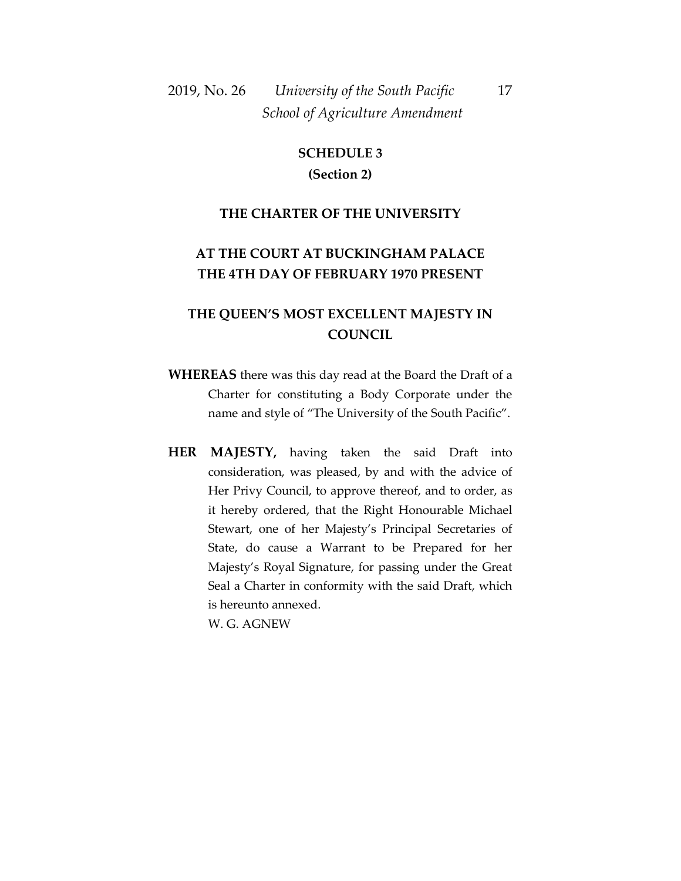## SCHEDULE 3

**(Section 2)**

## THE CHARTER OF THE UNIVERSITY

## AT THE COURT AT BUCKINGHAM PALACE THE 4TH DAY OF FEBRUARY 1970 PRESENT

## THE QUEEN'S MOST EXCELLENT MAJESTY IN COUNCIL

**WHEREAS** there was this day read at the Board the Draft of a Charter for constituting a Body Corporate under the name and style of "The University of the South Pacific".

**HER MAJESTY,** having taken the said Draft into consideration, was pleased, by and with the advice of Her Privy Council, to approve thereof, and to order, as it hereby ordered, that the Right Honourable Michael Stewart, one of her Majesty's Principal Secretaries of State, do cause a Warrant to be Prepared for her Majesty's Royal Signature, for passing under the Great Seal a Charter in conformity with the said Draft, which is hereunto annexed.

W. G. AGNEW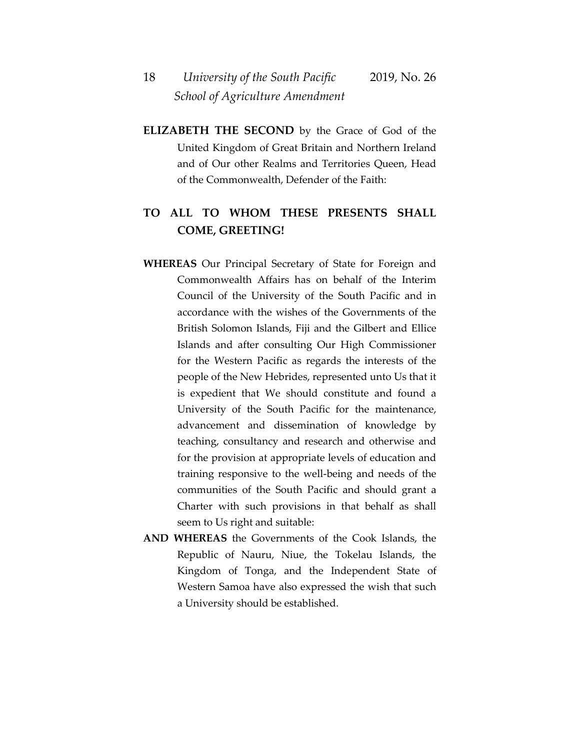**ELIZABETH THE SECOND** by the Grace of God of the United Kingdom of Great Britain and Northern Ireland and of Our other Realms and Territories Queen, Head of the Commonwealth, Defender of the Faith:

**TO ALL TO WHOM THESE PRESENTS SHALL COME, GREETING!**

**WHEREAS** Our Principal Secretary of State for Foreign and Commonwealth Affairs has on behalf of the Interim Council of the University of the South Pacific and in accordance with the wishes of the Governments of the British Solomon Islands, Fiji and the Gilbert and Ellice Islands and after consulting Our High Commissioner for the Western Pacific as regards the interests of the people of the New Hebrides, represented unto Us that it is expedient that We should constitute and found a University of the South Pacific for the maintenance, advancement and dissemination of knowledge by teaching, consultancy and research and otherwise and for the provision at appropriate levels of education and training responsive to the well-being and needs of the communities of the South Pacific and should grant a Charter with such provisions in that behalf as shall seem to Us right and suitable:

**AND WHEREAS** the Governments of the Cook Islands, the Republic of Nauru, Niue, the Tokelau Islands, the Kingdom of Tonga, and the Independent State of Western Samoa have also expressed the wish that such a University should be established.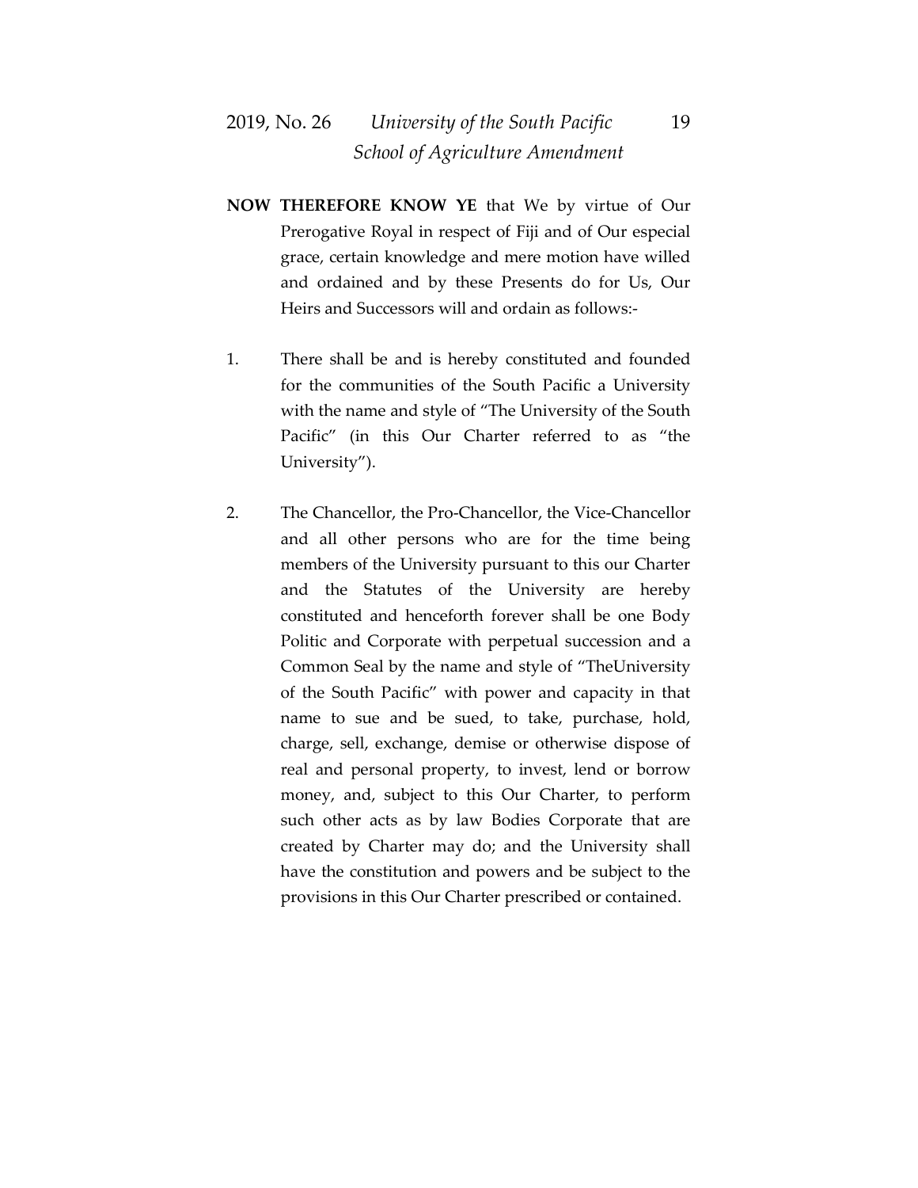**NOW THEREFORE KNOW YE** that We by virtue of Our Prerogative Royal in respect of Fiji and of Our especial grace, certain knowledge and mere motion have willed and ordained and by these Presents do for Us, Our Heirs and Successors will and ordain as follows:-

1. There shall be and is hereby constituted and founded for the communities of the South Pacific a University with the name and style of "The University of the South Pacific" (in this Our Charter referred to as "the University").

2. The Chancellor, the Pro-Chancellor, the Vice-Chancellor and all other persons who are for the time being members of the University pursuant to this our Charter and the Statutes of the University are hereby constituted and henceforth forever shall be one Body Politic and Corporate with perpetual succession and a Common Seal by the name and style of "TheUniversity of the South Pacific" with power and capacity in that name to sue and be sued, to take, purchase, hold, charge, sell, exchange, demise or otherwise dispose of real and personal property, to invest, lend or borrow money, and, subject to this Our Charter, to perform such other acts as by law Bodies Corporate that are created by Charter may do; and the University shall have the constitution and powers and be subject to the provisions in this Our Charter prescribed or contained.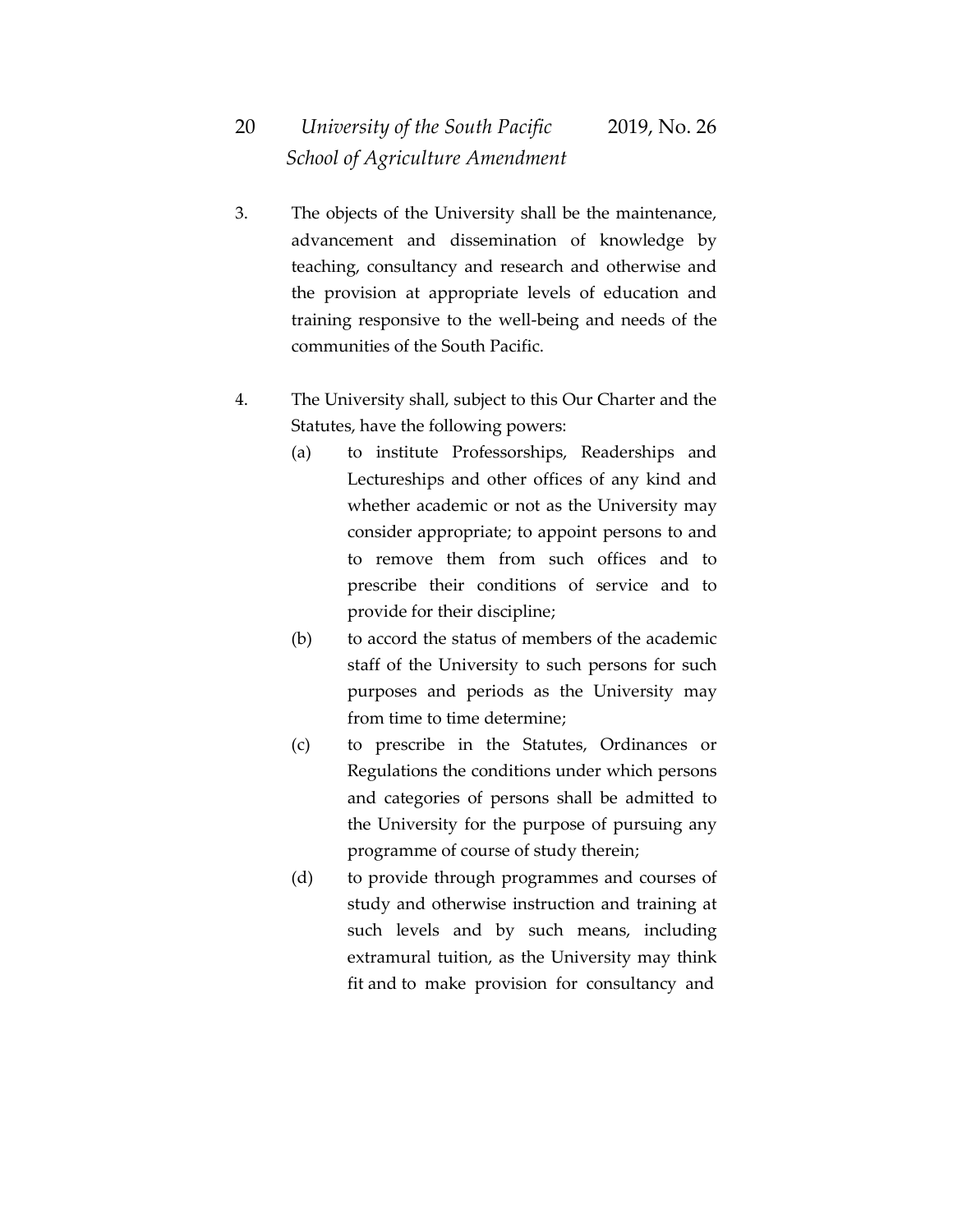3. The objects of the University shall be the maintenance, advancement and dissemination of knowledge by teaching, consultancy and research and otherwise and the provision at appropriate levels of education and training responsive to the well-being and needs of the communities of the South Pacific.

4. The University shall, subject to this Our Charter and the Statutes, have the following powers:

   (a) to institute Professorships, Readerships and Lectureships and other offices of any kind and whether academic or not as the University may consider appropriate; to appoint persons to and to remove them from such offices and to prescribe their conditions of service and to provide for their discipline;

   (b) to accord the status of members of the academic staff of the University to such persons for such purposes and periods as the University may from time to time determine;

   (c) to prescribe in the Statutes, Ordinances or Regulations the conditions under which persons and categories of persons shall be admitted to the University for the purpose of pursuing any programme of course of study therein;

   (d) to provide through programmes and courses of study and otherwise instruction and training at such levels and by such means, including extramural tuition, as the University may think fit and to make provision for consultancy and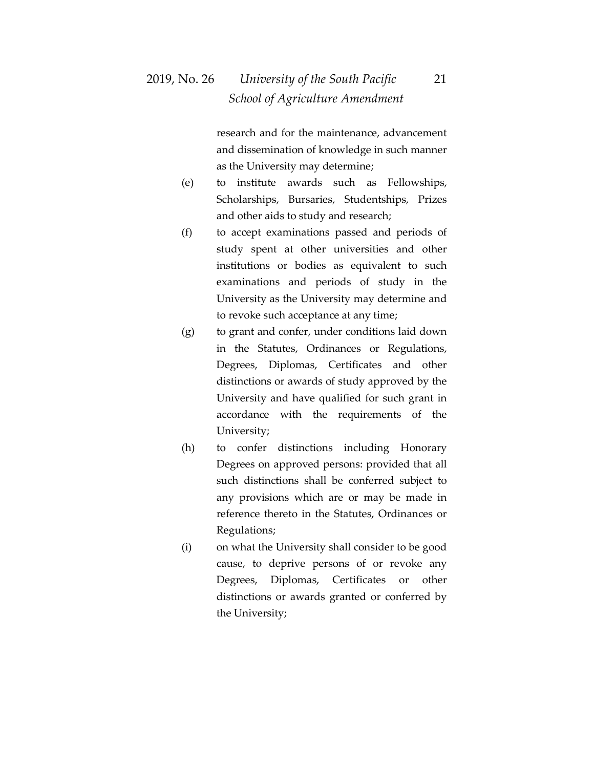research and for the maintenance, advancement and dissemination of knowledge in such manner as the University may determine;

(e) to institute awards such as Fellowships, Scholarships, Bursaries, Studentships, Prizes and other aids to study and research;

(f) to accept examinations passed and periods of study spent at other universities and other institutions or bodies as equivalent to such examinations and periods of study in the University as the University may determine and to revoke such acceptance at any time;

(g) to grant and confer, under conditions laid down in the Statutes, Ordinances or Regulations, Degrees, Diplomas, Certificates and other distinctions or awards of study approved by the University and have qualified for such grant in accordance with the requirements of the University;

(h) to confer distinctions including Honorary Degrees on approved persons: provided that all such distinctions shall be conferred subject to any provisions which are or may be made in reference thereto in the Statutes, Ordinances or Regulations;

(i) on what the University shall consider to be good cause, to deprive persons of or revoke any Degrees, Diplomas, Certificates or other distinctions or awards granted or conferred by the University;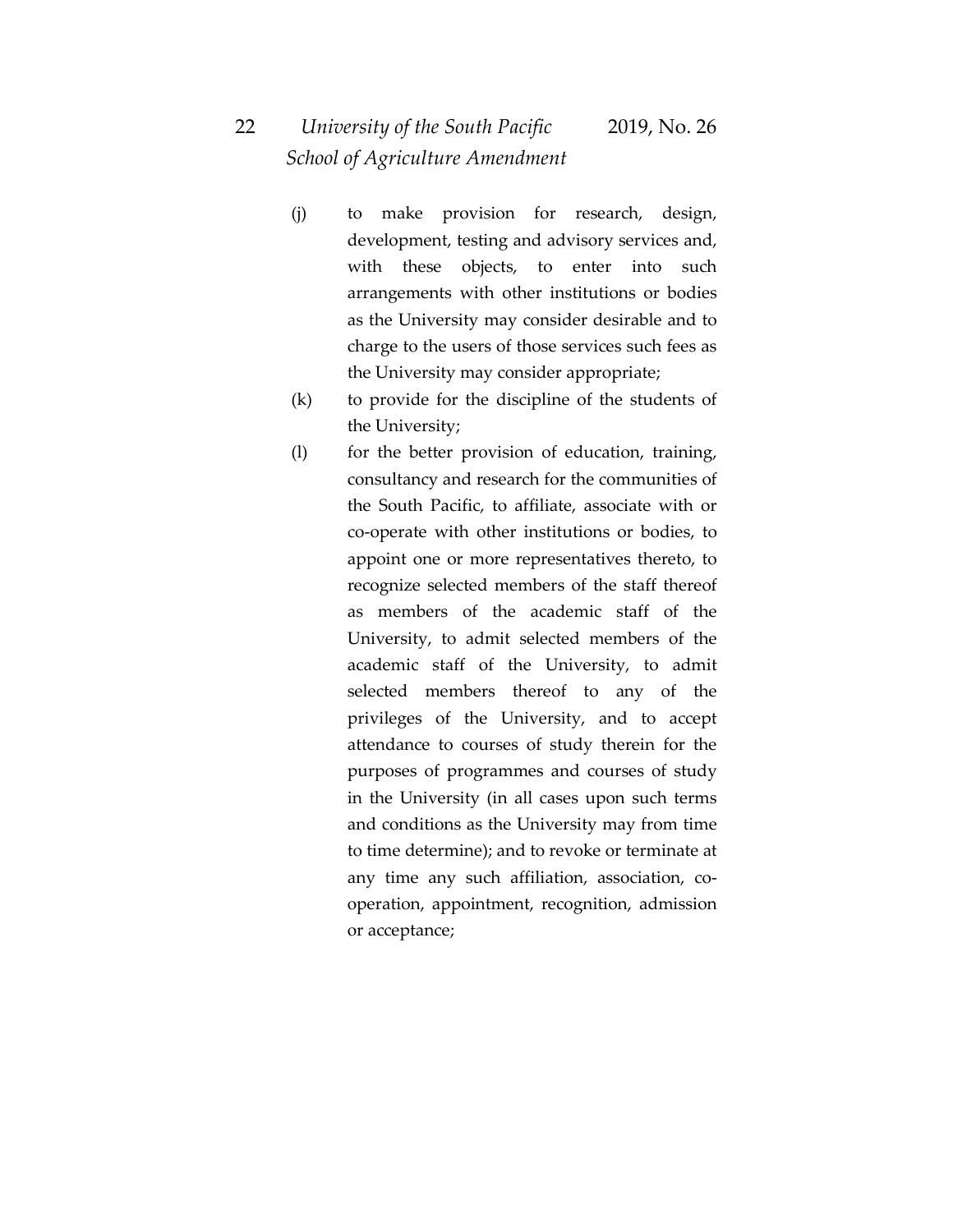(j) to make provision for research, design, development, testing and advisory services and, with these objects, to enter into such arrangements with other institutions or bodies as the University may consider desirable and to charge to the users of those services such fees as the University may consider appropriate;

(k) to provide for the discipline of the students of the University;

(l) for the better provision of education, training, consultancy and research for the communities of the South Pacific, to affiliate, associate with or co-operate with other institutions or bodies, to appoint one or more representatives thereto, to recognize selected members of the staff thereof as members of the academic staff of the University, to admit selected members of the academic staff of the University, to admit selected members thereof to any of the privileges of the University, and to accept attendance to courses of study therein for the purposes of programmes and courses of study in the University (in all cases upon such terms and conditions as the University may from time to time determine); and to revoke or terminate at any time any such affiliation, association, co-operation, appointment, recognition, admission or acceptance;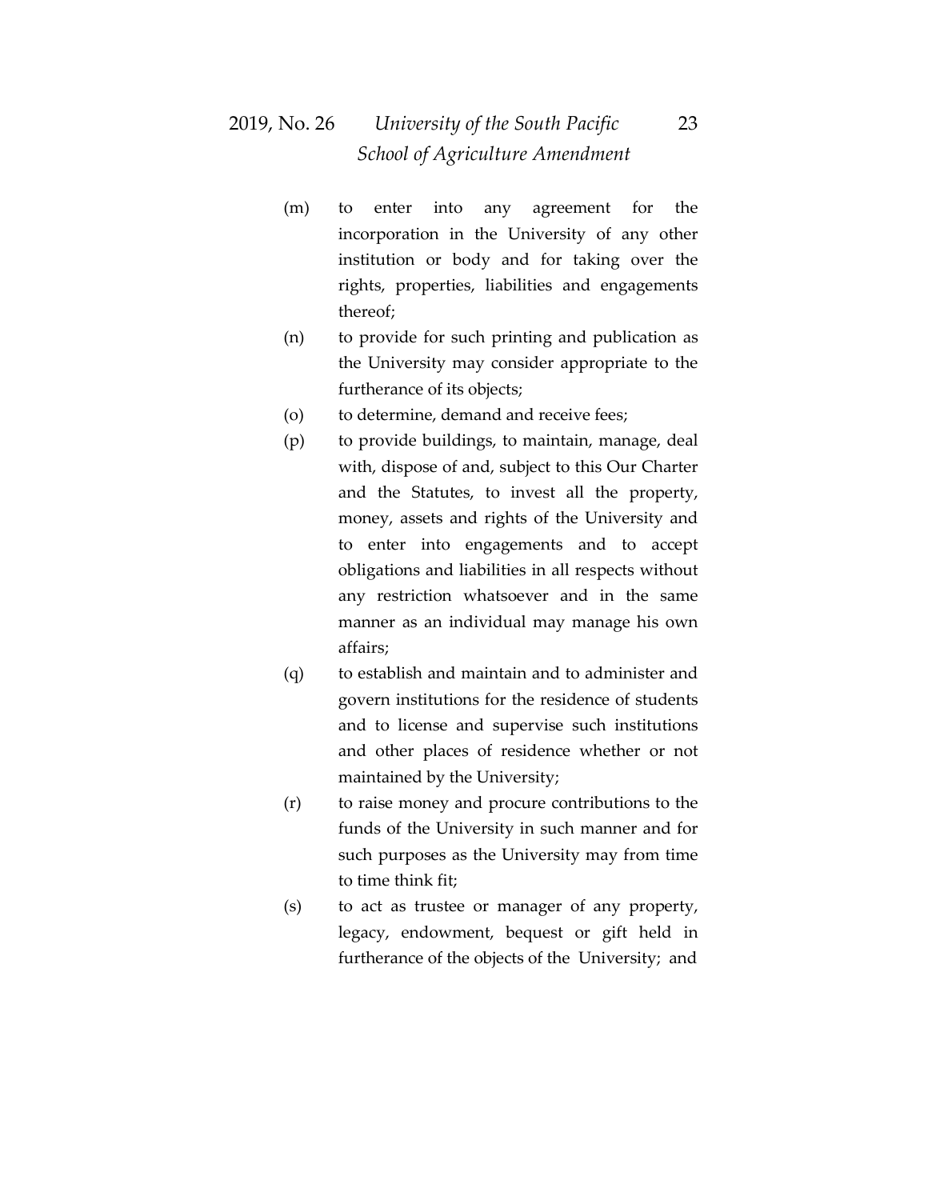(m) to enter into any agreement for the incorporation in the University of any other institution or body and for taking over the rights, properties, liabilities and engagements thereof;

(n) to provide for such printing and publication as the University may consider appropriate to the furtherance of its objects;

(o) to determine, demand and receive fees;

(p) to provide buildings, to maintain, manage, deal with, dispose of and, subject to this Our Charter and the Statutes, to invest all the property, money, assets and rights of the University and to enter into engagements and to accept obligations and liabilities in all respects without any restriction whatsoever and in the same manner as an individual may manage his own affairs;

(q) to establish and maintain and to administer and govern institutions for the residence of students and to license and supervise such institutions and other places of residence whether or not maintained by the University;

(r) to raise money and procure contributions to the funds of the University in such manner and for such purposes as the University may from time to time think fit;

(s) to act as trustee or manager of any property, legacy, endowment, bequest or gift held in furtherance of the objects of the University; and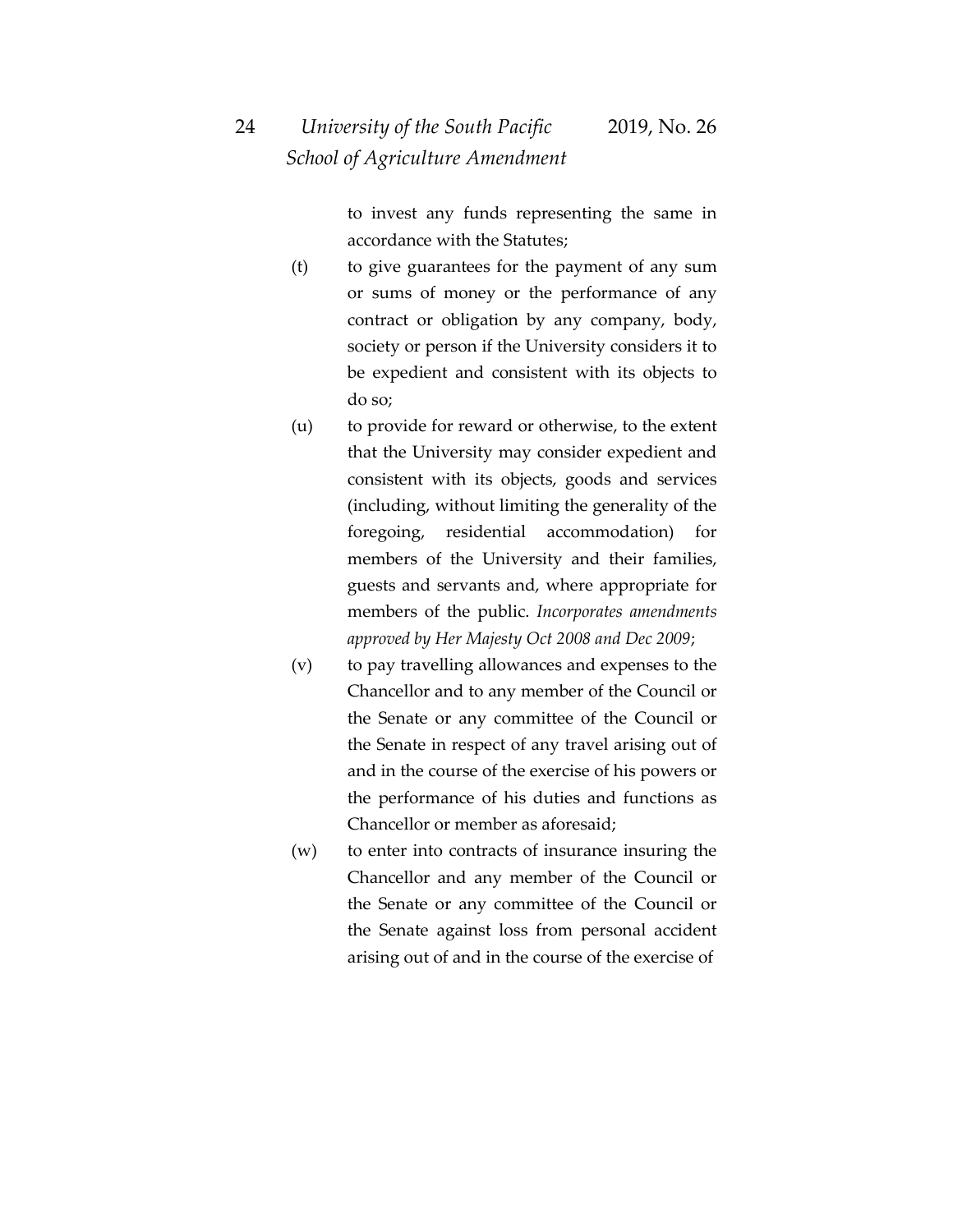to invest any funds representing the same in accordance with the Statutes;

(t) to give guarantees for the payment of any sum or sums of money or the performance of any contract or obligation by any company, body, society or person if the University considers it to be expedient and consistent with its objects to do so;

(u) to provide for reward or otherwise, to the extent that the University may consider expedient and consistent with its objects, goods and services (including, without limiting the generality of the foregoing, residential accommodation) for members of the University and their families, guests and servants and, where appropriate for members of the public. *Incorporates amendments approved by Her Majesty Oct 2008 and Dec 2009*;

(v) to pay travelling allowances and expenses to the Chancellor and to any member of the Council or the Senate or any committee of the Council or the Senate in respect of any travel arising out of and in the course of the exercise of his powers or the performance of his duties and functions as Chancellor or member as aforesaid;

(w) to enter into contracts of insurance insuring the Chancellor and any member of the Council or the Senate or any committee of the Council or the Senate against loss from personal accident arising out of and in the course of the exercise of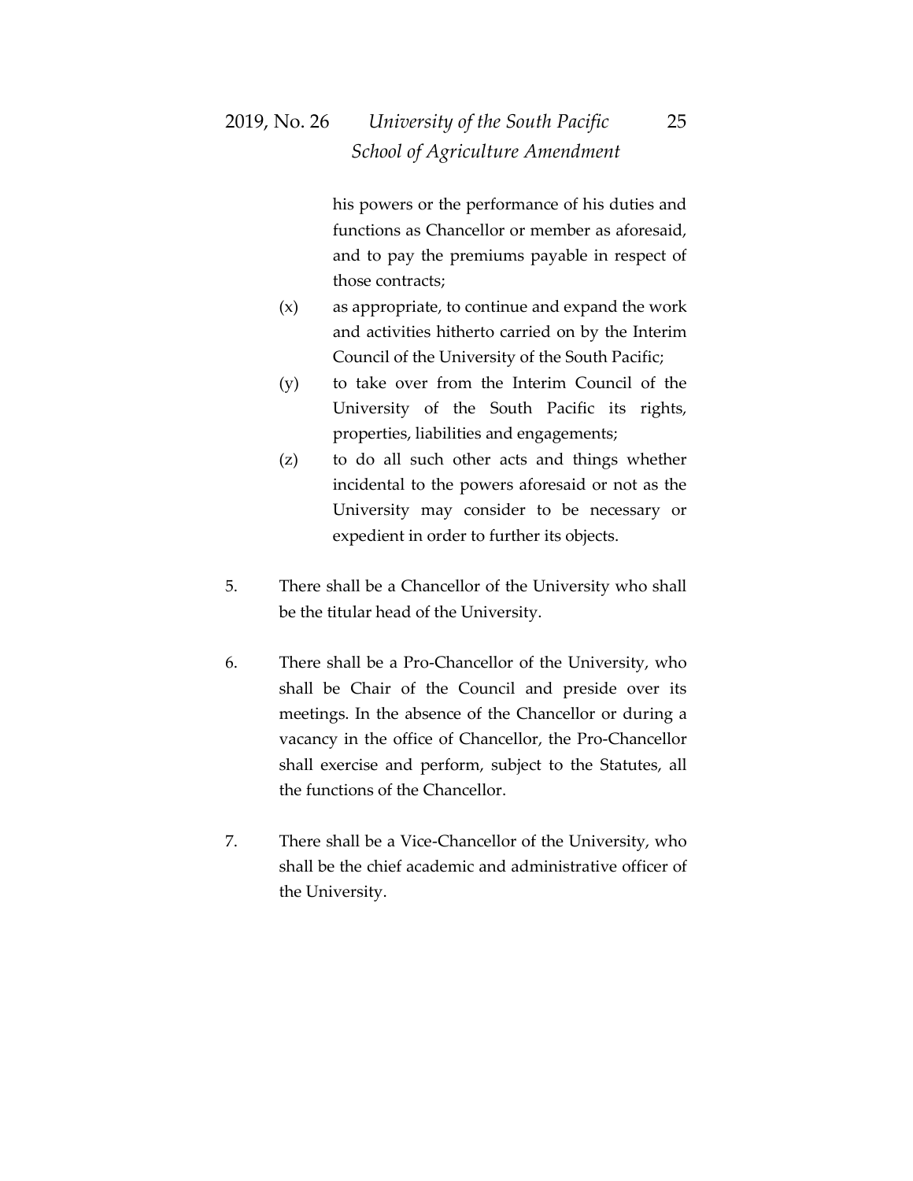his powers or the performance of his duties and functions as Chancellor or member as aforesaid, and to pay the premiums payable in respect of those contracts;

(x) as appropriate, to continue and expand the work and activities hitherto carried on by the Interim Council of the University of the South Pacific;

(y) to take over from the Interim Council of the University of the South Pacific its rights, properties, liabilities and engagements;

(z) to do all such other acts and things whether incidental to the powers aforesaid or not as the University may consider to be necessary or expedient in order to further its objects.

5. There shall be a Chancellor of the University who shall be the titular head of the University.

6. There shall be a Pro-Chancellor of the University, who shall be Chair of the Council and preside over its meetings. In the absence of the Chancellor or during a vacancy in the office of Chancellor, the Pro-Chancellor shall exercise and perform, subject to the Statutes, all the functions of the Chancellor.

7. There shall be a Vice-Chancellor of the University, who shall be the chief academic and administrative officer of the University.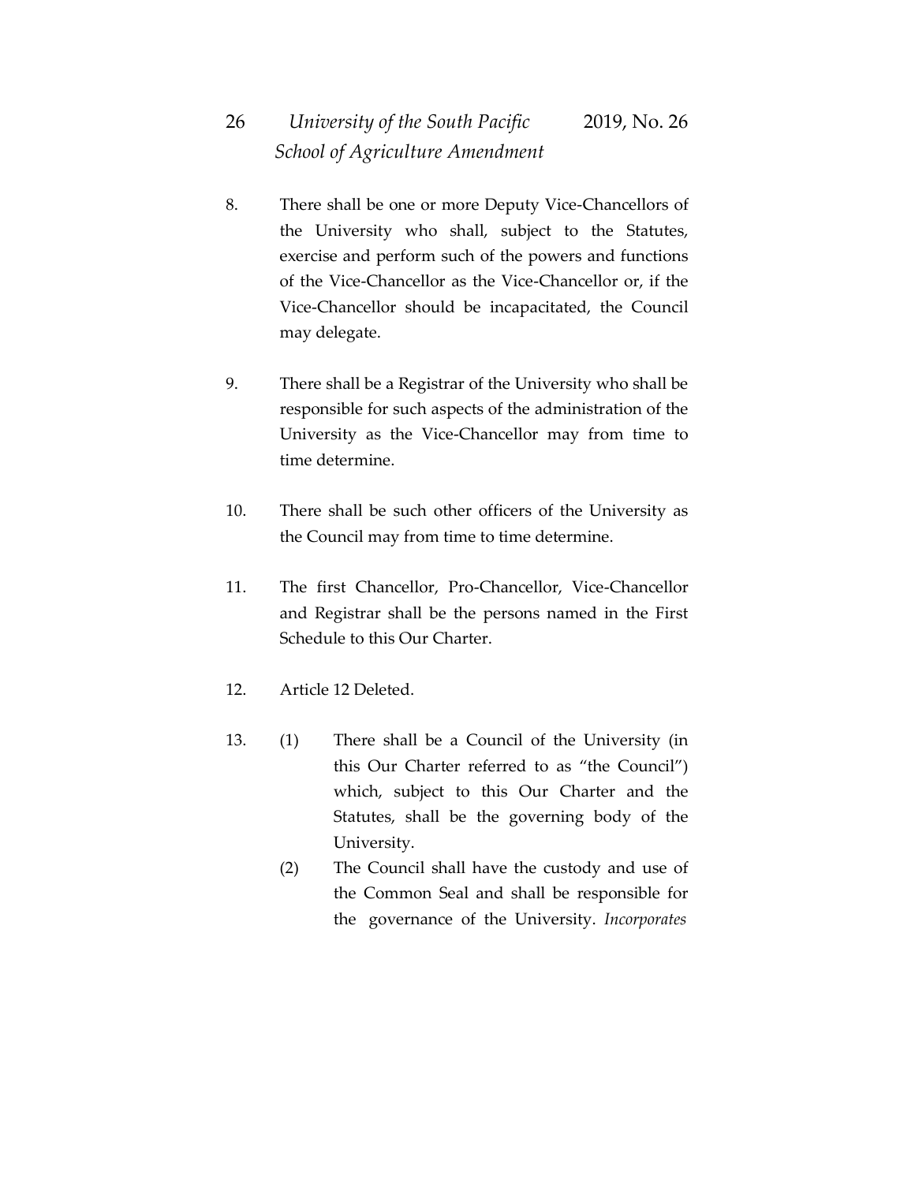8. There shall be one or more Deputy Vice-Chancellors of the University who shall, subject to the Statutes, exercise and perform such of the powers and functions of the Vice-Chancellor as the Vice-Chancellor or, if the Vice-Chancellor should be incapacitated, the Council may delegate.

9. There shall be a Registrar of the University who shall be responsible for such aspects of the administration of the University as the Vice-Chancellor may from time to time determine.

10. There shall be such other officers of the University as the Council may from time to time determine.

11. The first Chancellor, Pro-Chancellor, Vice-Chancellor and Registrar shall be the persons named in the First Schedule to this Our Charter.

12. Article 12 Deleted.

13. (1) There shall be a Council of the University (in this Our Charter referred to as "the Council") which, subject to this Our Charter and the Statutes, shall be the governing body of the University.

    (2) The Council shall have the custody and use of the Common Seal and shall be responsible for the governance of the University. *Incorporates*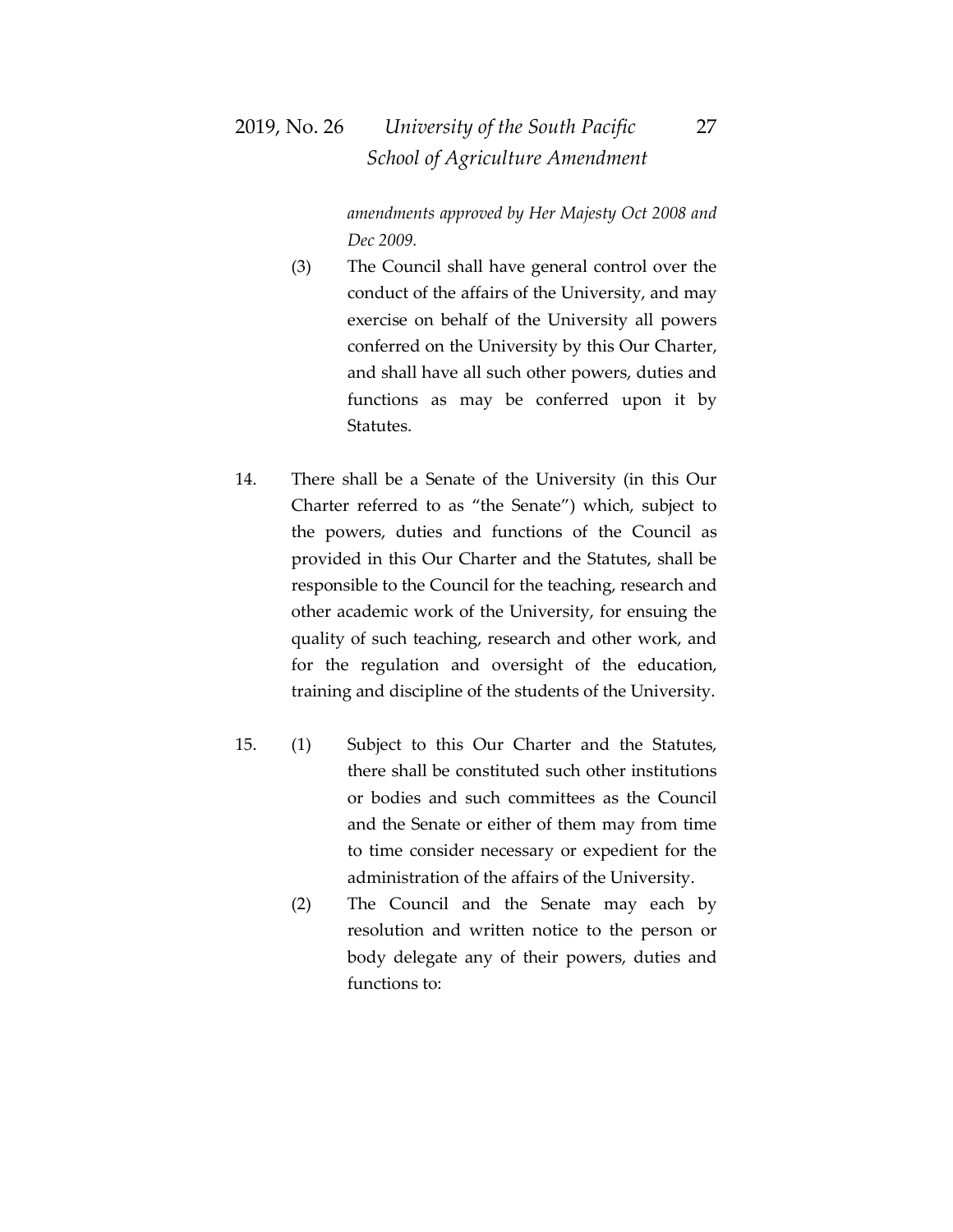*amendments approved by Her Majesty Oct 2008 and Dec 2009.*

(3) The Council shall have general control over the conduct of the affairs of the University, and may exercise on behalf of the University all powers conferred on the University by this Our Charter, and shall have all such other powers, duties and functions as may be conferred upon it by Statutes.

14. There shall be a Senate of the University (in this Our Charter referred to as "the Senate") which, subject to the powers, duties and functions of the Council as provided in this Our Charter and the Statutes, shall be responsible to the Council for the teaching, research and other academic work of the University, for ensuing the quality of such teaching, research and other work, and for the regulation and oversight of the education, training and discipline of the students of the University.

15. (1) Subject to this Our Charter and the Statutes, there shall be constituted such other institutions or bodies and such committees as the Council and the Senate or either of them may from time to time consider necessary or expedient for the administration of the affairs of the University.

(2) The Council and the Senate may each by resolution and written notice to the person or body delegate any of their powers, duties and functions to: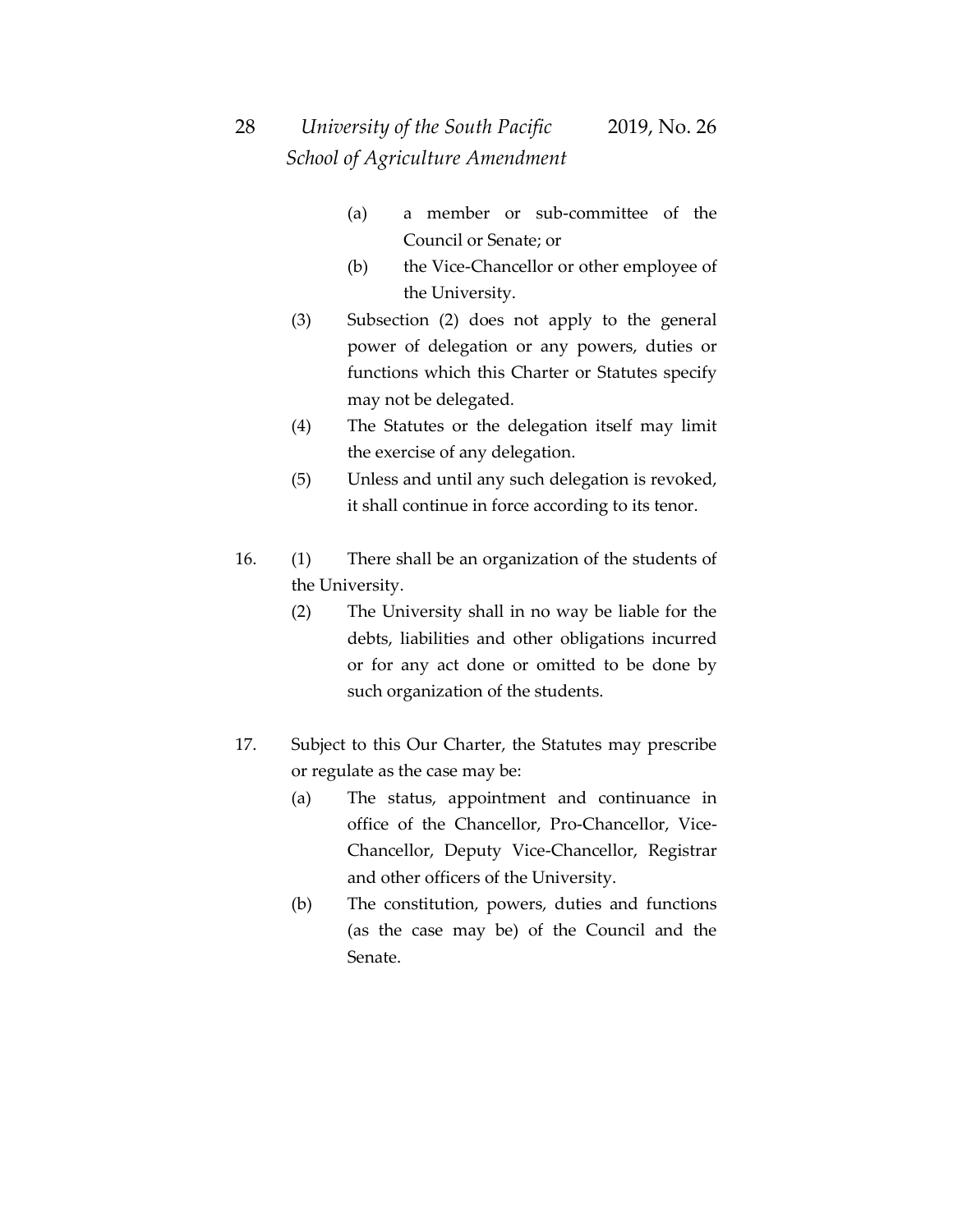(a) a member or sub-committee of the Council or Senate; or

(b) the Vice-Chancellor or other employee of the University.

(3) Subsection (2) does not apply to the general power of delegation or any powers, duties or functions which this Charter or Statutes specify may not be delegated.

(4) The Statutes or the delegation itself may limit the exercise of any delegation.

(5) Unless and until any such delegation is revoked, it shall continue in force according to its tenor.

16. (1) There shall be an organization of the students of the University.

(2) The University shall in no way be liable for the debts, liabilities and other obligations incurred or for any act done or omitted to be done by such organization of the students.

17. Subject to this Our Charter, the Statutes may prescribe or regulate as the case may be:

(a) The status, appointment and continuance in office of the Chancellor, Pro-Chancellor, Vice-Chancellor, Deputy Vice-Chancellor, Registrar and other officers of the University.

(b) The constitution, powers, duties and functions (as the case may be) of the Council and the Senate.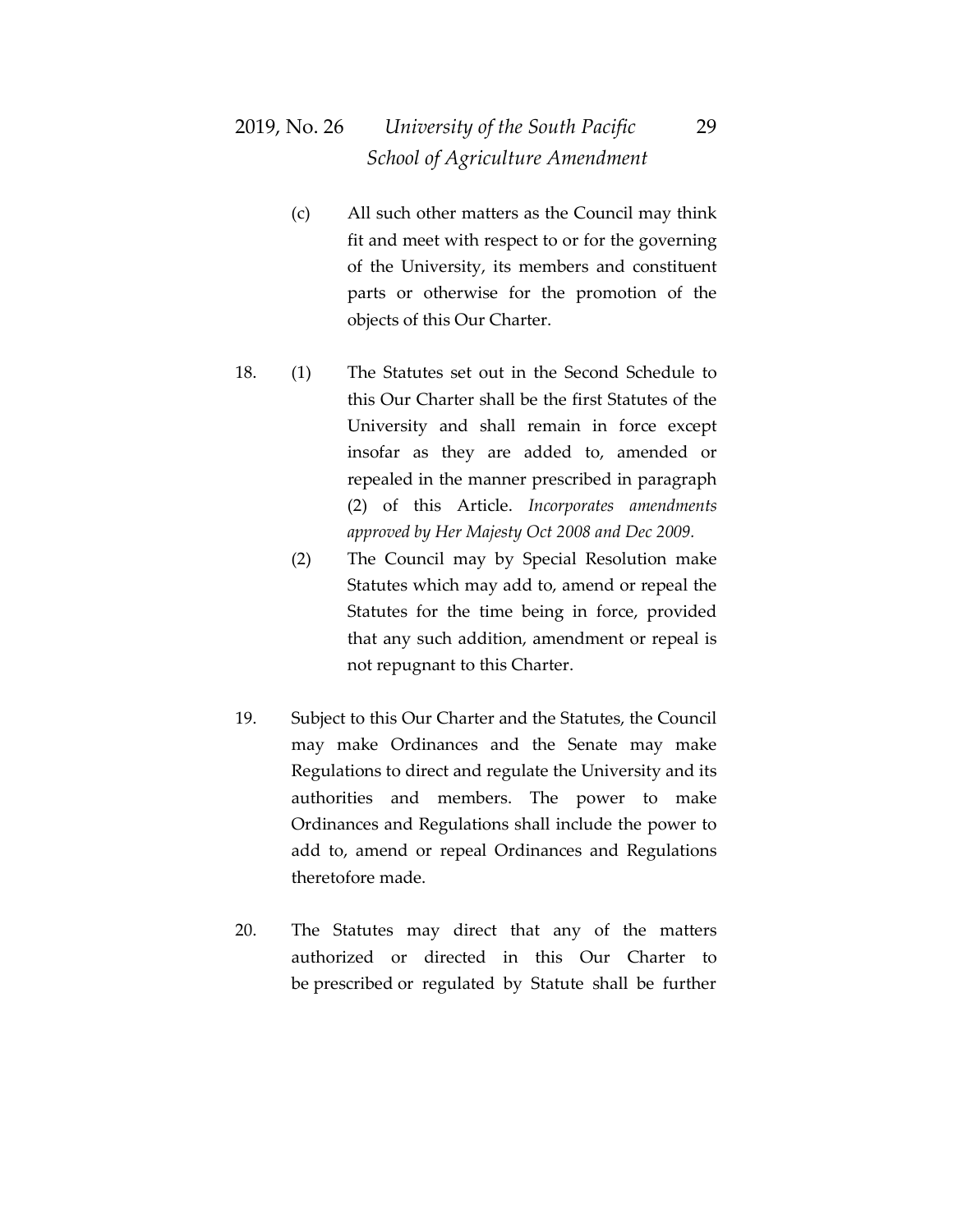(c) All such other matters as the Council may think fit and meet with respect to or for the governing of the University, its members and constituent parts or otherwise for the promotion of the objects of this Our Charter.

18. (1) The Statutes set out in the Second Schedule to this Our Charter shall be the first Statutes of the University and shall remain in force except insofar as they are added to, amended or repealed in the manner prescribed in paragraph (2) of this Article. *Incorporates amendments approved by Her Majesty Oct 2008 and Dec 2009.*

(2) The Council may by Special Resolution make Statutes which may add to, amend or repeal the Statutes for the time being in force, provided that any such addition, amendment or repeal is not repugnant to this Charter.

19. Subject to this Our Charter and the Statutes, the Council may make Ordinances and the Senate may make Regulations to direct and regulate the University and its authorities and members. The power to make Ordinances and Regulations shall include the power to add to, amend or repeal Ordinances and Regulations theretofore made.

20. The Statutes may direct that any of the matters authorized or directed in this Our Charter to be prescribed or regulated by Statute shall be further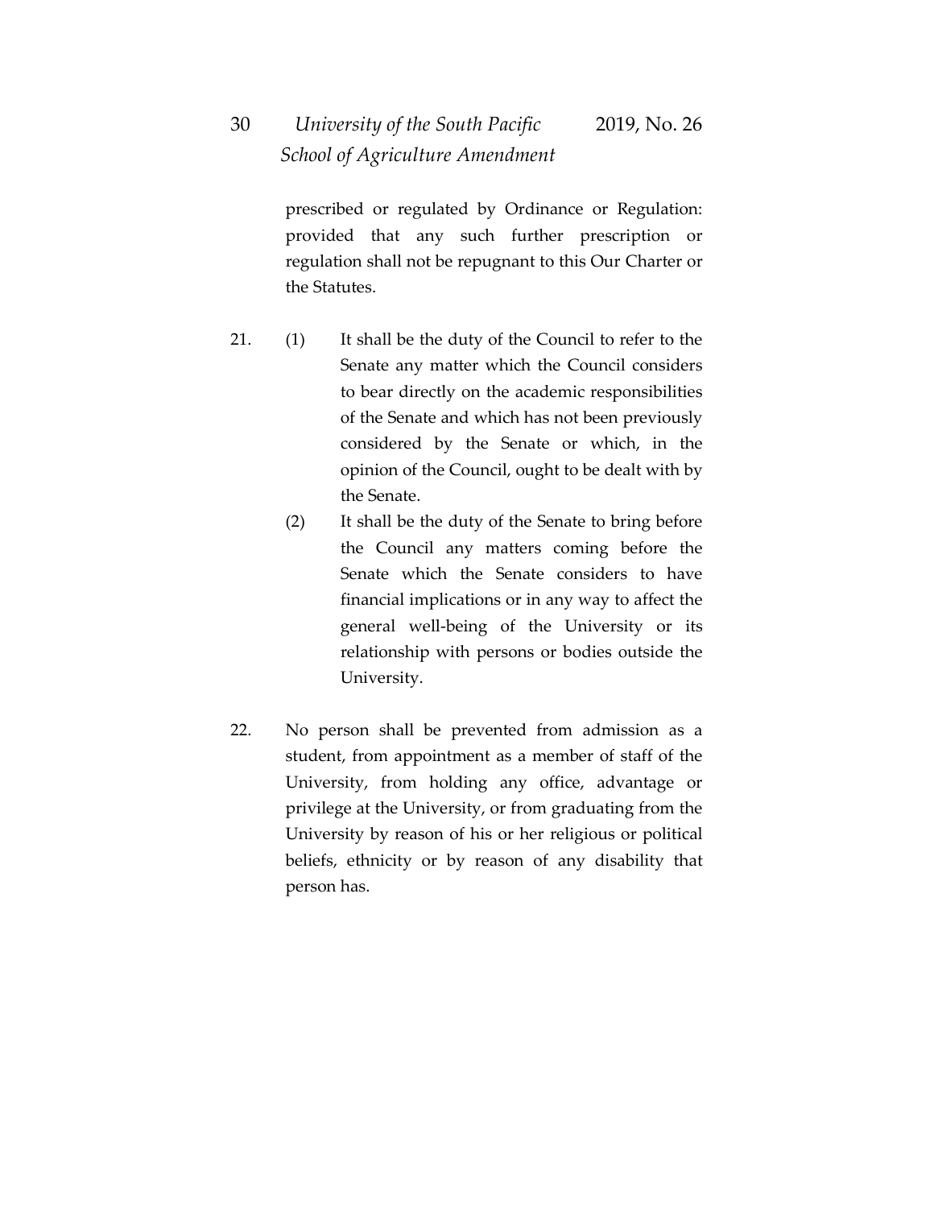prescribed or regulated by Ordinance or Regulation: provided that any such further prescription or regulation shall not be repugnant to this Our Charter or the Statutes.

21. (1) It shall be the duty of the Council to refer to the Senate any matter which the Council considers to bear directly on the academic responsibilities of the Senate and which has not been previously considered by the Senate or which, in the opinion of the Council, ought to be dealt with by the Senate.

(2) It shall be the duty of the Senate to bring before the Council any matters coming before the Senate which the Senate considers to have financial implications or in any way to affect the general well-being of the University or its relationship with persons or bodies outside the University.

22. No person shall be prevented from admission as a student, from appointment as a member of staff of the University, from holding any office, advantage or privilege at the University, or from graduating from the University by reason of his or her religious or political beliefs, ethnicity or by reason of any disability that person has.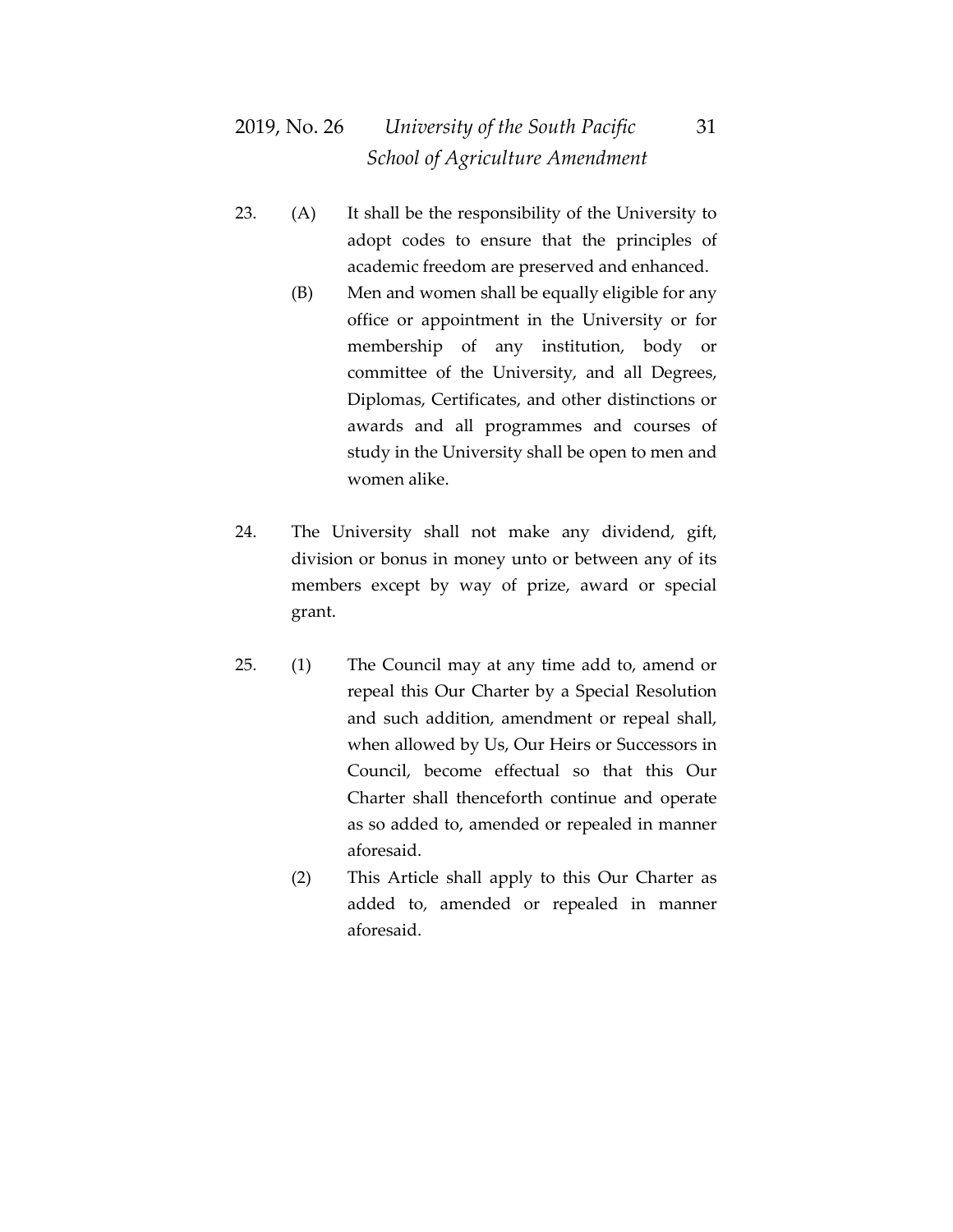23. (A) It shall be the responsibility of the University to adopt codes to ensure that the principles of academic freedom are preserved and enhanced.

    (B) Men and women shall be equally eligible for any office or appointment in the University or for membership of any institution, body or committee of the University, and all Degrees, Diplomas, Certificates, and other distinctions or awards and all programmes and courses of study in the University shall be open to men and women alike.

24. The University shall not make any dividend, gift, division or bonus in money unto or between any of its members except by way of prize, award or special grant.

25. (1) The Council may at any time add to, amend or repeal this Our Charter by a Special Resolution and such addition, amendment or repeal shall, when allowed by Us, Our Heirs or Successors in Council, become effectual so that this Our Charter shall thenceforth continue and operate as so added to, amended or repealed in manner aforesaid.

    (2) This Article shall apply to this Our Charter as added to, amended or repealed in manner aforesaid.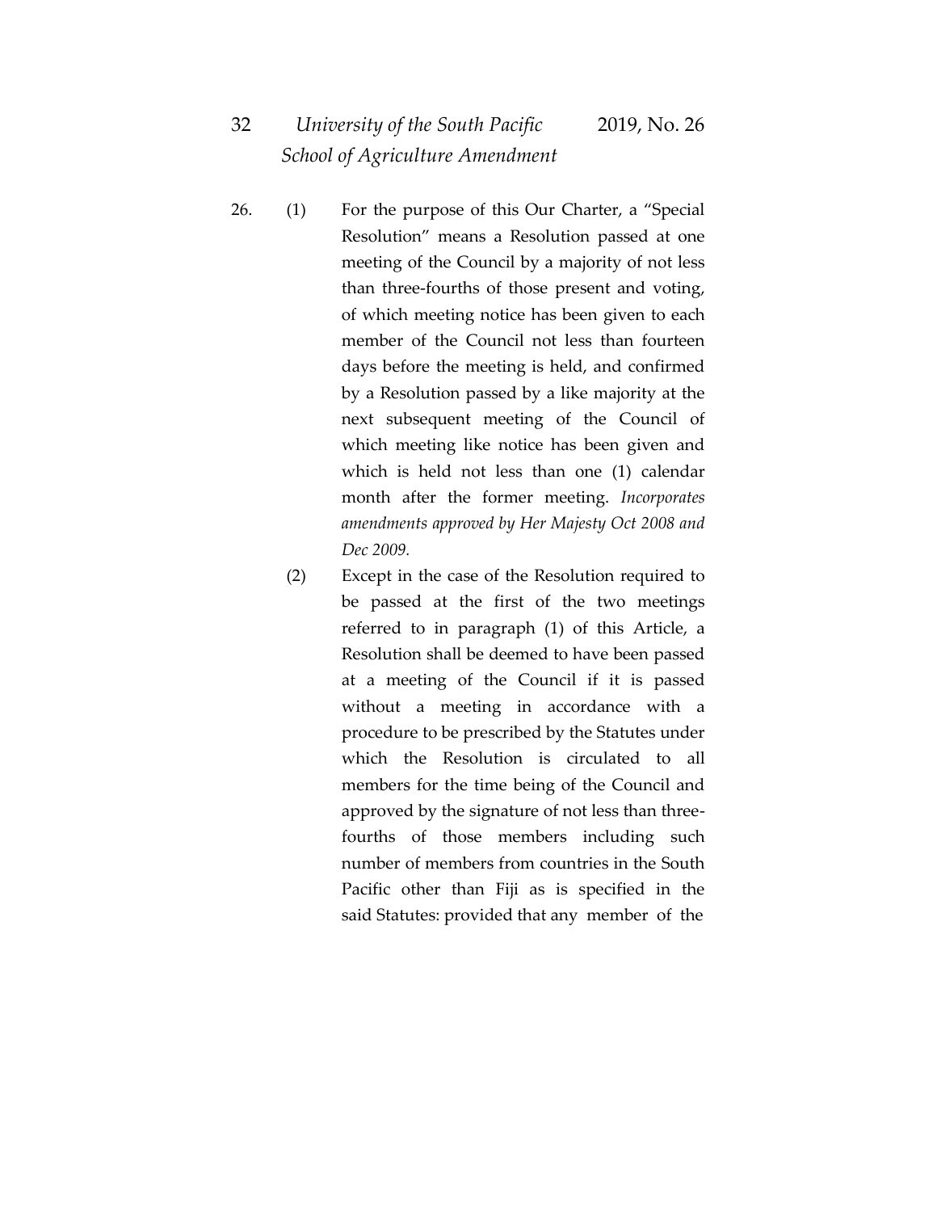26. (1) For the purpose of this Our Charter, a "Special Resolution" means a Resolution passed at one meeting of the Council by a majority of not less than three-fourths of those present and voting, of which meeting notice has been given to each member of the Council not less than fourteen days before the meeting is held, and confirmed by a Resolution passed by a like majority at the next subsequent meeting of the Council of which meeting like notice has been given and which is held not less than one (1) calendar month after the former meeting. *Incorporates amendments approved by Her Majesty Oct 2008 and Dec 2009.*

(2) Except in the case of the Resolution required to be passed at the first of the two meetings referred to in paragraph (1) of this Article, a Resolution shall be deemed to have been passed at a meeting of the Council if it is passed without a meeting in accordance with a procedure to be prescribed by the Statutes under which the Resolution is circulated to all members for the time being of the Council and approved by the signature of not less than three-fourths of those members including such number of members from countries in the South Pacific other than Fiji as is specified in the said Statutes: provided that any member of the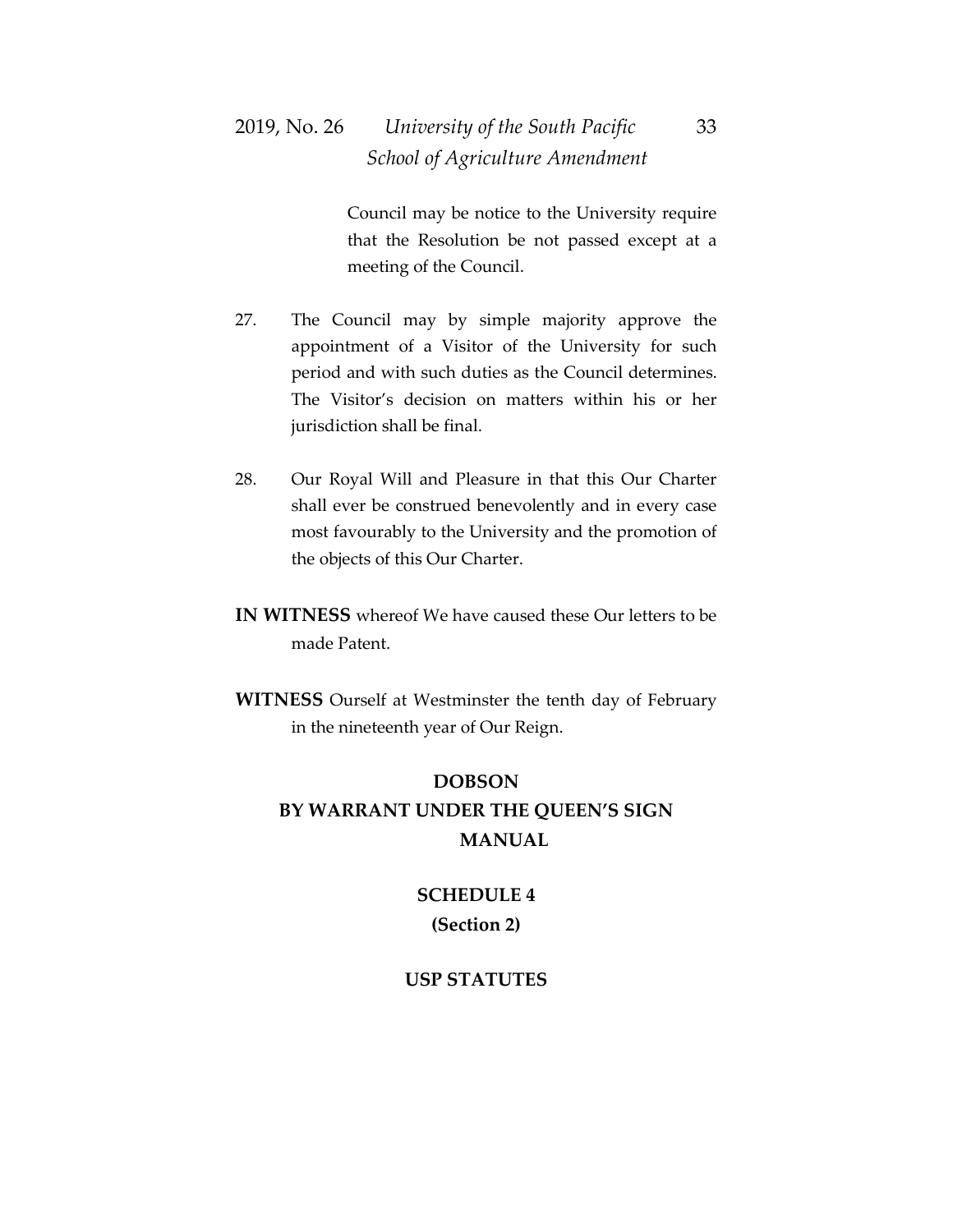Council may be notice to the University require that the Resolution be not passed except at a meeting of the Council.

27. The Council may by simple majority approve the appointment of a Visitor of the University for such period and with such duties as the Council determines. The Visitor's decision on matters within his or her jurisdiction shall be final.

28. Our Royal Will and Pleasure in that this Our Charter shall ever be construed benevolently and in every case most favourably to the University and the promotion of the objects of this Our Charter.

**IN WITNESS** whereof We have caused these Our letters to be made Patent.

**WITNESS** Ourself at Westminster the tenth day of February in the nineteenth year of Our Reign.

**DOBSON**
**BY WARRANT UNDER THE QUEEN'S SIGN MANUAL**

## SCHEDULE 4
**(Section 2)**

## USP STATUTES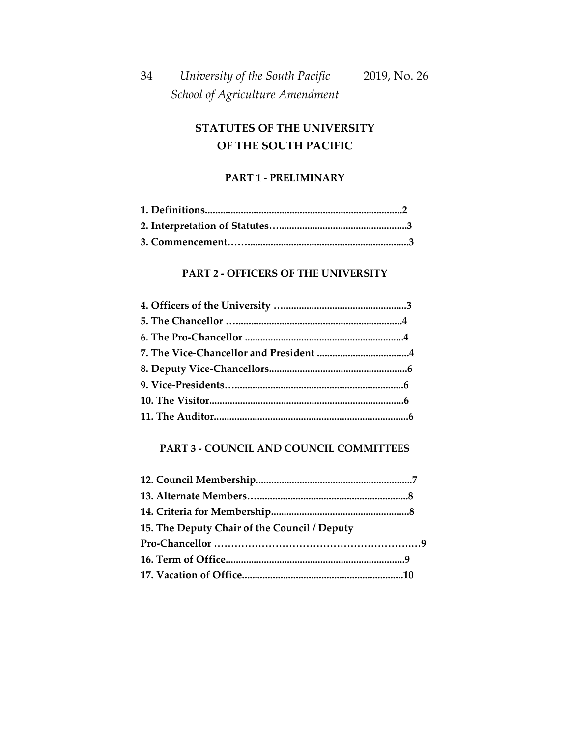## STATUTES OF THE UNIVERSITY OF THE SOUTH PACIFIC

### PART 1 - PRELIMINARY

**1. Definitions............................................................................2**
**2. Interpretation of Statutes…..................................................3**
**3. Commencement……..............................................................3**

### PART 2 - OFFICERS OF THE UNIVERSITY

**4. Officers of the University ….................................................3**
**5. The Chancellor ….................................................................4**
**6. The Pro-Chancellor .............................................................4**
**7. The Vice-Chancellor and President ....................................4**
**8. Deputy Vice-Chancellors......................................................6**
**9. Vice-Presidents…..................................................................6**
**10. The Visitor............................................................................6**
**11. The Auditor...........................................................................6**

### PART 3 - COUNCIL AND COUNCIL COMMITTEES

**12. Council Membership............................................................7**
**13. Alternate Members…...........................................................8**
**14. Criteria for Membership......................................................8**
**15. The Deputy Chair of the Council / Deputy Pro-Chancellor …………………………………………………….…9**
**16. Term of Office......................................................................9**
**17. Vacation of Office...............................................................10**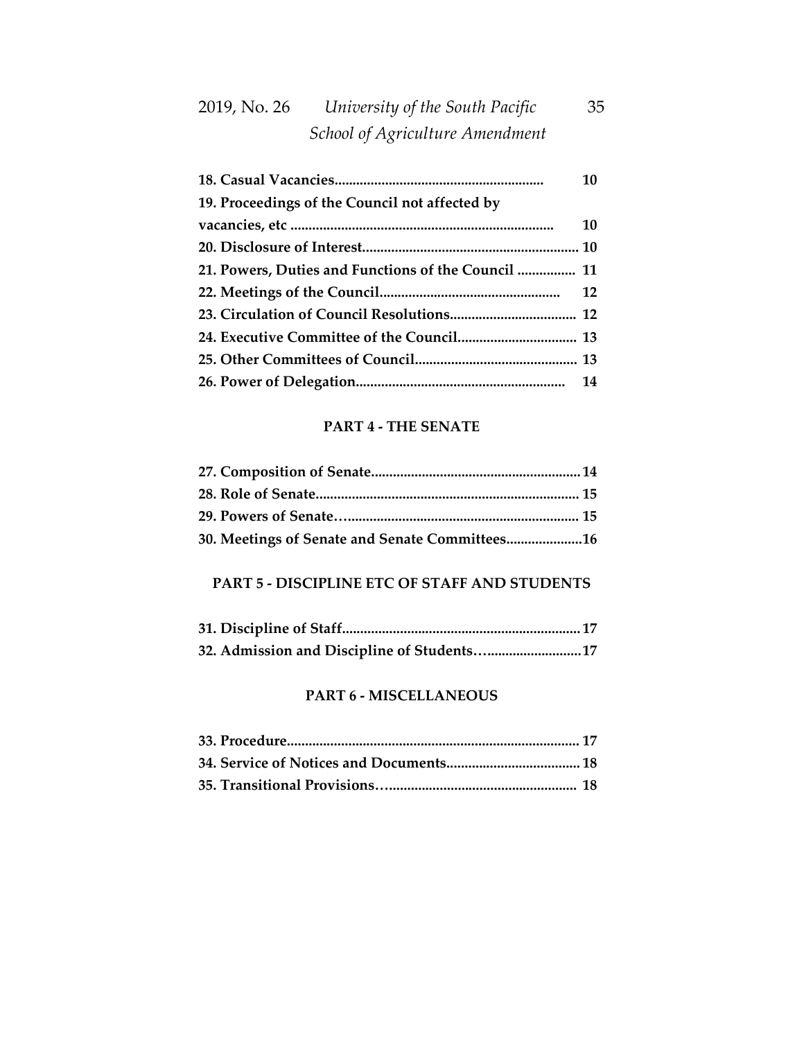**18. Casual Vacancies......................................................... 10**

**19. Proceedings of the Council not affected by vacancies, etc ........................................................................ 10**

**20. Disclosure of Interest............................................................ 10**

**21. Powers, Duties and Functions of the Council ................ 11**

**22. Meetings of the Council................................................. 12**

**23. Circulation of Council Resolutions................................... 12**

**24. Executive Committee of the Council................................ 13**

**25. Other Committees of Council............................................. 13**

**26. Power of Delegation.......................................................... 14**

## PART 4 - THE SENATE

**27. Composition of Senate.......................................................... 14**

**28. Role of Senate......................................................................... 15**

**29. Powers of Senate…................................................................ 15**

**30. Meetings of Senate and Senate Committees.....................16**

## PART 5 - DISCIPLINE ETC OF STAFF AND STUDENTS

**31. Discipline of Staff.................................................................. 17**

**32. Admission and Discipline of Students…..........................17**

## PART 6 - MISCELLANEOUS

**33. Procedure................................................................................ 17**

**34. Service of Notices and Documents..................................... 18**

**35. Transitional Provisions…..................................................... 18**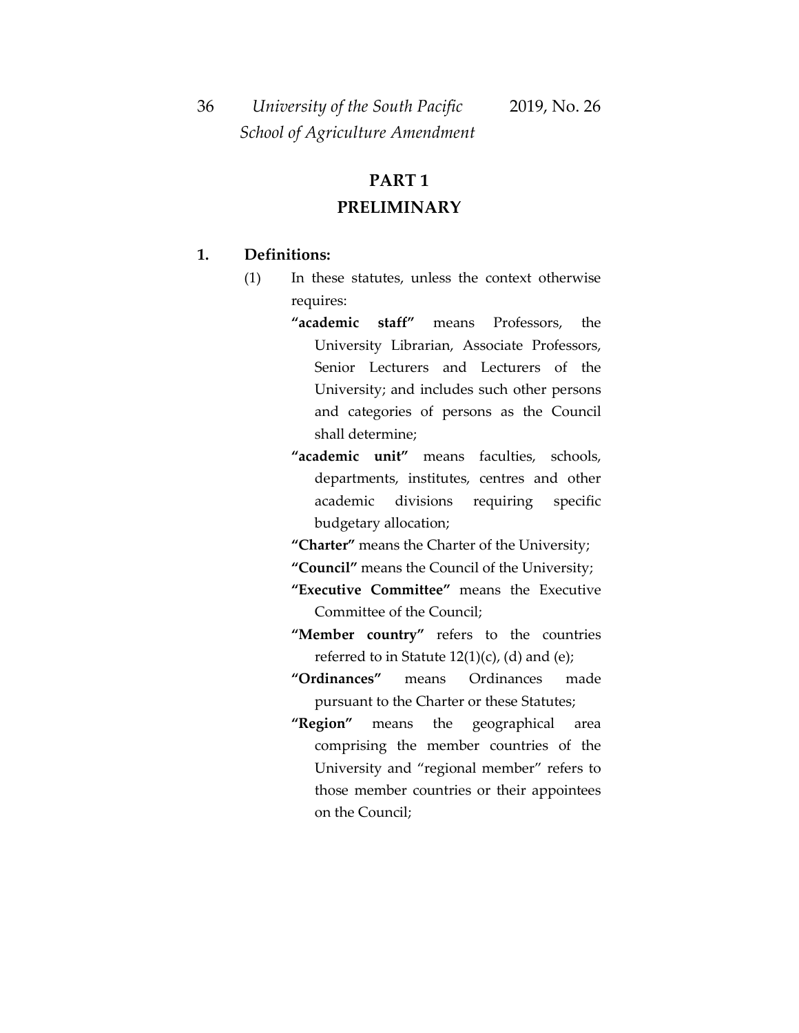## PART 1
## PRELIMINARY

**1. Definitions:**

(1) In these statutes, unless the context otherwise requires:

**"academic staff"** means Professors, the University Librarian, Associate Professors, Senior Lecturers and Lecturers of the University; and includes such other persons and categories of persons as the Council shall determine;

**"academic unit"** means faculties, schools, departments, institutes, centres and other academic divisions requiring specific budgetary allocation;

**"Charter"** means the Charter of the University;

**"Council"** means the Council of the University;

**"Executive Committee"** means the Executive Committee of the Council;

**"Member country"** refers to the countries referred to in Statute 12(1)(c), (d) and (e);

**"Ordinances"** means Ordinances made pursuant to the Charter or these Statutes;

**"Region"** means the geographical area comprising the member countries of the University and "regional member" refers to those member countries or their appointees on the Council;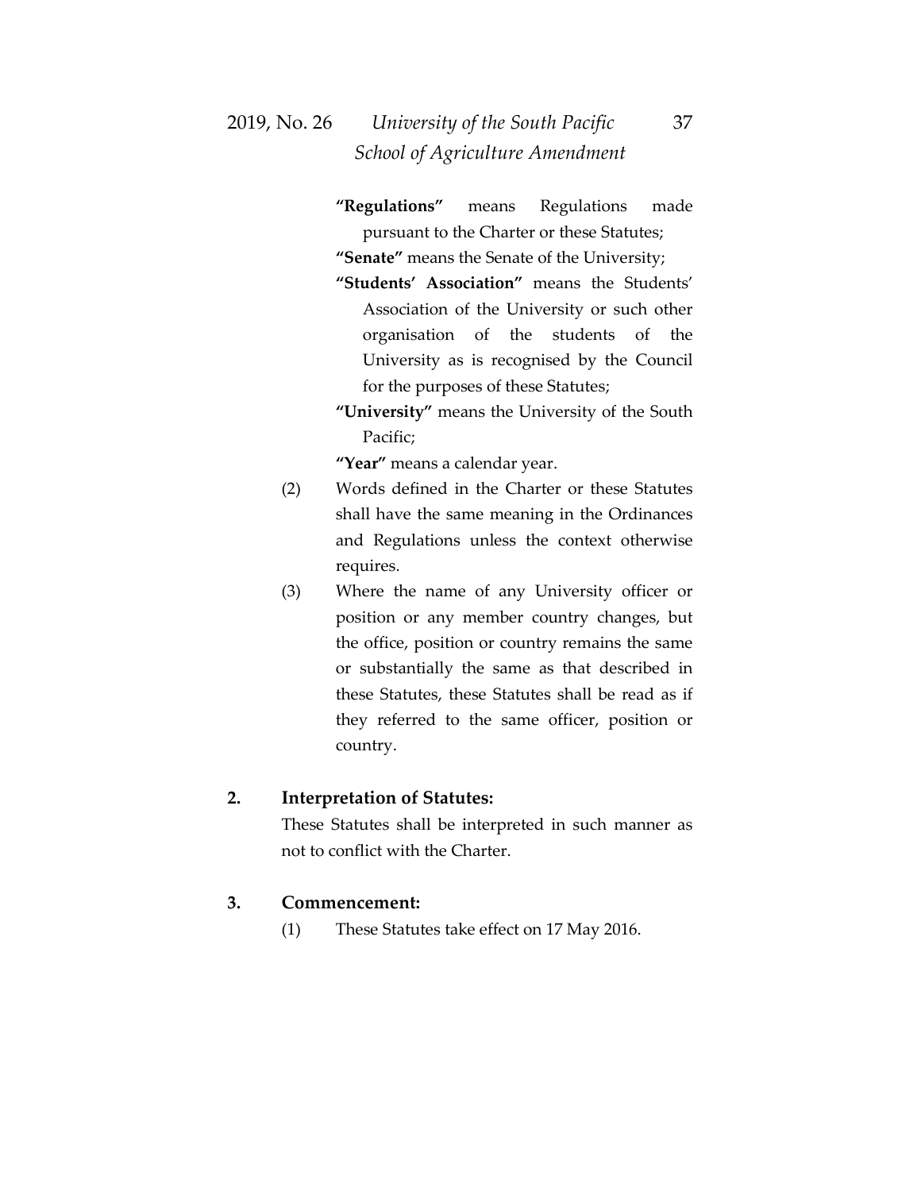**"Regulations"** means Regulations made pursuant to the Charter or these Statutes;

**"Senate"** means the Senate of the University;

**"Students' Association"** means the Students' Association of the University or such other organisation of the students of the University as is recognised by the Council for the purposes of these Statutes;

**"University"** means the University of the South Pacific;

**"Year"** means a calendar year.

(2) Words defined in the Charter or these Statutes shall have the same meaning in the Ordinances and Regulations unless the context otherwise requires.

(3) Where the name of any University officer or position or any member country changes, but the office, position or country remains the same or substantially the same as that described in these Statutes, these Statutes shall be read as if they referred to the same officer, position or country.

## 2. Interpretation of Statutes:

These Statutes shall be interpreted in such manner as not to conflict with the Charter.

## 3. Commencement:

(1) These Statutes take effect on 17 May 2016.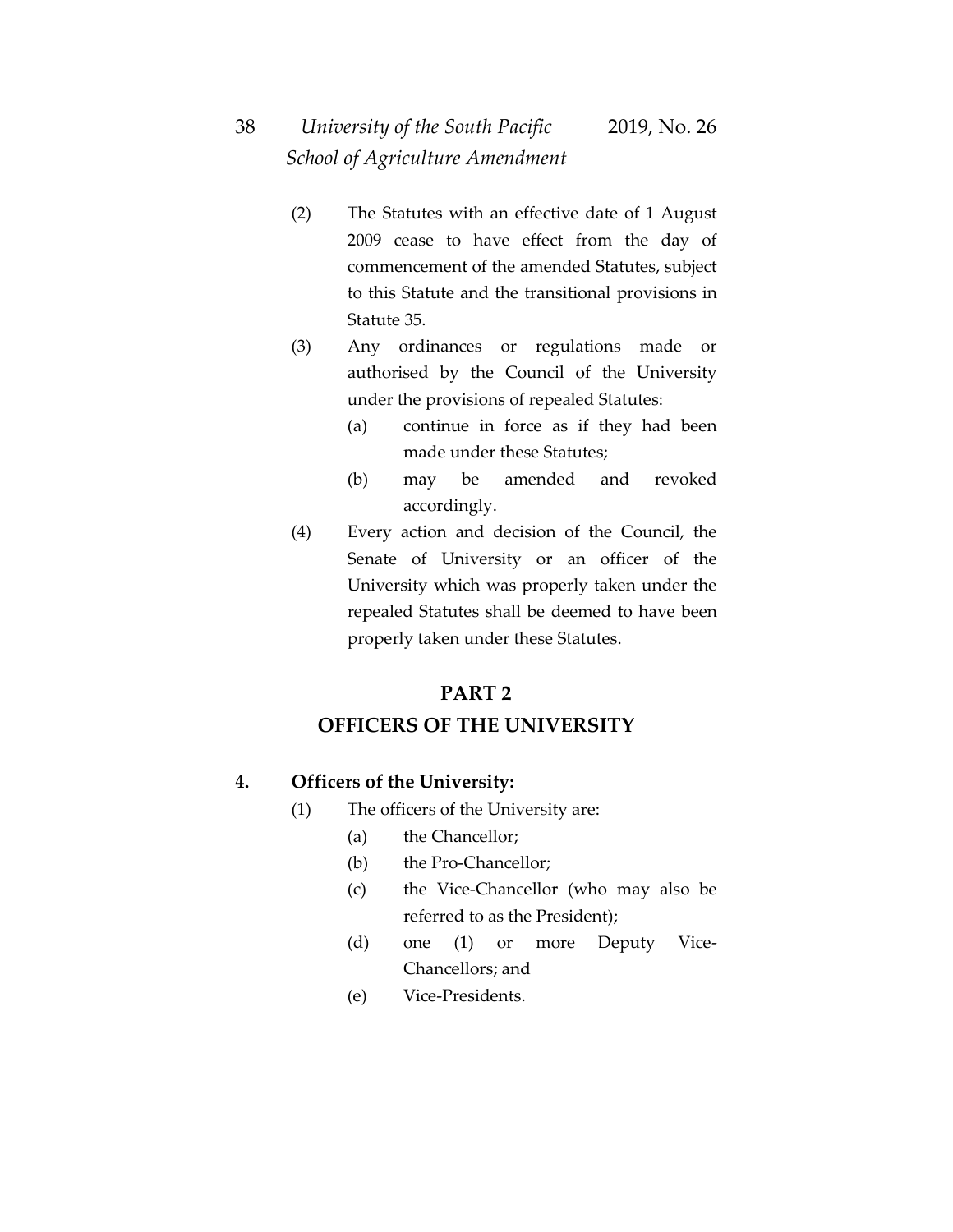(2) The Statutes with an effective date of 1 August 2009 cease to have effect from the day of commencement of the amended Statutes, subject to this Statute and the transitional provisions in Statute 35.

(3) Any ordinances or regulations made or authorised by the Council of the University under the provisions of repealed Statutes:

  (a) continue in force as if they had been made under these Statutes;

  (b) may be amended and revoked accordingly.

(4) Every action and decision of the Council, the Senate of University or an officer of the University which was properly taken under the repealed Statutes shall be deemed to have been properly taken under these Statutes.

## PART 2
## OFFICERS OF THE UNIVERSITY

**4. Officers of the University:**

(1) The officers of the University are:

  (a) the Chancellor;

  (b) the Pro-Chancellor;

  (c) the Vice-Chancellor (who may also be referred to as the President);

  (d) one (1) or more Deputy Vice-Chancellors; and

  (e) Vice-Presidents.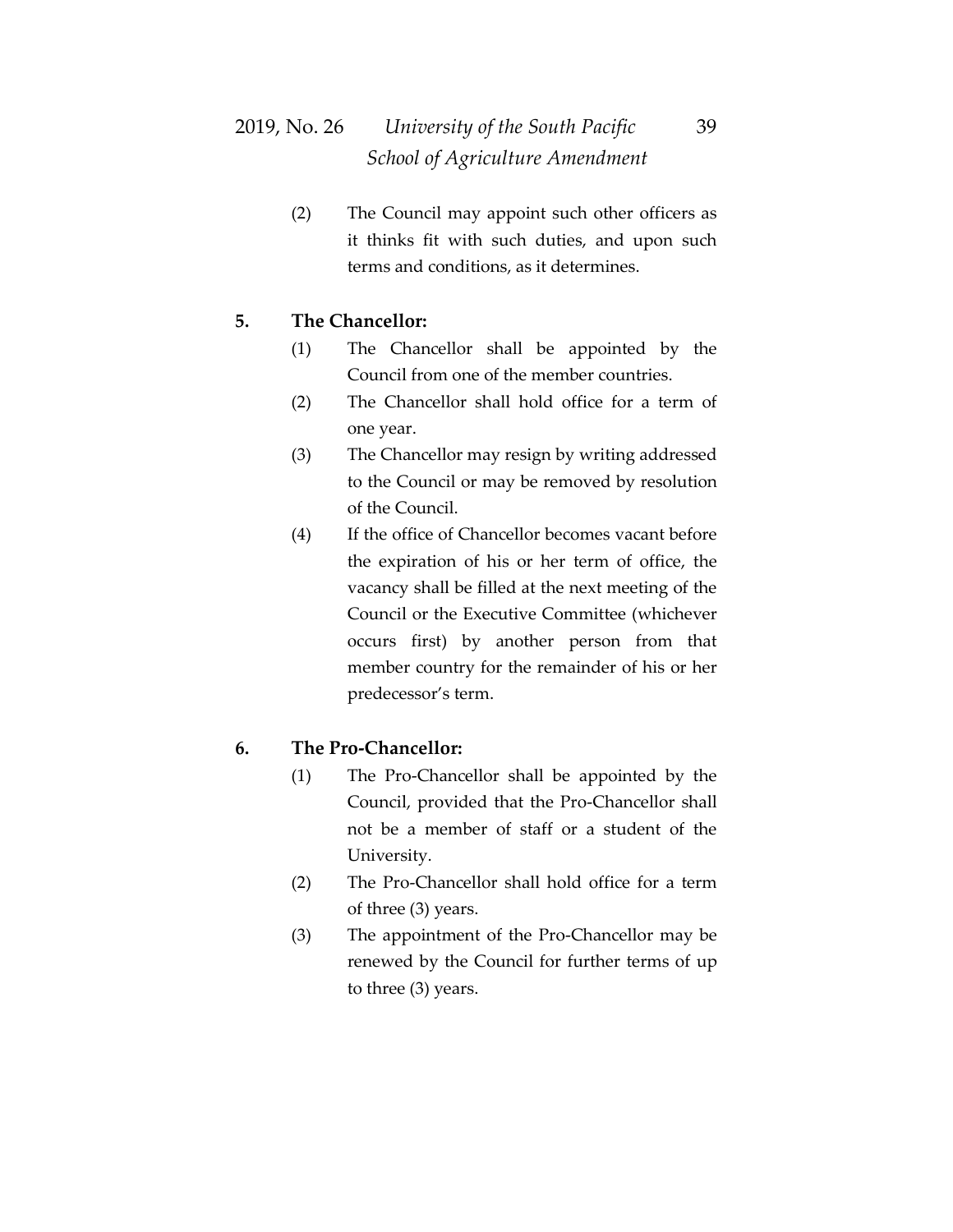(2) The Council may appoint such other officers as it thinks fit with such duties, and upon such terms and conditions, as it determines.

**5. The Chancellor:**

(1) The Chancellor shall be appointed by the Council from one of the member countries.

(2) The Chancellor shall hold office for a term of one year.

(3) The Chancellor may resign by writing addressed to the Council or may be removed by resolution of the Council.

(4) If the office of Chancellor becomes vacant before the expiration of his or her term of office, the vacancy shall be filled at the next meeting of the Council or the Executive Committee (whichever occurs first) by another person from that member country for the remainder of his or her predecessor's term.

**6. The Pro-Chancellor:**

(1) The Pro-Chancellor shall be appointed by the Council, provided that the Pro-Chancellor shall not be a member of staff or a student of the University.

(2) The Pro-Chancellor shall hold office for a term of three (3) years.

(3) The appointment of the Pro-Chancellor may be renewed by the Council for further terms of up to three (3) years.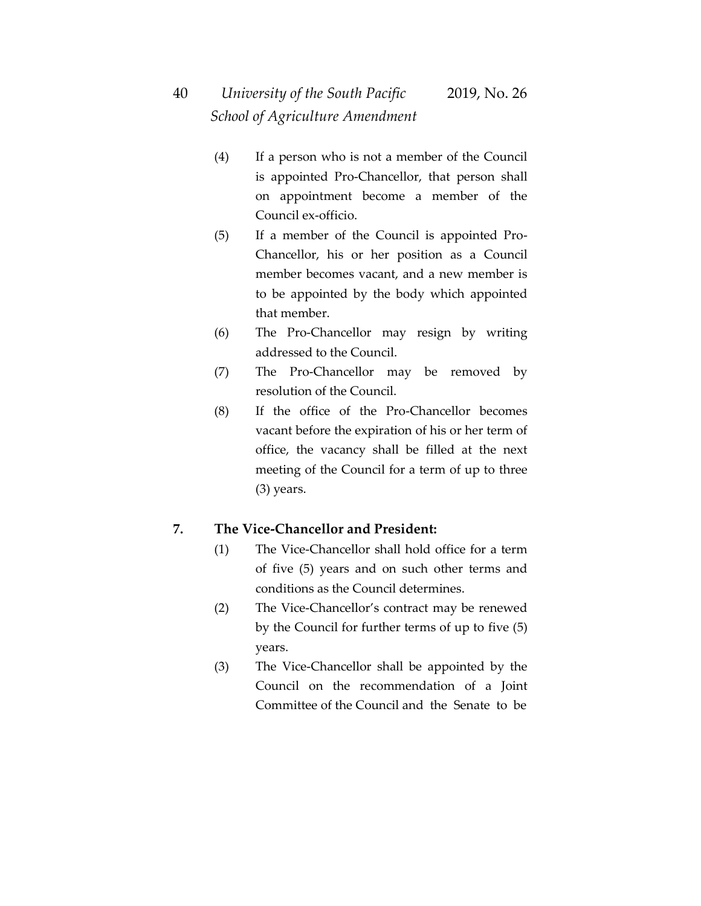(4) If a person who is not a member of the Council is appointed Pro-Chancellor, that person shall on appointment become a member of the Council ex-officio.

(5) If a member of the Council is appointed Pro-Chancellor, his or her position as a Council member becomes vacant, and a new member is to be appointed by the body which appointed that member.

(6) The Pro-Chancellor may resign by writing addressed to the Council.

(7) The Pro-Chancellor may be removed by resolution of the Council.

(8) If the office of the Pro-Chancellor becomes vacant before the expiration of his or her term of office, the vacancy shall be filled at the next meeting of the Council for a term of up to three (3) years.

**7. The Vice-Chancellor and President:**

(1) The Vice-Chancellor shall hold office for a term of five (5) years and on such other terms and conditions as the Council determines.

(2) The Vice-Chancellor's contract may be renewed by the Council for further terms of up to five (5) years.

(3) The Vice-Chancellor shall be appointed by the Council on the recommendation of a Joint Committee of the Council and the Senate to be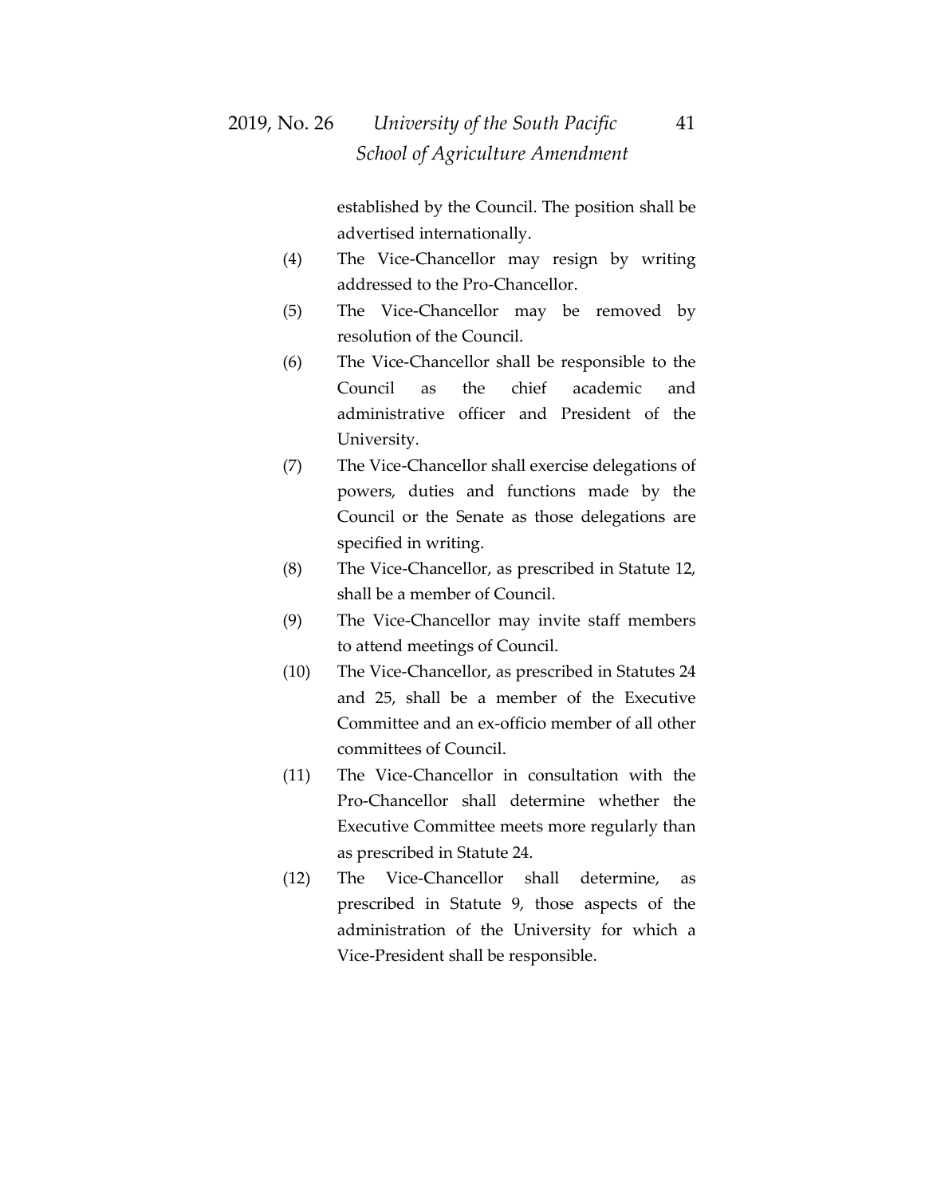established by the Council. The position shall be advertised internationally.

(4) The Vice-Chancellor may resign by writing addressed to the Pro-Chancellor.

(5) The Vice-Chancellor may be removed by resolution of the Council.

(6) The Vice-Chancellor shall be responsible to the Council as the chief academic and administrative officer and President of the University.

(7) The Vice-Chancellor shall exercise delegations of powers, duties and functions made by the Council or the Senate as those delegations are specified in writing.

(8) The Vice-Chancellor, as prescribed in Statute 12, shall be a member of Council.

(9) The Vice-Chancellor may invite staff members to attend meetings of Council.

(10) The Vice-Chancellor, as prescribed in Statutes 24 and 25, shall be a member of the Executive Committee and an ex-officio member of all other committees of Council.

(11) The Vice-Chancellor in consultation with the Pro-Chancellor shall determine whether the Executive Committee meets more regularly than as prescribed in Statute 24.

(12) The Vice-Chancellor shall determine, as prescribed in Statute 9, those aspects of the administration of the University for which a Vice-President shall be responsible.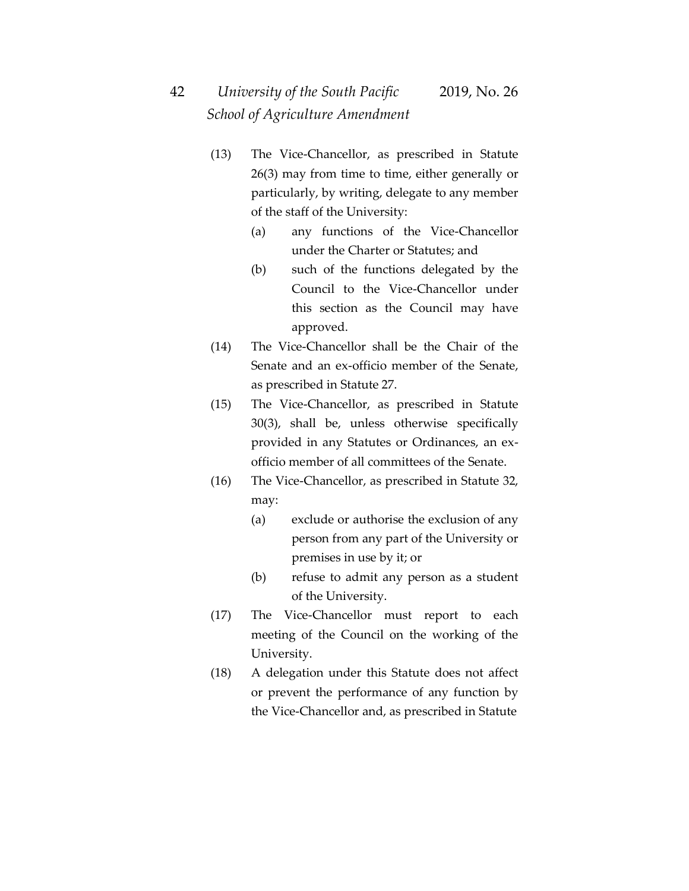(13) The Vice-Chancellor, as prescribed in Statute 26(3) may from time to time, either generally or particularly, by writing, delegate to any member of the staff of the University:

  (a) any functions of the Vice-Chancellor under the Charter or Statutes; and

  (b) such of the functions delegated by the Council to the Vice-Chancellor under this section as the Council may have approved.

(14) The Vice-Chancellor shall be the Chair of the Senate and an ex-officio member of the Senate, as prescribed in Statute 27.

(15) The Vice-Chancellor, as prescribed in Statute 30(3), shall be, unless otherwise specifically provided in any Statutes or Ordinances, an ex-officio member of all committees of the Senate.

(16) The Vice-Chancellor, as prescribed in Statute 32, may:

  (a) exclude or authorise the exclusion of any person from any part of the University or premises in use by it; or

  (b) refuse to admit any person as a student of the University.

(17) The Vice-Chancellor must report to each meeting of the Council on the working of the University.

(18) A delegation under this Statute does not affect or prevent the performance of any function by the Vice-Chancellor and, as prescribed in Statute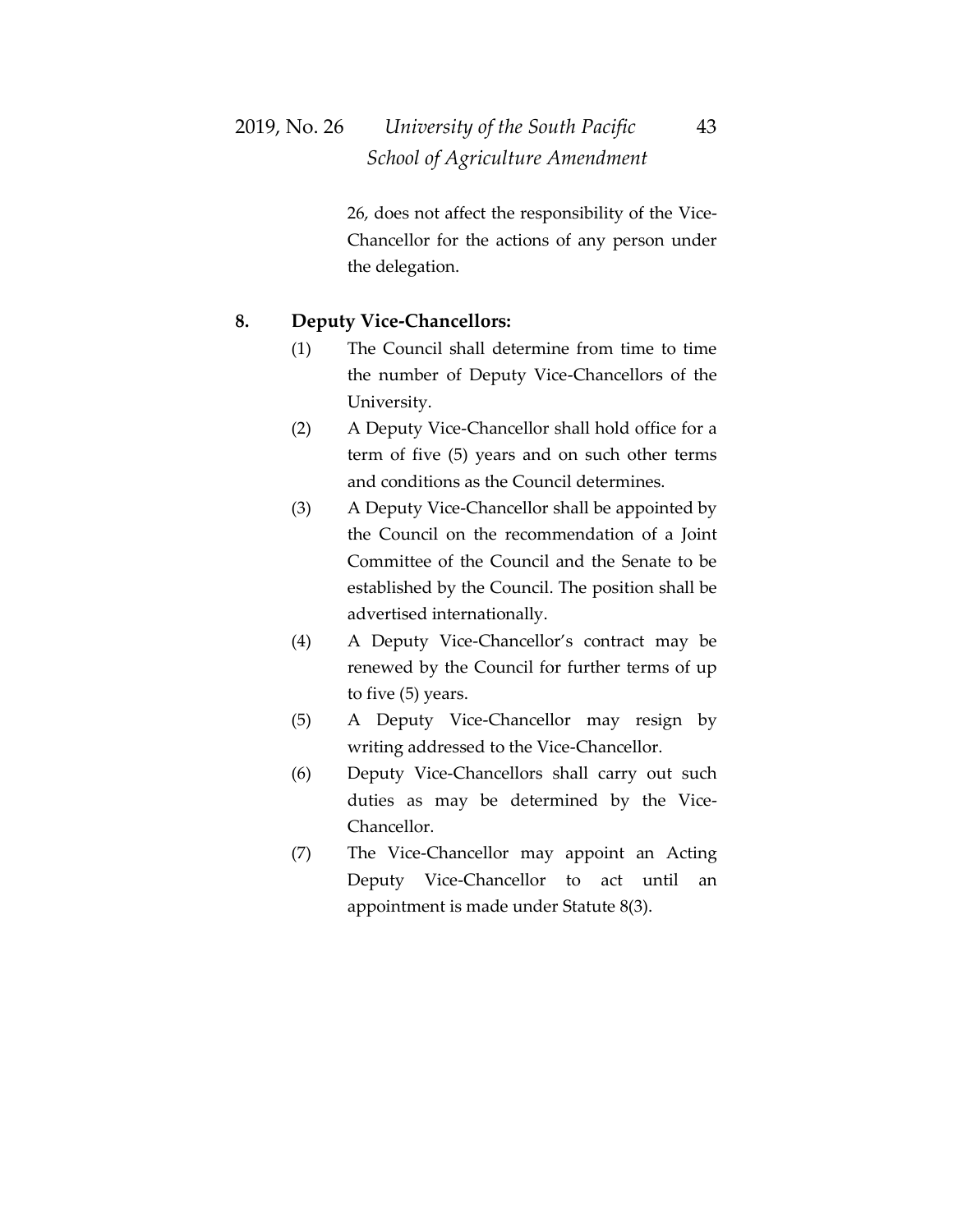26, does not affect the responsibility of the Vice-Chancellor for the actions of any person under the delegation.

**8. Deputy Vice-Chancellors:**

(1) The Council shall determine from time to time the number of Deputy Vice-Chancellors of the University.

(2) A Deputy Vice-Chancellor shall hold office for a term of five (5) years and on such other terms and conditions as the Council determines.

(3) A Deputy Vice-Chancellor shall be appointed by the Council on the recommendation of a Joint Committee of the Council and the Senate to be established by the Council. The position shall be advertised internationally.

(4) A Deputy Vice-Chancellor's contract may be renewed by the Council for further terms of up to five (5) years.

(5) A Deputy Vice-Chancellor may resign by writing addressed to the Vice-Chancellor.

(6) Deputy Vice-Chancellors shall carry out such duties as may be determined by the Vice-Chancellor.

(7) The Vice-Chancellor may appoint an Acting Deputy Vice-Chancellor to act until an appointment is made under Statute 8(3).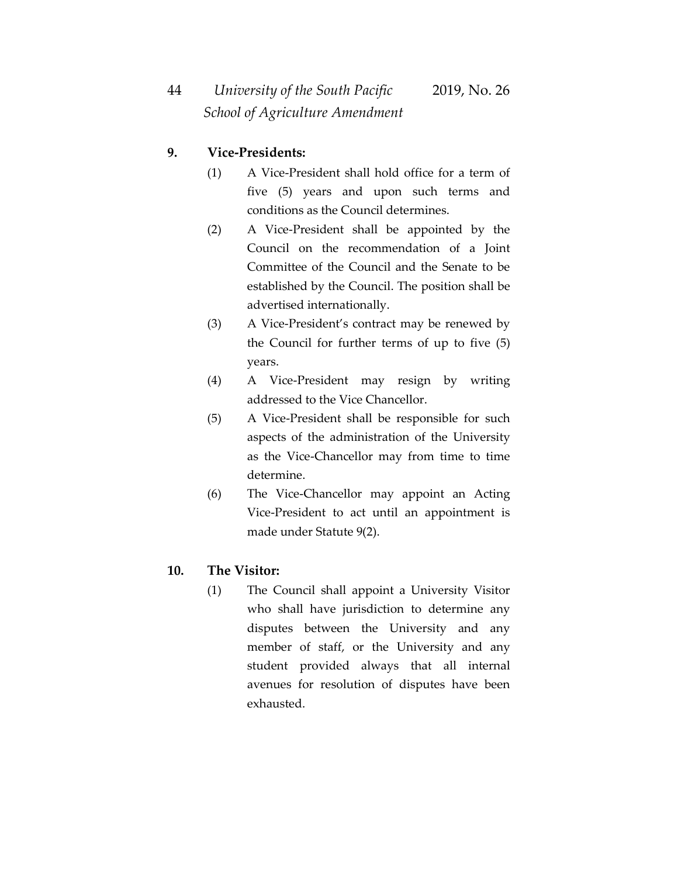**9. Vice-Presidents:**

(1) A Vice-President shall hold office for a term of five (5) years and upon such terms and conditions as the Council determines.

(2) A Vice-President shall be appointed by the Council on the recommendation of a Joint Committee of the Council and the Senate to be established by the Council. The position shall be advertised internationally.

(3) A Vice-President's contract may be renewed by the Council for further terms of up to five (5) years.

(4) A Vice-President may resign by writing addressed to the Vice Chancellor.

(5) A Vice-President shall be responsible for such aspects of the administration of the University as the Vice-Chancellor may from time to time determine.

(6) The Vice-Chancellor may appoint an Acting Vice-President to act until an appointment is made under Statute 9(2).

**10. The Visitor:**

(1) The Council shall appoint a University Visitor who shall have jurisdiction to determine any disputes between the University and any member of staff, or the University and any student provided always that all internal avenues for resolution of disputes have been exhausted.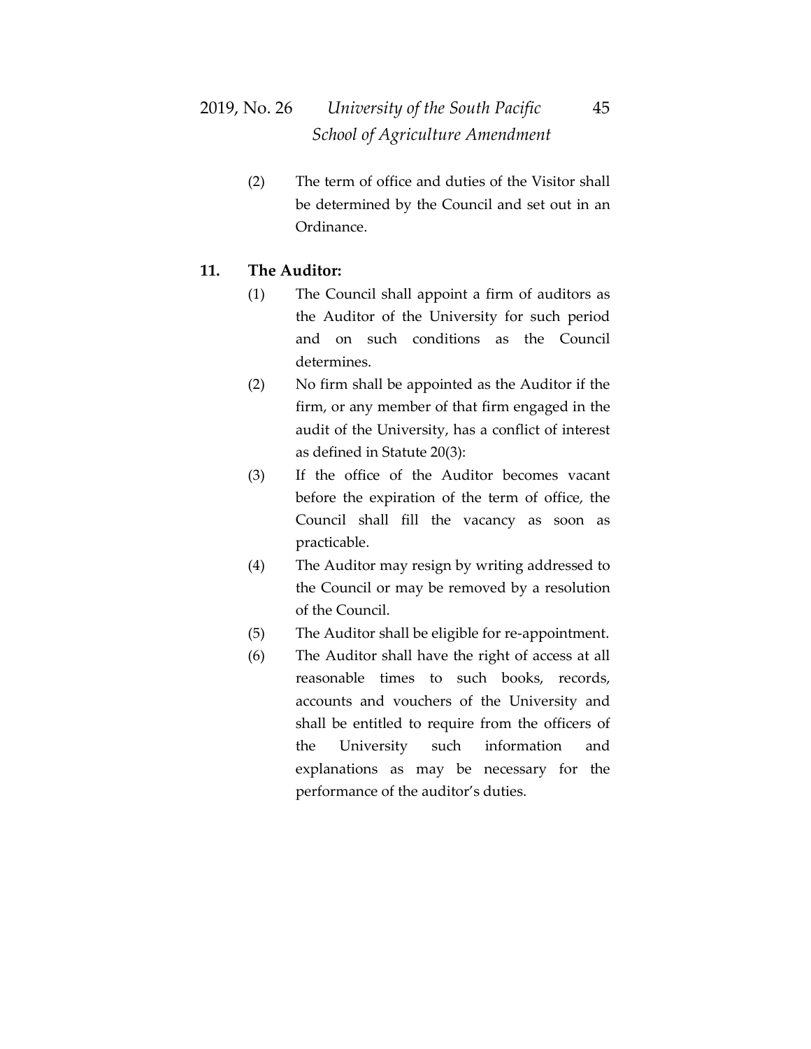(2) The term of office and duties of the Visitor shall be determined by the Council and set out in an Ordinance.

**11. The Auditor:**

(1) The Council shall appoint a firm of auditors as the Auditor of the University for such period and on such conditions as the Council determines.

(2) No firm shall be appointed as the Auditor if the firm, or any member of that firm engaged in the audit of the University, has a conflict of interest as defined in Statute 20(3):

(3) If the office of the Auditor becomes vacant before the expiration of the term of office, the Council shall fill the vacancy as soon as practicable.

(4) The Auditor may resign by writing addressed to the Council or may be removed by a resolution of the Council.

(5) The Auditor shall be eligible for re-appointment.

(6) The Auditor shall have the right of access at all reasonable times to such books, records, accounts and vouchers of the University and shall be entitled to require from the officers of the University such information and explanations as may be necessary for the performance of the auditor's duties.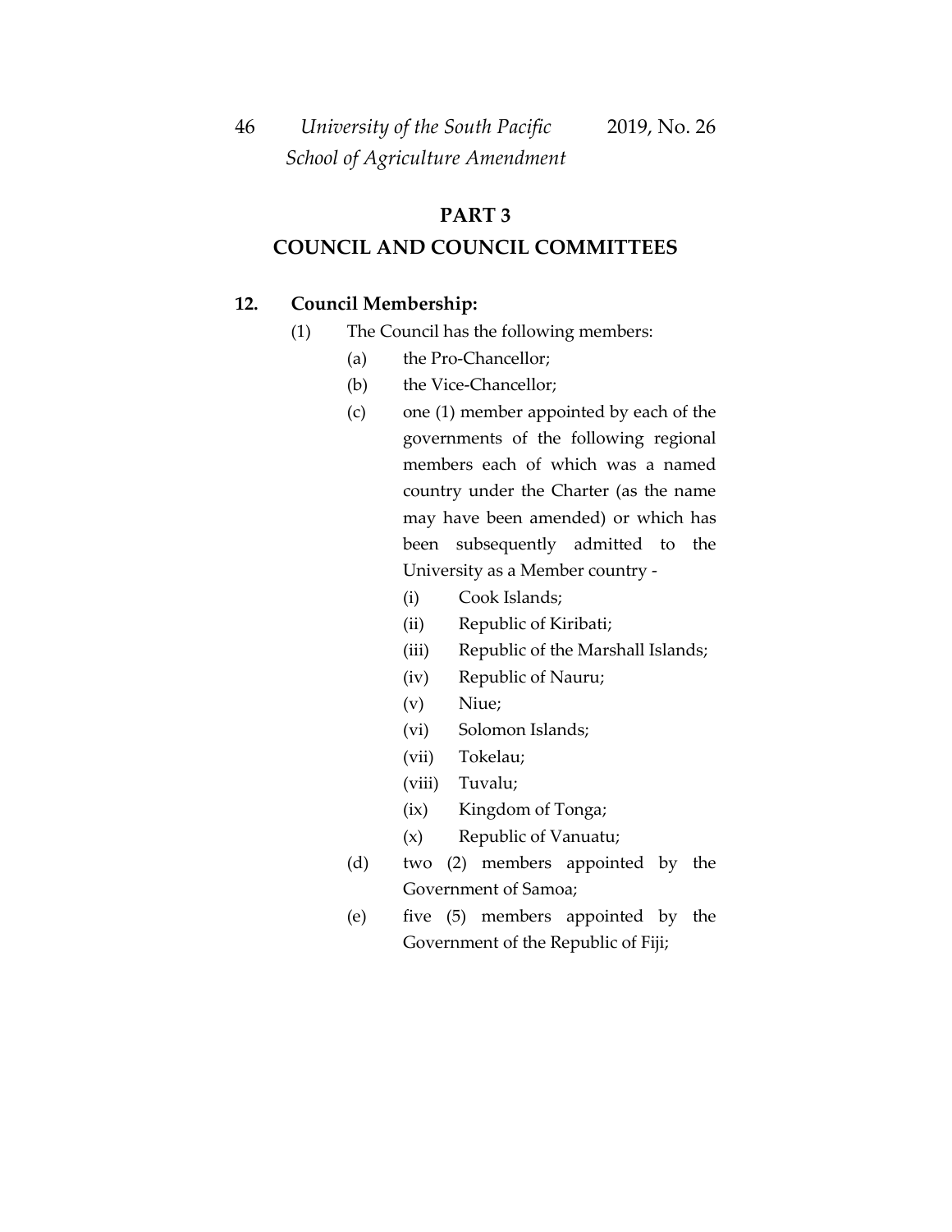## PART 3

## COUNCIL AND COUNCIL COMMITTEES

**12. Council Membership:**

(1) The Council has the following members:

(a) the Pro-Chancellor;

(b) the Vice-Chancellor;

(c) one (1) member appointed by each of the governments of the following regional members each of which was a named country under the Charter (as the name may have been amended) or which has been subsequently admitted to the University as a Member country -

(i) Cook Islands;

(ii) Republic of Kiribati;

(iii) Republic of the Marshall Islands;

(iv) Republic of Nauru;

(v) Niue;

(vi) Solomon Islands;

(vii) Tokelau;

(viii) Tuvalu;

(ix) Kingdom of Tonga;

(x) Republic of Vanuatu;

(d) two (2) members appointed by the Government of Samoa;

(e) five (5) members appointed by the Government of the Republic of Fiji;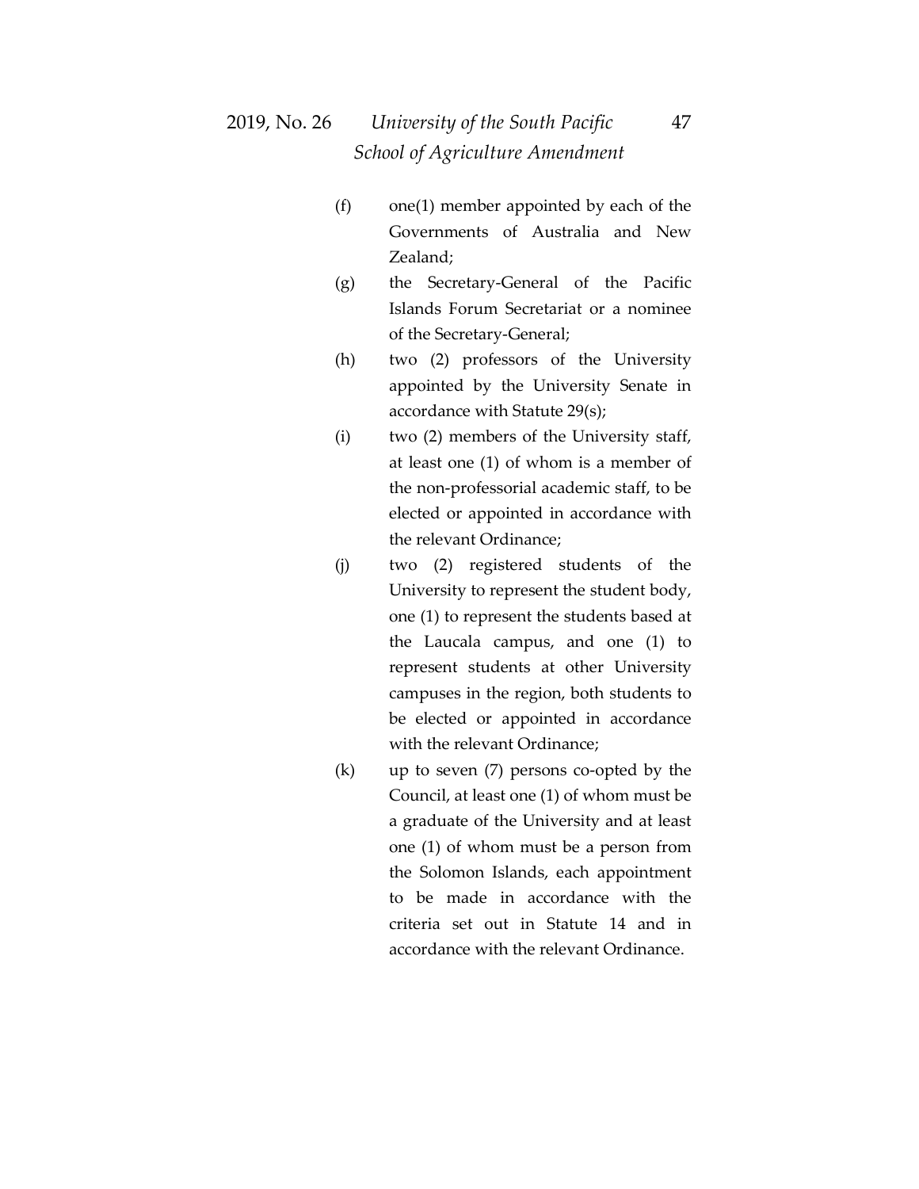(f) one(1) member appointed by each of the Governments of Australia and New Zealand;

(g) the Secretary-General of the Pacific Islands Forum Secretariat or a nominee of the Secretary-General;

(h) two (2) professors of the University appointed by the University Senate in accordance with Statute 29(s);

(i) two (2) members of the University staff, at least one (1) of whom is a member of the non-professorial academic staff, to be elected or appointed in accordance with the relevant Ordinance;

(j) two (2) registered students of the University to represent the student body, one (1) to represent the students based at the Laucala campus, and one (1) to represent students at other University campuses in the region, both students to be elected or appointed in accordance with the relevant Ordinance;

(k) up to seven (7) persons co-opted by the Council, at least one (1) of whom must be a graduate of the University and at least one (1) of whom must be a person from the Solomon Islands, each appointment to be made in accordance with the criteria set out in Statute 14 and in accordance with the relevant Ordinance.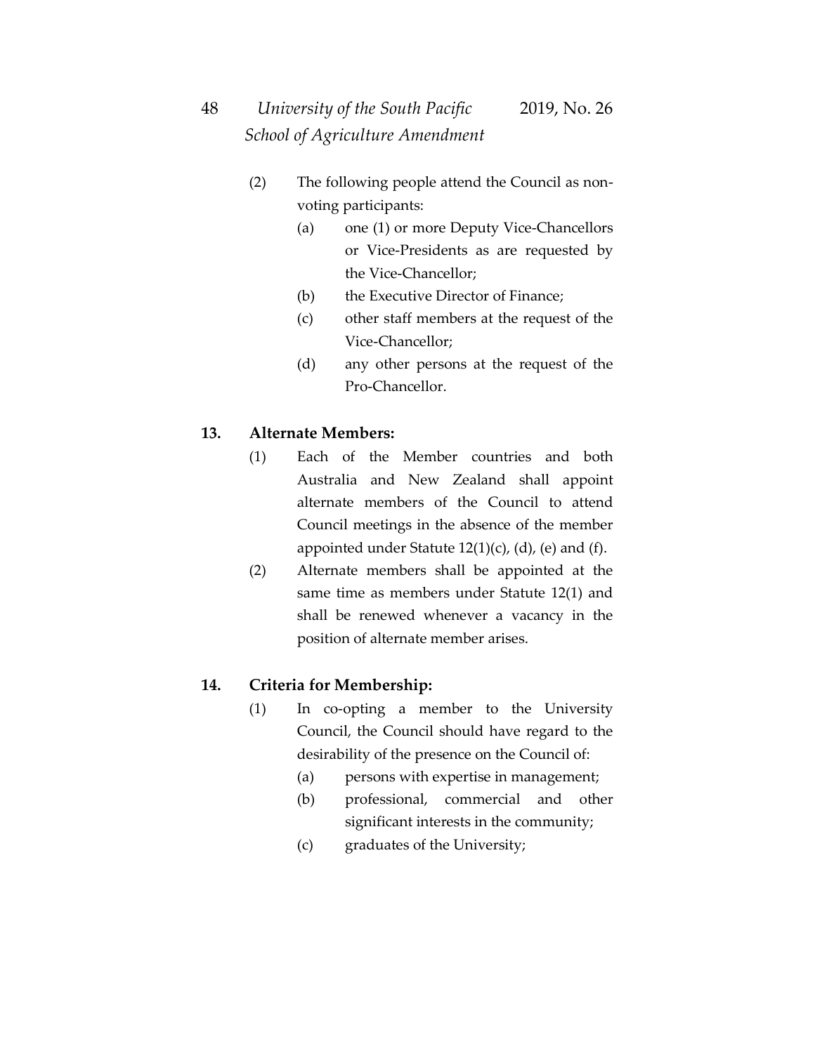(2) The following people attend the Council as non-voting participants:

  (a) one (1) or more Deputy Vice-Chancellors or Vice-Presidents as are requested by the Vice-Chancellor;

  (b) the Executive Director of Finance;

  (c) other staff members at the request of the Vice-Chancellor;

  (d) any other persons at the request of the Pro-Chancellor.

**13. Alternate Members:**

(1) Each of the Member countries and both Australia and New Zealand shall appoint alternate members of the Council to attend Council meetings in the absence of the member appointed under Statute 12(1)(c), (d), (e) and (f).

(2) Alternate members shall be appointed at the same time as members under Statute 12(1) and shall be renewed whenever a vacancy in the position of alternate member arises.

**14. Criteria for Membership:**

(1) In co-opting a member to the University Council, the Council should have regard to the desirability of the presence on the Council of:

  (a) persons with expertise in management;

  (b) professional, commercial and other significant interests in the community;

  (c) graduates of the University;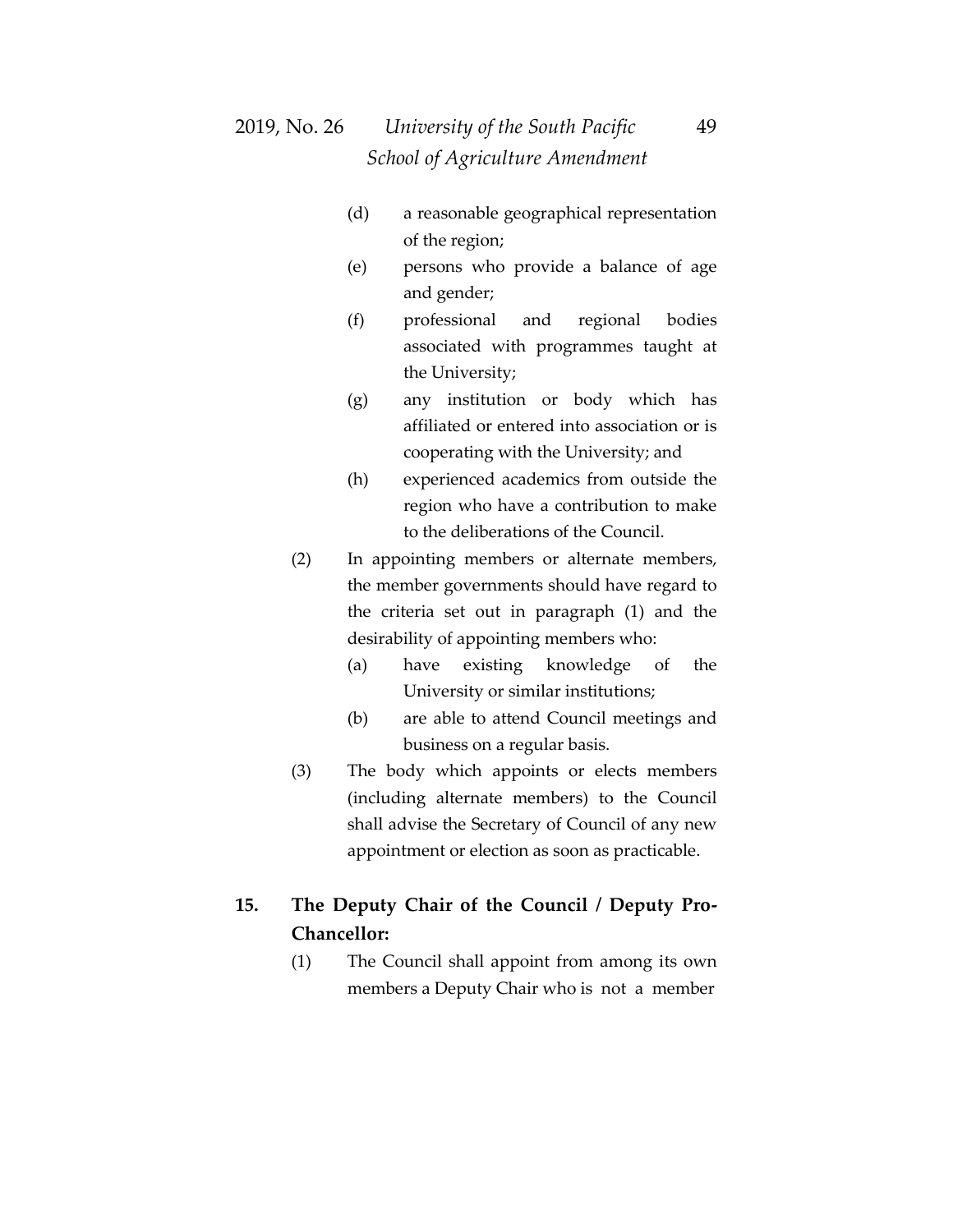(d) a reasonable geographical representation of the region;

(e) persons who provide a balance of age and gender;

(f) professional and regional bodies associated with programmes taught at the University;

(g) any institution or body which has affiliated or entered into association or is cooperating with the University; and

(h) experienced academics from outside the region who have a contribution to make to the deliberations of the Council.

(2) In appointing members or alternate members, the member governments should have regard to the criteria set out in paragraph (1) and the desirability of appointing members who:

(a) have existing knowledge of the University or similar institutions;

(b) are able to attend Council meetings and business on a regular basis.

(3) The body which appoints or elects members (including alternate members) to the Council shall advise the Secretary of Council of any new appointment or election as soon as practicable.

**15. The Deputy Chair of the Council / Deputy Pro-Chancellor:**

(1) The Council shall appoint from among its own members a Deputy Chair who is not a member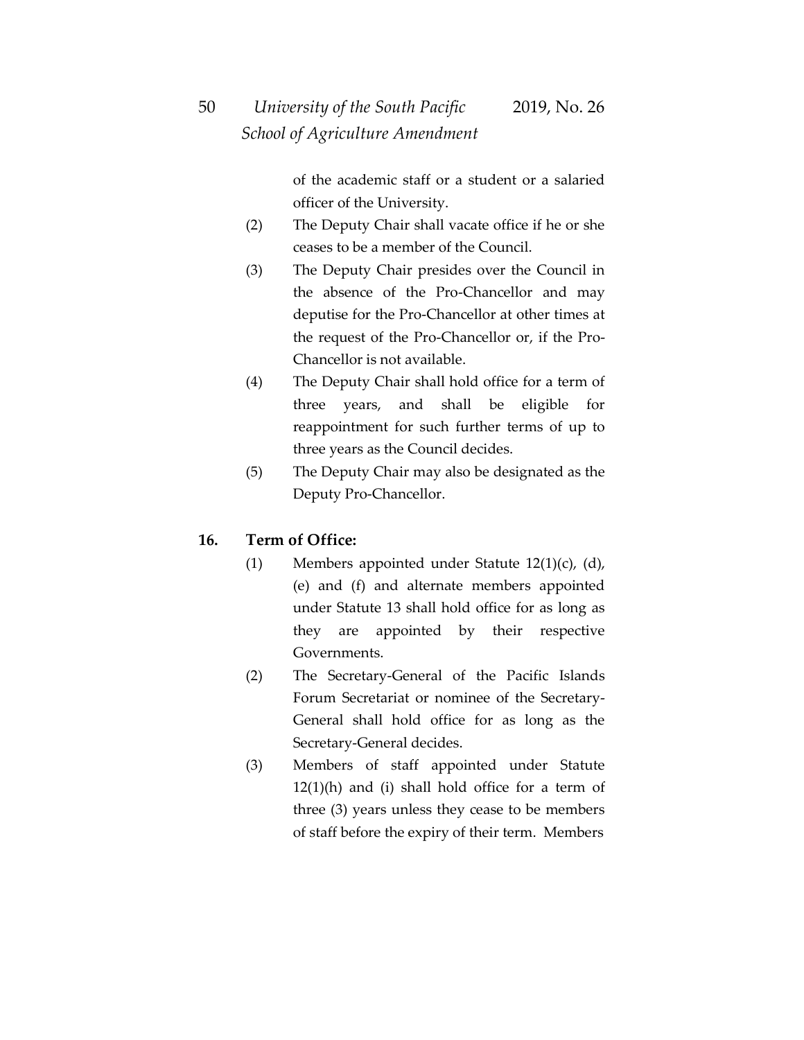of the academic staff or a student or a salaried officer of the University.

(2) The Deputy Chair shall vacate office if he or she ceases to be a member of the Council.

(3) The Deputy Chair presides over the Council in the absence of the Pro-Chancellor and may deputise for the Pro-Chancellor at other times at the request of the Pro-Chancellor or, if the Pro-Chancellor is not available.

(4) The Deputy Chair shall hold office for a term of three years, and shall be eligible for reappointment for such further terms of up to three years as the Council decides.

(5) The Deputy Chair may also be designated as the Deputy Pro-Chancellor.

**16. Term of Office:**

(1) Members appointed under Statute 12(1)(c), (d), (e) and (f) and alternate members appointed under Statute 13 shall hold office for as long as they are appointed by their respective Governments.

(2) The Secretary-General of the Pacific Islands Forum Secretariat or nominee of the Secretary-General shall hold office for as long as the Secretary-General decides.

(3) Members of staff appointed under Statute 12(1)(h) and (i) shall hold office for a term of three (3) years unless they cease to be members of staff before the expiry of their term. Members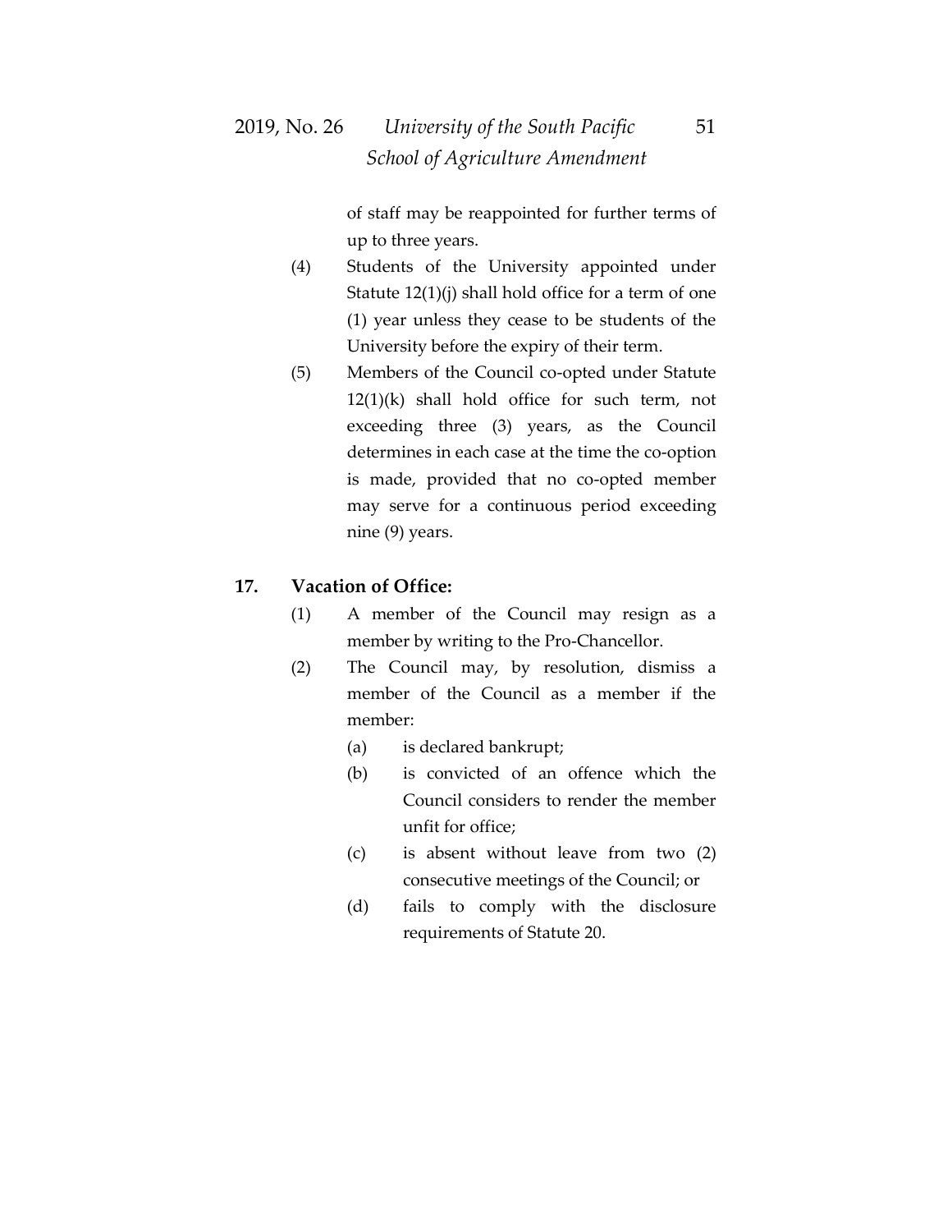of staff may be reappointed for further terms of up to three years.

(4) Students of the University appointed under Statute 12(1)(j) shall hold office for a term of one (1) year unless they cease to be students of the University before the expiry of their term.

(5) Members of the Council co-opted under Statute 12(1)(k) shall hold office for such term, not exceeding three (3) years, as the Council determines in each case at the time the co-option is made, provided that no co-opted member may serve for a continuous period exceeding nine (9) years.

**17. Vacation of Office:**

(1) A member of the Council may resign as a member by writing to the Pro-Chancellor.

(2) The Council may, by resolution, dismiss a member of the Council as a member if the member:

(a) is declared bankrupt;

(b) is convicted of an offence which the Council considers to render the member unfit for office;

(c) is absent without leave from two (2) consecutive meetings of the Council; or

(d) fails to comply with the disclosure requirements of Statute 20.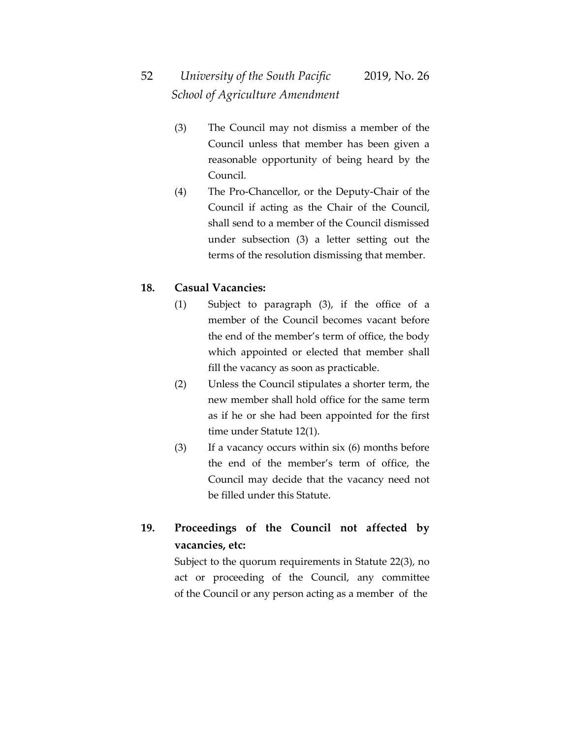(3) The Council may not dismiss a member of the Council unless that member has been given a reasonable opportunity of being heard by the Council.

(4) The Pro-Chancellor, or the Deputy-Chair of the Council if acting as the Chair of the Council, shall send to a member of the Council dismissed under subsection (3) a letter setting out the terms of the resolution dismissing that member.

**18. Casual Vacancies:**

(1) Subject to paragraph (3), if the office of a member of the Council becomes vacant before the end of the member's term of office, the body which appointed or elected that member shall fill the vacancy as soon as practicable.

(2) Unless the Council stipulates a shorter term, the new member shall hold office for the same term as if he or she had been appointed for the first time under Statute 12(1).

(3) If a vacancy occurs within six (6) months before the end of the member's term of office, the Council may decide that the vacancy need not be filled under this Statute.

**19. Proceedings of the Council not affected by vacancies, etc:**

Subject to the quorum requirements in Statute 22(3), no act or proceeding of the Council, any committee of the Council or any person acting as a member of the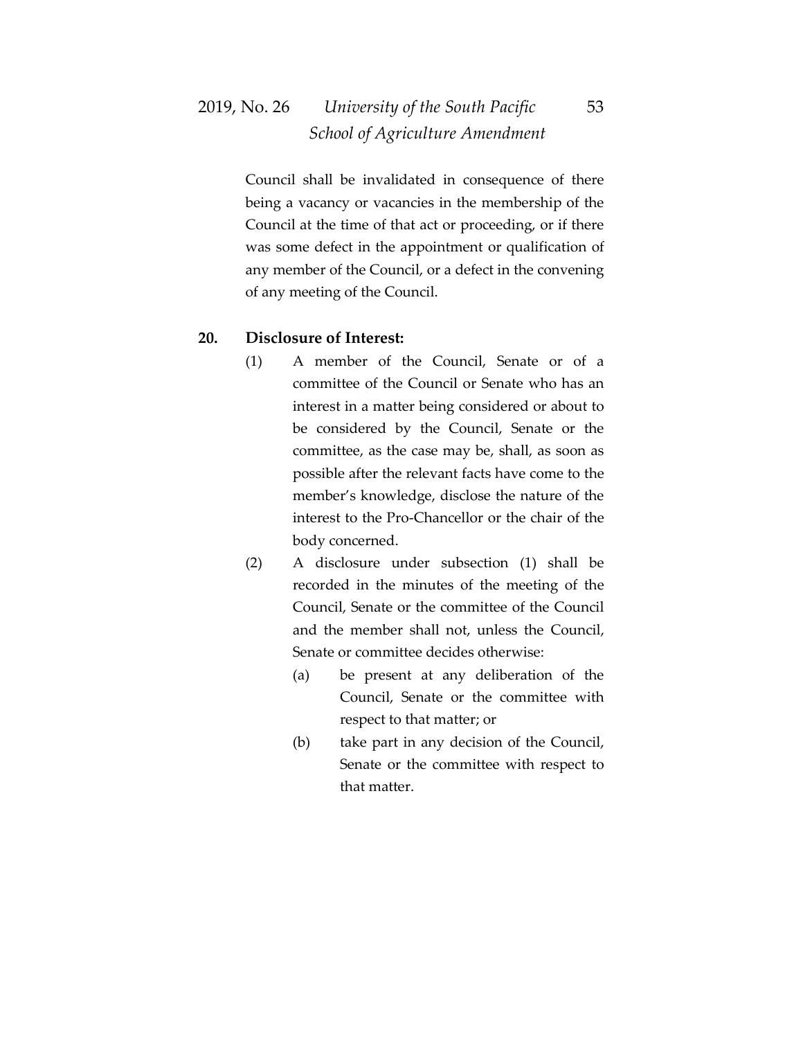Council shall be invalidated in consequence of there being a vacancy or vacancies in the membership of the Council at the time of that act or proceeding, or if there was some defect in the appointment or qualification of any member of the Council, or a defect in the convening of any meeting of the Council.

**20. Disclosure of Interest:**

(1) A member of the Council, Senate or of a committee of the Council or Senate who has an interest in a matter being considered or about to be considered by the Council, Senate or the committee, as the case may be, shall, as soon as possible after the relevant facts have come to the member's knowledge, disclose the nature of the interest to the Pro-Chancellor or the chair of the body concerned.

(2) A disclosure under subsection (1) shall be recorded in the minutes of the meeting of the Council, Senate or the committee of the Council and the member shall not, unless the Council, Senate or committee decides otherwise:

(a) be present at any deliberation of the Council, Senate or the committee with respect to that matter; or

(b) take part in any decision of the Council, Senate or the committee with respect to that matter.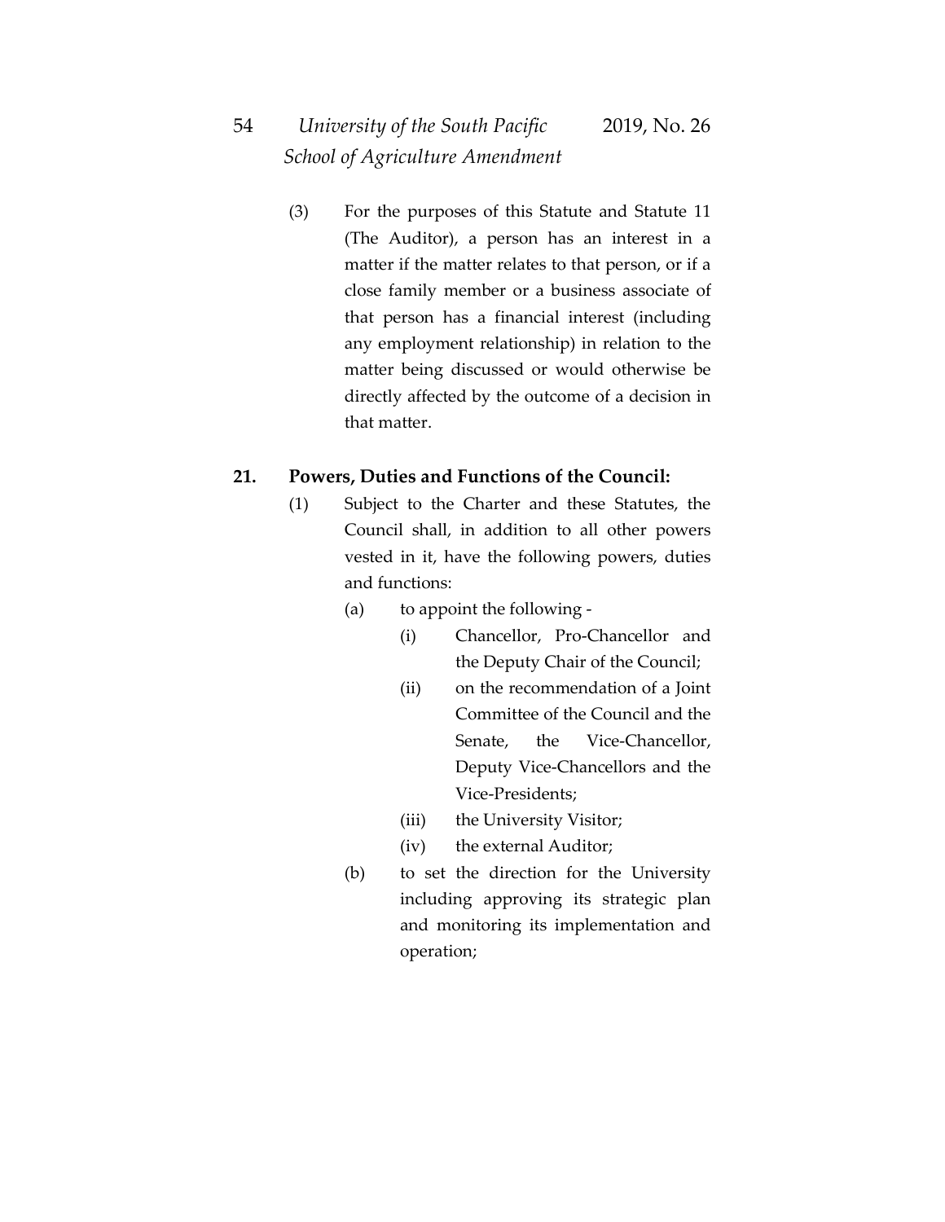(3) For the purposes of this Statute and Statute 11 (The Auditor), a person has an interest in a matter if the matter relates to that person, or if a close family member or a business associate of that person has a financial interest (including any employment relationship) in relation to the matter being discussed or would otherwise be directly affected by the outcome of a decision in that matter.

**21. Powers, Duties and Functions of the Council:**

(1) Subject to the Charter and these Statutes, the Council shall, in addition to all other powers vested in it, have the following powers, duties and functions:

(a) to appoint the following -

(i) Chancellor, Pro-Chancellor and the Deputy Chair of the Council;

(ii) on the recommendation of a Joint Committee of the Council and the Senate, the Vice-Chancellor, Deputy Vice-Chancellors and the Vice-Presidents;

(iii) the University Visitor;

(iv) the external Auditor;

(b) to set the direction for the University including approving its strategic plan and monitoring its implementation and operation;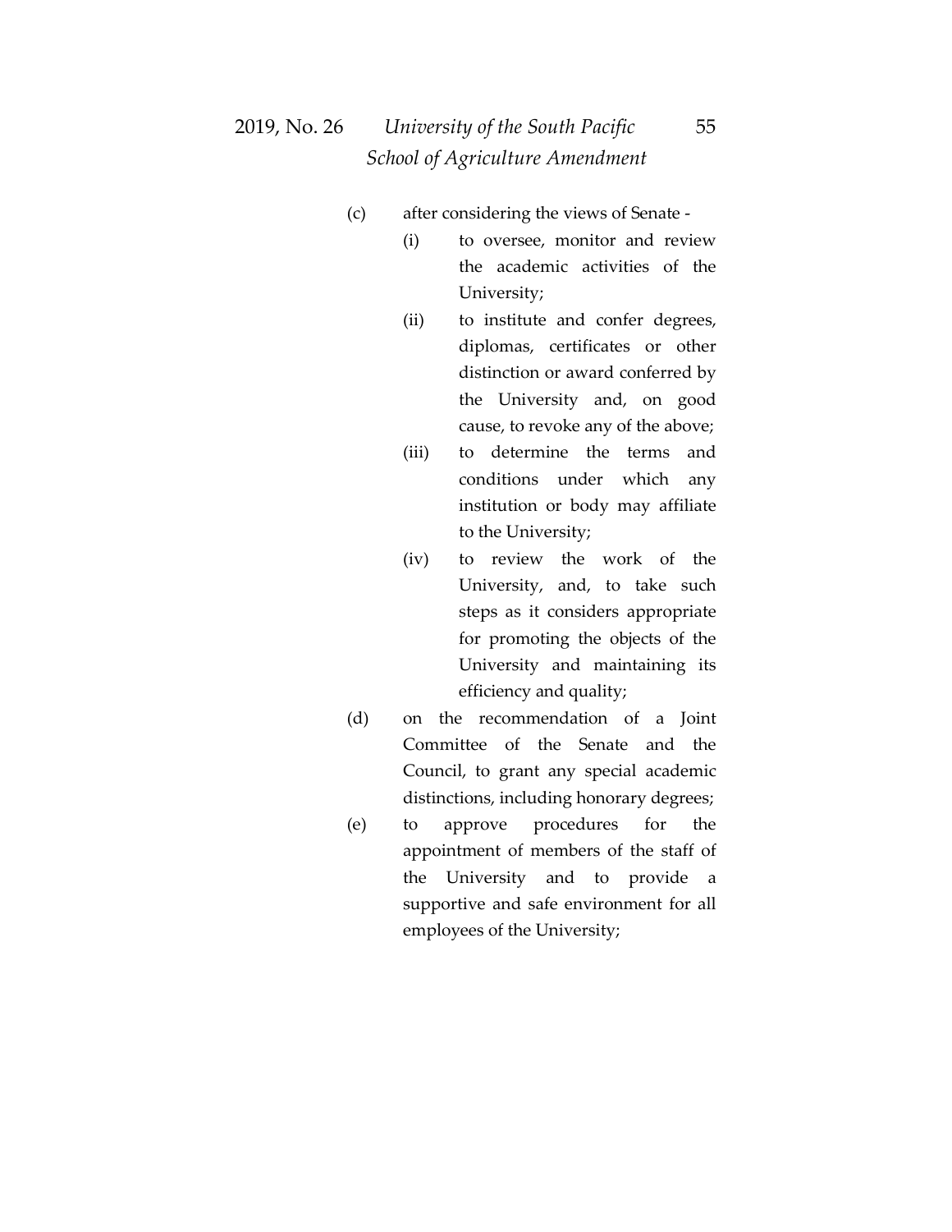(c) after considering the views of Senate -

 (i) to oversee, monitor and review the academic activities of the University;

 (ii) to institute and confer degrees, diplomas, certificates or other distinction or award conferred by the University and, on good cause, to revoke any of the above;

 (iii) to determine the terms and conditions under which any institution or body may affiliate to the University;

 (iv) to review the work of the University, and, to take such steps as it considers appropriate for promoting the objects of the University and maintaining its efficiency and quality;

(d) on the recommendation of a Joint Committee of the Senate and the Council, to grant any special academic distinctions, including honorary degrees;

(e) to approve procedures for the appointment of members of the staff of the University and to provide a supportive and safe environment for all employees of the University;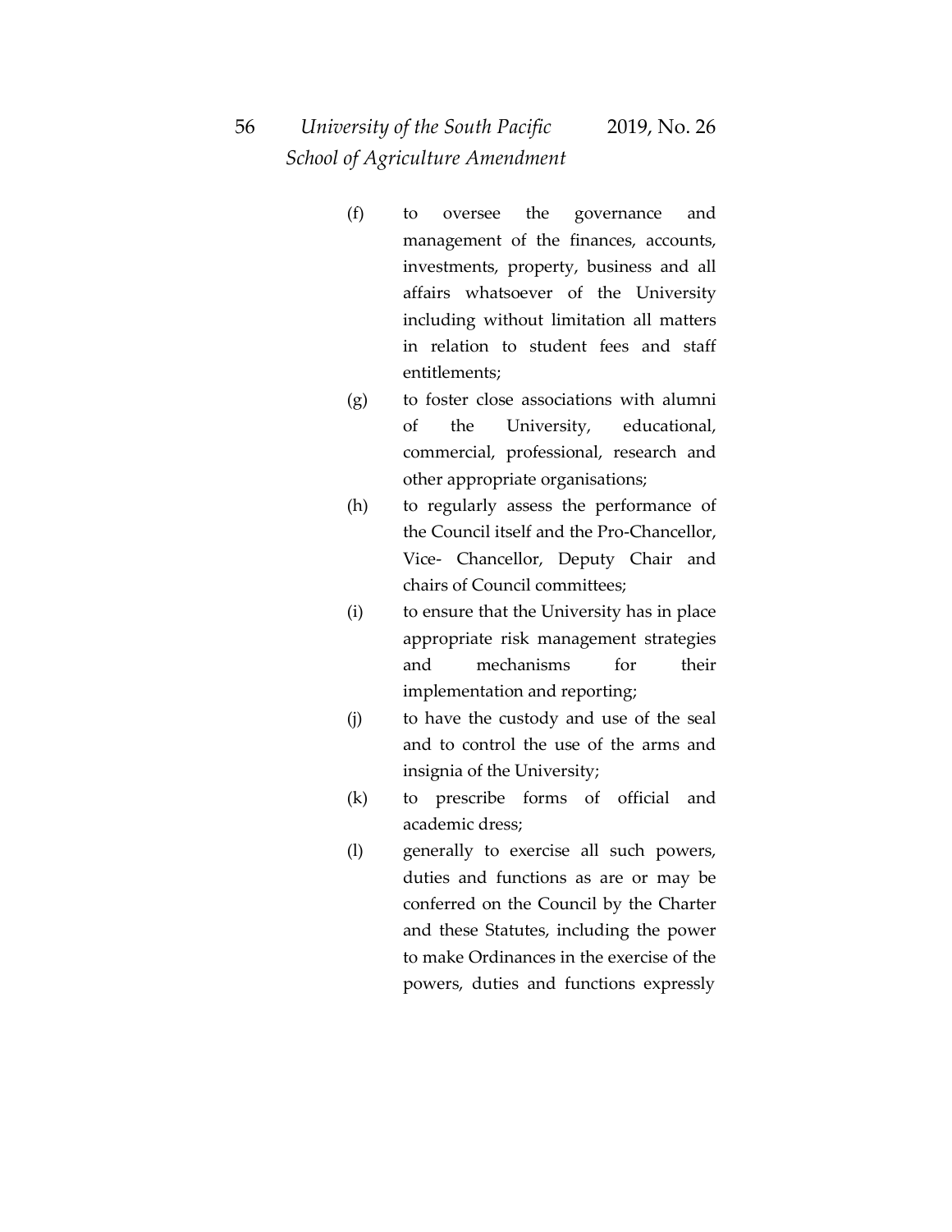(f) to oversee the governance and management of the finances, accounts, investments, property, business and all affairs whatsoever of the University including without limitation all matters in relation to student fees and staff entitlements;

(g) to foster close associations with alumni of the University, educational, commercial, professional, research and other appropriate organisations;

(h) to regularly assess the performance of the Council itself and the Pro-Chancellor, Vice- Chancellor, Deputy Chair and chairs of Council committees;

(i) to ensure that the University has in place appropriate risk management strategies and mechanisms for their implementation and reporting;

(j) to have the custody and use of the seal and to control the use of the arms and insignia of the University;

(k) to prescribe forms of official and academic dress;

(l) generally to exercise all such powers, duties and functions as are or may be conferred on the Council by the Charter and these Statutes, including the power to make Ordinances in the exercise of the powers, duties and functions expressly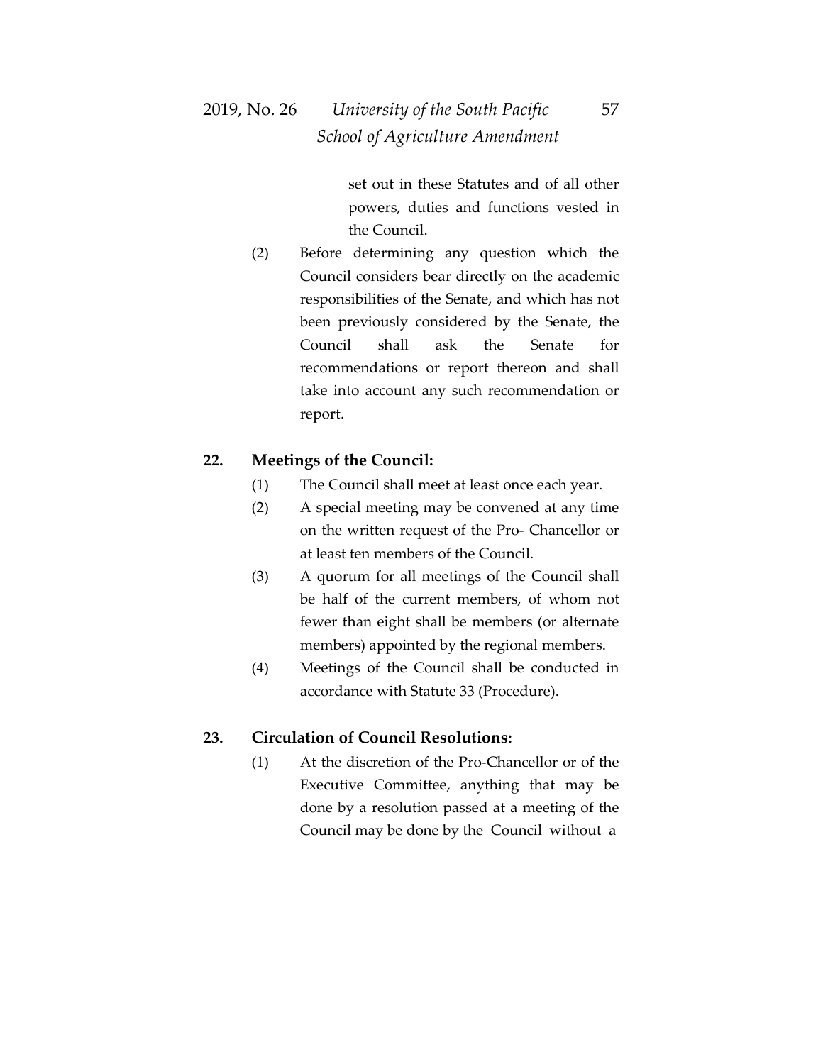set out in these Statutes and of all other powers, duties and functions vested in the Council.

(2) Before determining any question which the Council considers bear directly on the academic responsibilities of the Senate, and which has not been previously considered by the Senate, the Council shall ask the Senate for recommendations or report thereon and shall take into account any such recommendation or report.

**22. Meetings of the Council:**

(1) The Council shall meet at least once each year.

(2) A special meeting may be convened at any time on the written request of the Pro- Chancellor or at least ten members of the Council.

(3) A quorum for all meetings of the Council shall be half of the current members, of whom not fewer than eight shall be members (or alternate members) appointed by the regional members.

(4) Meetings of the Council shall be conducted in accordance with Statute 33 (Procedure).

**23. Circulation of Council Resolutions:**

(1) At the discretion of the Pro-Chancellor or of the Executive Committee, anything that may be done by a resolution passed at a meeting of the Council may be done by the Council without a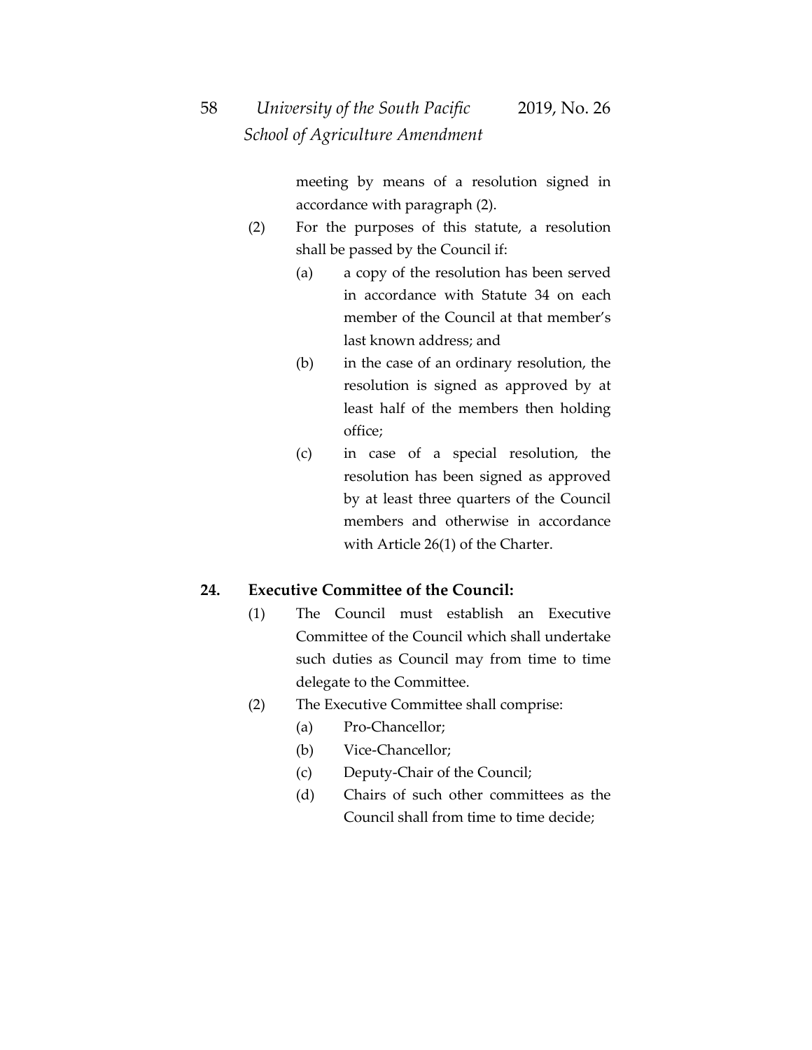meeting by means of a resolution signed in accordance with paragraph (2).

(2) For the purposes of this statute, a resolution shall be passed by the Council if:

(a) a copy of the resolution has been served in accordance with Statute 34 on each member of the Council at that member's last known address; and

(b) in the case of an ordinary resolution, the resolution is signed as approved by at least half of the members then holding office;

(c) in case of a special resolution, the resolution has been signed as approved by at least three quarters of the Council members and otherwise in accordance with Article 26(1) of the Charter.

**24. Executive Committee of the Council:**

(1) The Council must establish an Executive Committee of the Council which shall undertake such duties as Council may from time to time delegate to the Committee.

(2) The Executive Committee shall comprise:

(a) Pro-Chancellor;

(b) Vice-Chancellor;

(c) Deputy-Chair of the Council;

(d) Chairs of such other committees as the Council shall from time to time decide;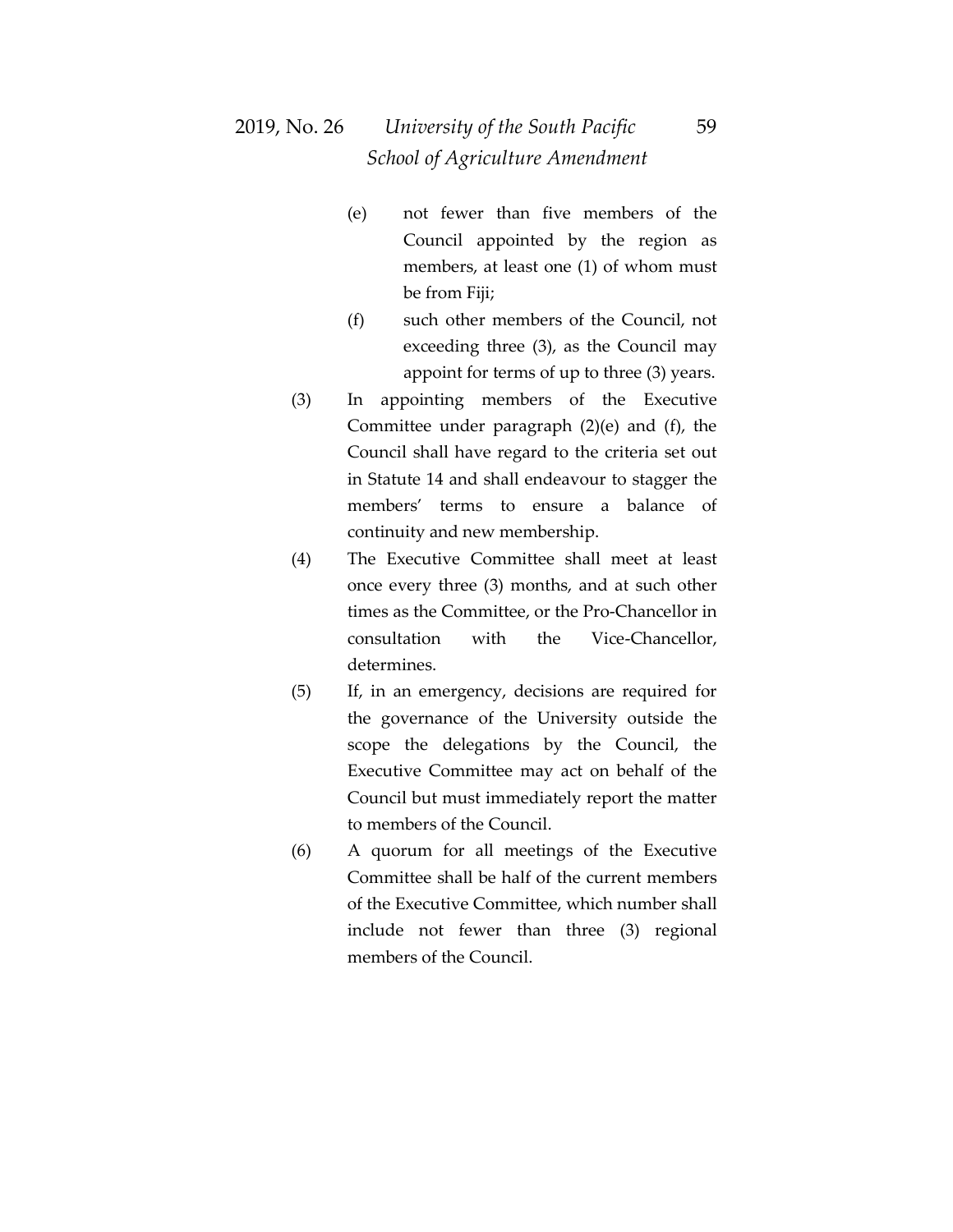(e) not fewer than five members of the Council appointed by the region as members, at least one (1) of whom must be from Fiji;

(f) such other members of the Council, not exceeding three (3), as the Council may appoint for terms of up to three (3) years.

(3) In appointing members of the Executive Committee under paragraph (2)(e) and (f), the Council shall have regard to the criteria set out in Statute 14 and shall endeavour to stagger the members' terms to ensure a balance of continuity and new membership.

(4) The Executive Committee shall meet at least once every three (3) months, and at such other times as the Committee, or the Pro-Chancellor in consultation with the Vice-Chancellor, determines.

(5) If, in an emergency, decisions are required for the governance of the University outside the scope the delegations by the Council, the Executive Committee may act on behalf of the Council but must immediately report the matter to members of the Council.

(6) A quorum for all meetings of the Executive Committee shall be half of the current members of the Executive Committee, which number shall include not fewer than three (3) regional members of the Council.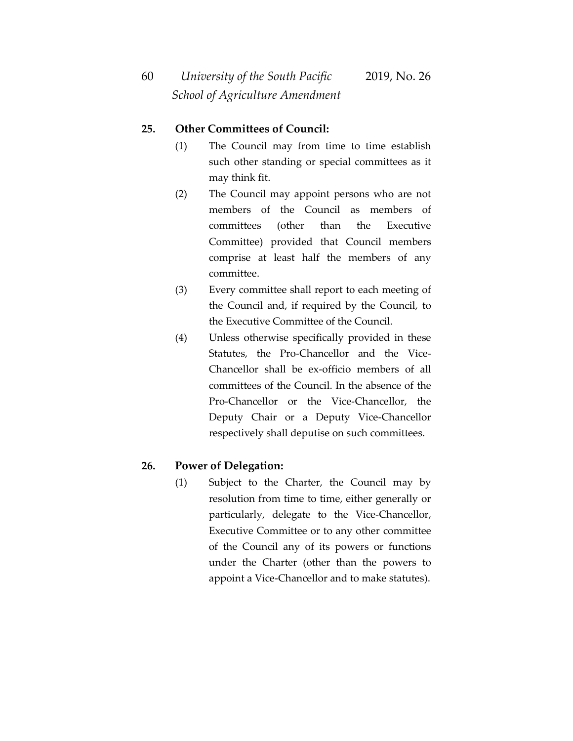**25. Other Committees of Council:**

(1) The Council may from time to time establish such other standing or special committees as it may think fit.

(2) The Council may appoint persons who are not members of the Council as members of committees (other than the Executive Committee) provided that Council members comprise at least half the members of any committee.

(3) Every committee shall report to each meeting of the Council and, if required by the Council, to the Executive Committee of the Council.

(4) Unless otherwise specifically provided in these Statutes, the Pro-Chancellor and the Vice-Chancellor shall be ex-officio members of all committees of the Council. In the absence of the Pro-Chancellor or the Vice-Chancellor, the Deputy Chair or a Deputy Vice-Chancellor respectively shall deputise on such committees.

**26. Power of Delegation:**

(1) Subject to the Charter, the Council may by resolution from time to time, either generally or particularly, delegate to the Vice-Chancellor, Executive Committee or to any other committee of the Council any of its powers or functions under the Charter (other than the powers to appoint a Vice-Chancellor and to make statutes).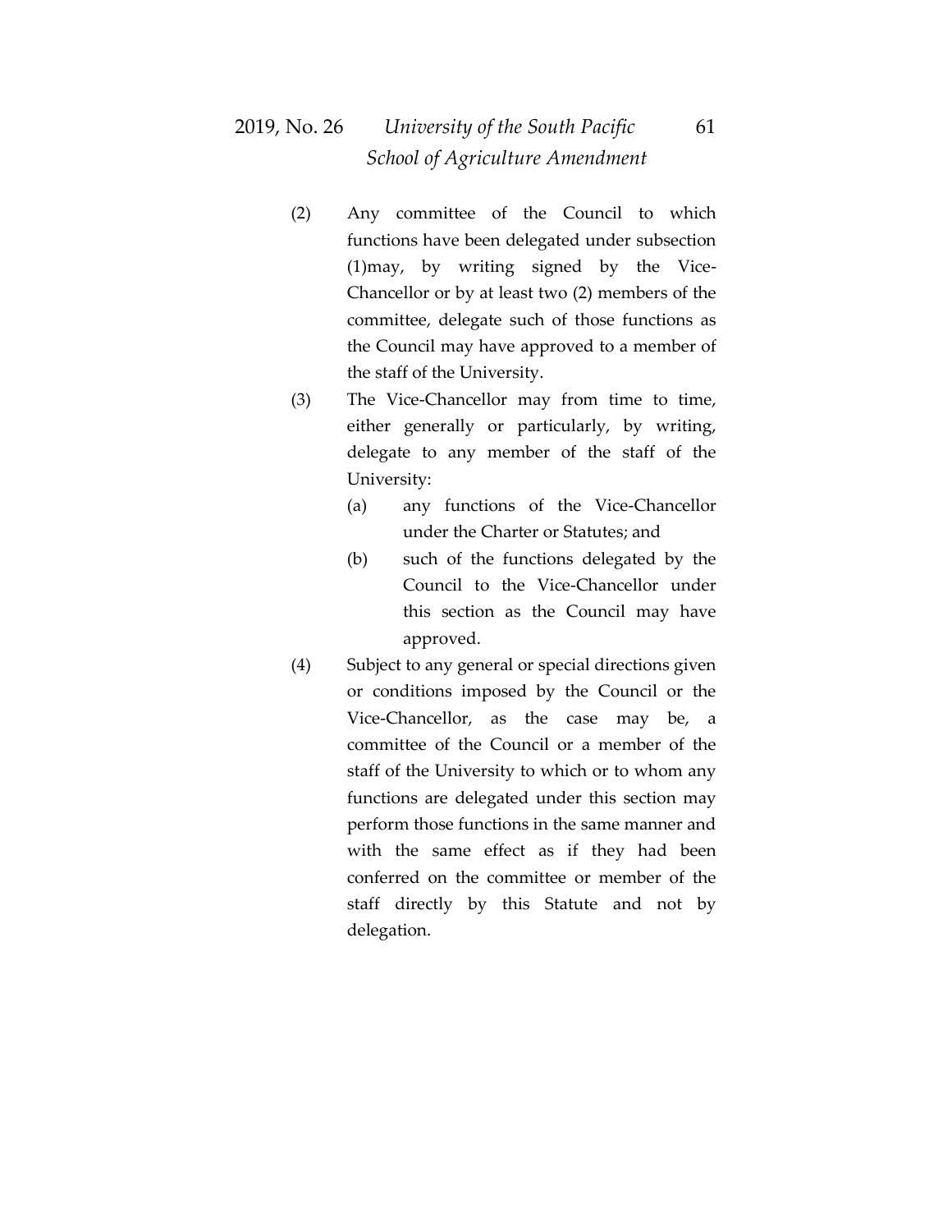(2) Any committee of the Council to which functions have been delegated under subsection (1)may, by writing signed by the Vice-Chancellor or by at least two (2) members of the committee, delegate such of those functions as the Council may have approved to a member of the staff of the University.

(3) The Vice-Chancellor may from time to time, either generally or particularly, by writing, delegate to any member of the staff of the University:

   (a) any functions of the Vice-Chancellor under the Charter or Statutes; and

   (b) such of the functions delegated by the Council to the Vice-Chancellor under this section as the Council may have approved.

(4) Subject to any general or special directions given or conditions imposed by the Council or the Vice-Chancellor, as the case may be, a committee of the Council or a member of the staff of the University to which or to whom any functions are delegated under this section may perform those functions in the same manner and with the same effect as if they had been conferred on the committee or member of the staff directly by this Statute and not by delegation.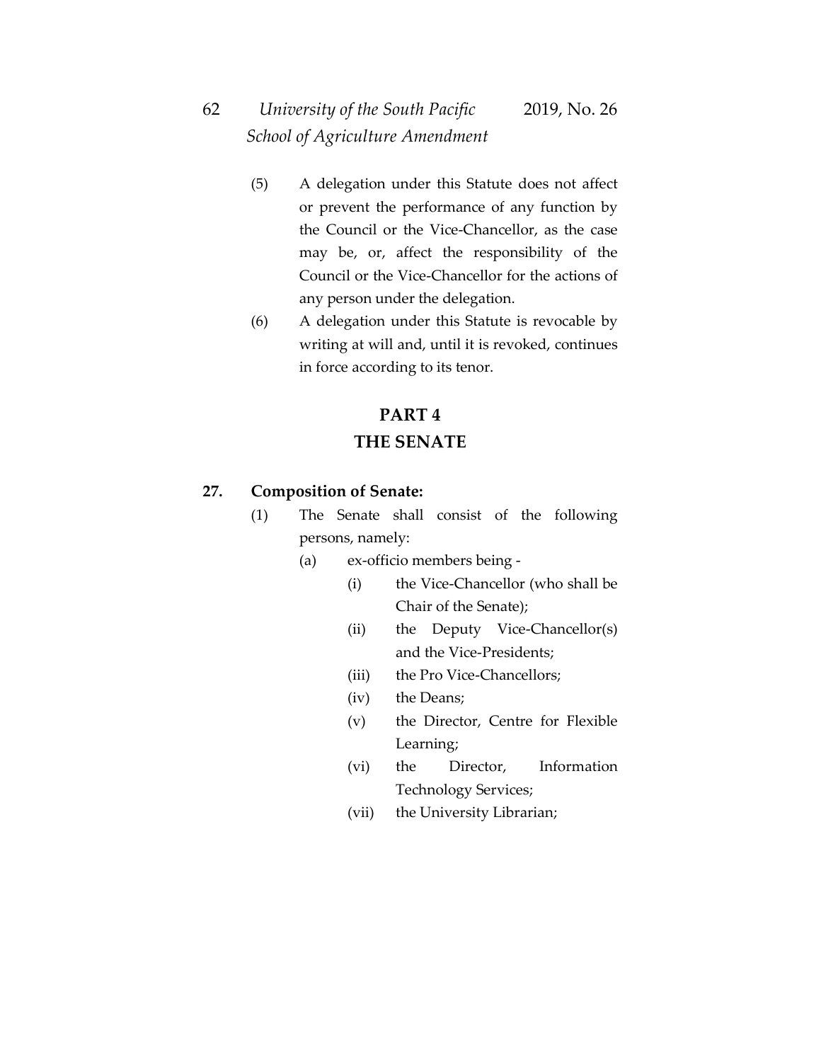(5) A delegation under this Statute does not affect or prevent the performance of any function by the Council or the Vice-Chancellor, as the case may be, or, affect the responsibility of the Council or the Vice-Chancellor for the actions of any person under the delegation.

(6) A delegation under this Statute is revocable by writing at will and, until it is revoked, continues in force according to its tenor.

## PART 4
## THE SENATE

**27. Composition of Senate:**

(1) The Senate shall consist of the following persons, namely:

  (a) ex-officio members being -

    (i) the Vice-Chancellor (who shall be Chair of the Senate);

    (ii) the Deputy Vice-Chancellor(s) and the Vice-Presidents;

    (iii) the Pro Vice-Chancellors;

    (iv) the Deans;

    (v) the Director, Centre for Flexible Learning;

    (vi) the Director, Information Technology Services;

    (vii) the University Librarian;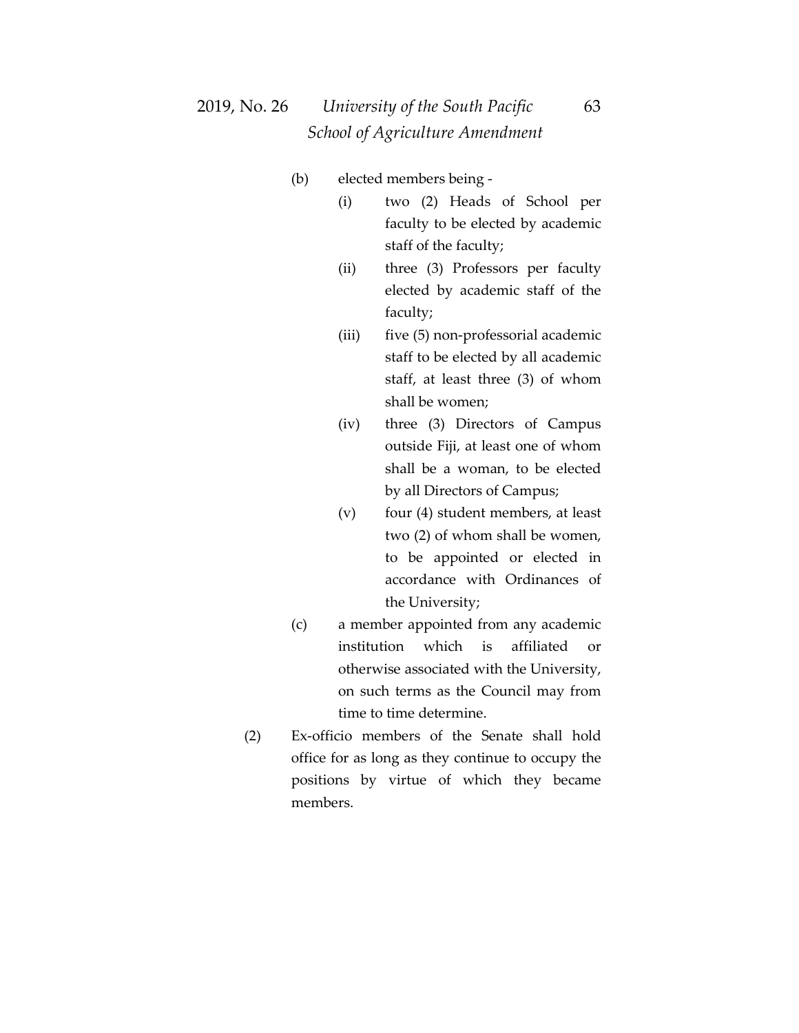(b) elected members being -

(i) two (2) Heads of School per faculty to be elected by academic staff of the faculty;

(ii) three (3) Professors per faculty elected by academic staff of the faculty;

(iii) five (5) non-professorial academic staff to be elected by all academic staff, at least three (3) of whom shall be women;

(iv) three (3) Directors of Campus outside Fiji, at least one of whom shall be a woman, to be elected by all Directors of Campus;

(v) four (4) student members, at least two (2) of whom shall be women, to be appointed or elected in accordance with Ordinances of the University;

(c) a member appointed from any academic institution which is affiliated or otherwise associated with the University, on such terms as the Council may from time to time determine.

(2) Ex-officio members of the Senate shall hold office for as long as they continue to occupy the positions by virtue of which they became members.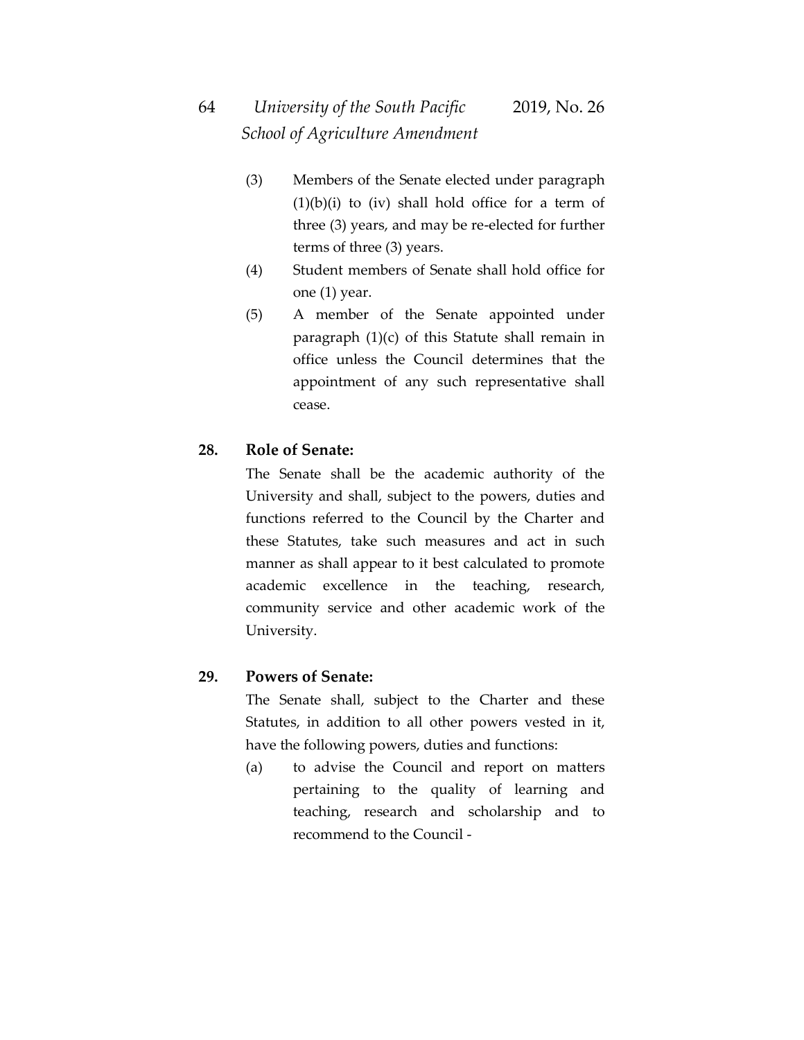(3) Members of the Senate elected under paragraph (1)(b)(i) to (iv) shall hold office for a term of three (3) years, and may be re-elected for further terms of three (3) years.

(4) Student members of Senate shall hold office for one (1) year.

(5) A member of the Senate appointed under paragraph (1)(c) of this Statute shall remain in office unless the Council determines that the appointment of any such representative shall cease.

**28. Role of Senate:**

The Senate shall be the academic authority of the University and shall, subject to the powers, duties and functions referred to the Council by the Charter and these Statutes, take such measures and act in such manner as shall appear to it best calculated to promote academic excellence in the teaching, research, community service and other academic work of the University.

**29. Powers of Senate:**

The Senate shall, subject to the Charter and these Statutes, in addition to all other powers vested in it, have the following powers, duties and functions:

(a) to advise the Council and report on matters pertaining to the quality of learning and teaching, research and scholarship and to recommend to the Council -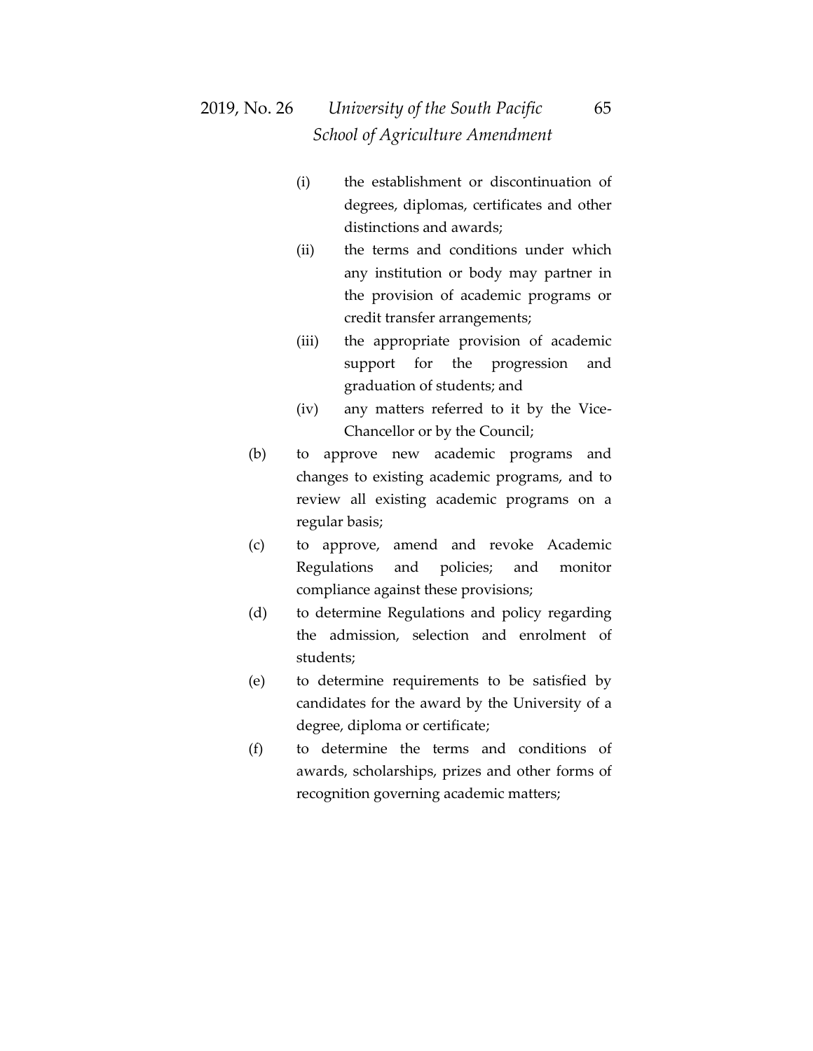(i) the establishment or discontinuation of degrees, diplomas, certificates and other distinctions and awards;

(ii) the terms and conditions under which any institution or body may partner in the provision of academic programs or credit transfer arrangements;

(iii) the appropriate provision of academic support for the progression and graduation of students; and

(iv) any matters referred to it by the Vice-Chancellor or by the Council;

(b) to approve new academic programs and changes to existing academic programs, and to review all existing academic programs on a regular basis;

(c) to approve, amend and revoke Academic Regulations and policies; and monitor compliance against these provisions;

(d) to determine Regulations and policy regarding the admission, selection and enrolment of students;

(e) to determine requirements to be satisfied by candidates for the award by the University of a degree, diploma or certificate;

(f) to determine the terms and conditions of awards, scholarships, prizes and other forms of recognition governing academic matters;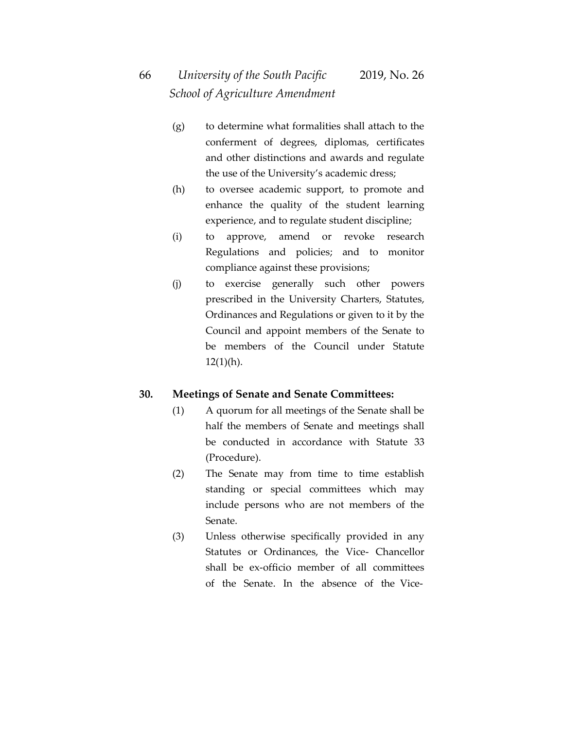(g) to determine what formalities shall attach to the conferment of degrees, diplomas, certificates and other distinctions and awards and regulate the use of the University's academic dress;

(h) to oversee academic support, to promote and enhance the quality of the student learning experience, and to regulate student discipline;

(i) to approve, amend or revoke research Regulations and policies; and to monitor compliance against these provisions;

(j) to exercise generally such other powers prescribed in the University Charters, Statutes, Ordinances and Regulations or given to it by the Council and appoint members of the Senate to be members of the Council under Statute 12(1)(h).

**30. Meetings of Senate and Senate Committees:**

(1) A quorum for all meetings of the Senate shall be half the members of Senate and meetings shall be conducted in accordance with Statute 33 (Procedure).

(2) The Senate may from time to time establish standing or special committees which may include persons who are not members of the Senate.

(3) Unless otherwise specifically provided in any Statutes or Ordinances, the Vice- Chancellor shall be ex-officio member of all committees of the Senate. In the absence of the Vice-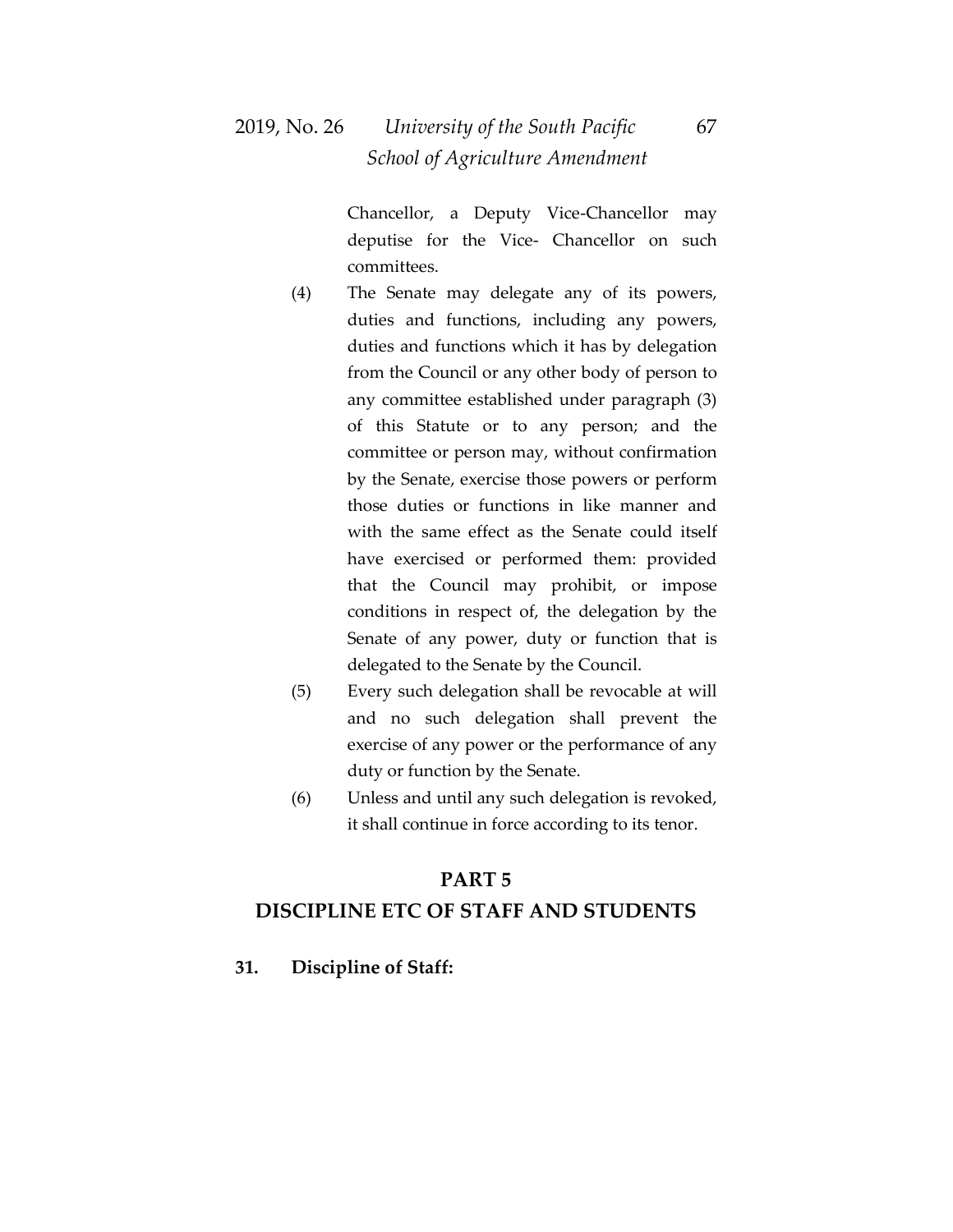Chancellor, a Deputy Vice-Chancellor may deputise for the Vice- Chancellor on such committees.

(4) The Senate may delegate any of its powers, duties and functions, including any powers, duties and functions which it has by delegation from the Council or any other body of person to any committee established under paragraph (3) of this Statute or to any person; and the committee or person may, without confirmation by the Senate, exercise those powers or perform those duties or functions in like manner and with the same effect as the Senate could itself have exercised or performed them: provided that the Council may prohibit, or impose conditions in respect of, the delegation by the Senate of any power, duty or function that is delegated to the Senate by the Council.

(5) Every such delegation shall be revocable at will and no such delegation shall prevent the exercise of any power or the performance of any duty or function by the Senate.

(6) Unless and until any such delegation is revoked, it shall continue in force according to its tenor.

## PART 5
## DISCIPLINE ETC OF STAFF AND STUDENTS

**31. Discipline of Staff:**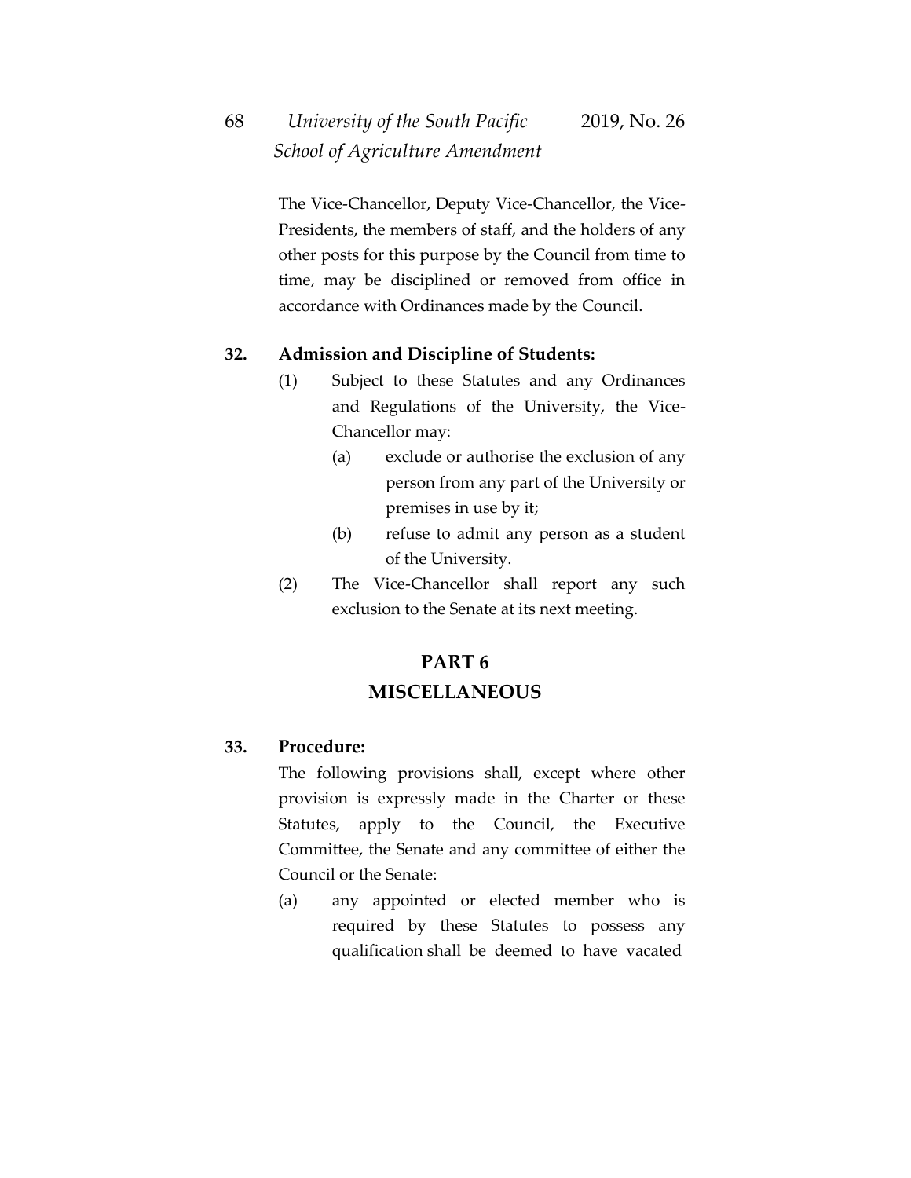The Vice-Chancellor, Deputy Vice-Chancellor, the Vice-Presidents, the members of staff, and the holders of any other posts for this purpose by the Council from time to time, may be disciplined or removed from office in accordance with Ordinances made by the Council.

**32. Admission and Discipline of Students:**

(1) Subject to these Statutes and any Ordinances and Regulations of the University, the Vice-Chancellor may:

(a) exclude or authorise the exclusion of any person from any part of the University or premises in use by it;

(b) refuse to admit any person as a student of the University.

(2) The Vice-Chancellor shall report any such exclusion to the Senate at its next meeting.

## PART 6
## MISCELLANEOUS

**33. Procedure:**

The following provisions shall, except where other provision is expressly made in the Charter or these Statutes, apply to the Council, the Executive Committee, the Senate and any committee of either the Council or the Senate:

(a) any appointed or elected member who is required by these Statutes to possess any qualification shall be deemed to have vacated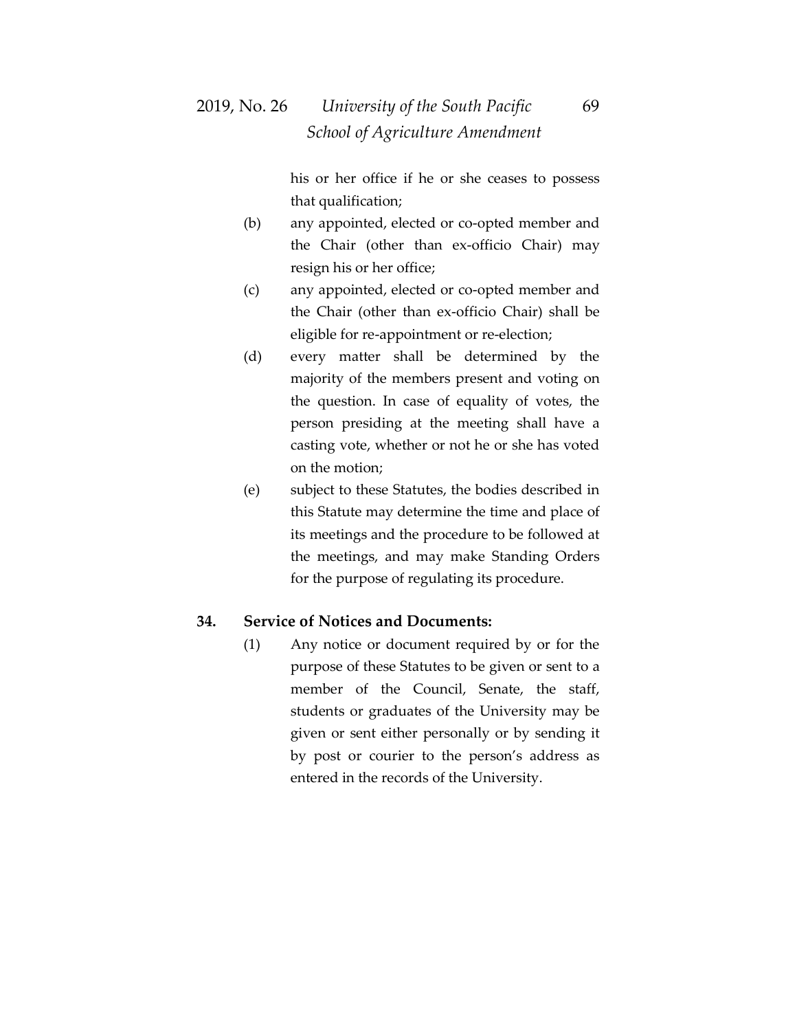his or her office if he or she ceases to possess that qualification;

(b) any appointed, elected or co-opted member and the Chair (other than ex-officio Chair) may resign his or her office;

(c) any appointed, elected or co-opted member and the Chair (other than ex-officio Chair) shall be eligible for re-appointment or re-election;

(d) every matter shall be determined by the majority of the members present and voting on the question. In case of equality of votes, the person presiding at the meeting shall have a casting vote, whether or not he or she has voted on the motion;

(e) subject to these Statutes, the bodies described in this Statute may determine the time and place of its meetings and the procedure to be followed at the meetings, and may make Standing Orders for the purpose of regulating its procedure.

**34. Service of Notices and Documents:**

(1) Any notice or document required by or for the purpose of these Statutes to be given or sent to a member of the Council, Senate, the staff, students or graduates of the University may be given or sent either personally or by sending it by post or courier to the person's address as entered in the records of the University.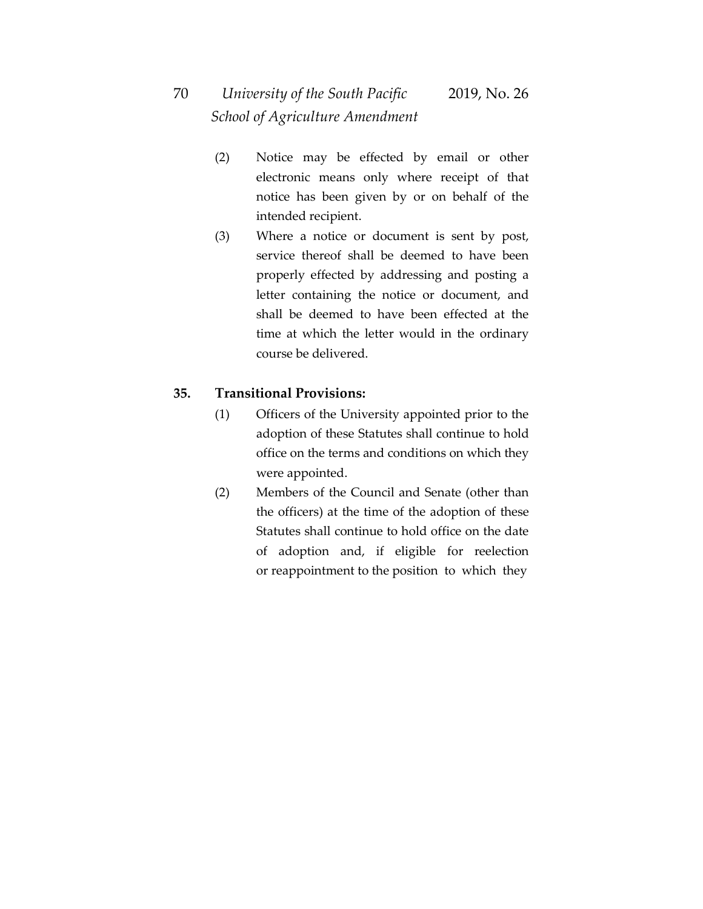(2) Notice may be effected by email or other electronic means only where receipt of that notice has been given by or on behalf of the intended recipient.

(3) Where a notice or document is sent by post, service thereof shall be deemed to have been properly effected by addressing and posting a letter containing the notice or document, and shall be deemed to have been effected at the time at which the letter would in the ordinary course be delivered.

**35. Transitional Provisions:**

(1) Officers of the University appointed prior to the adoption of these Statutes shall continue to hold office on the terms and conditions on which they were appointed.

(2) Members of the Council and Senate (other than the officers) at the time of the adoption of these Statutes shall continue to hold office on the date of adoption and, if eligible for reelection or reappointment to the position to which they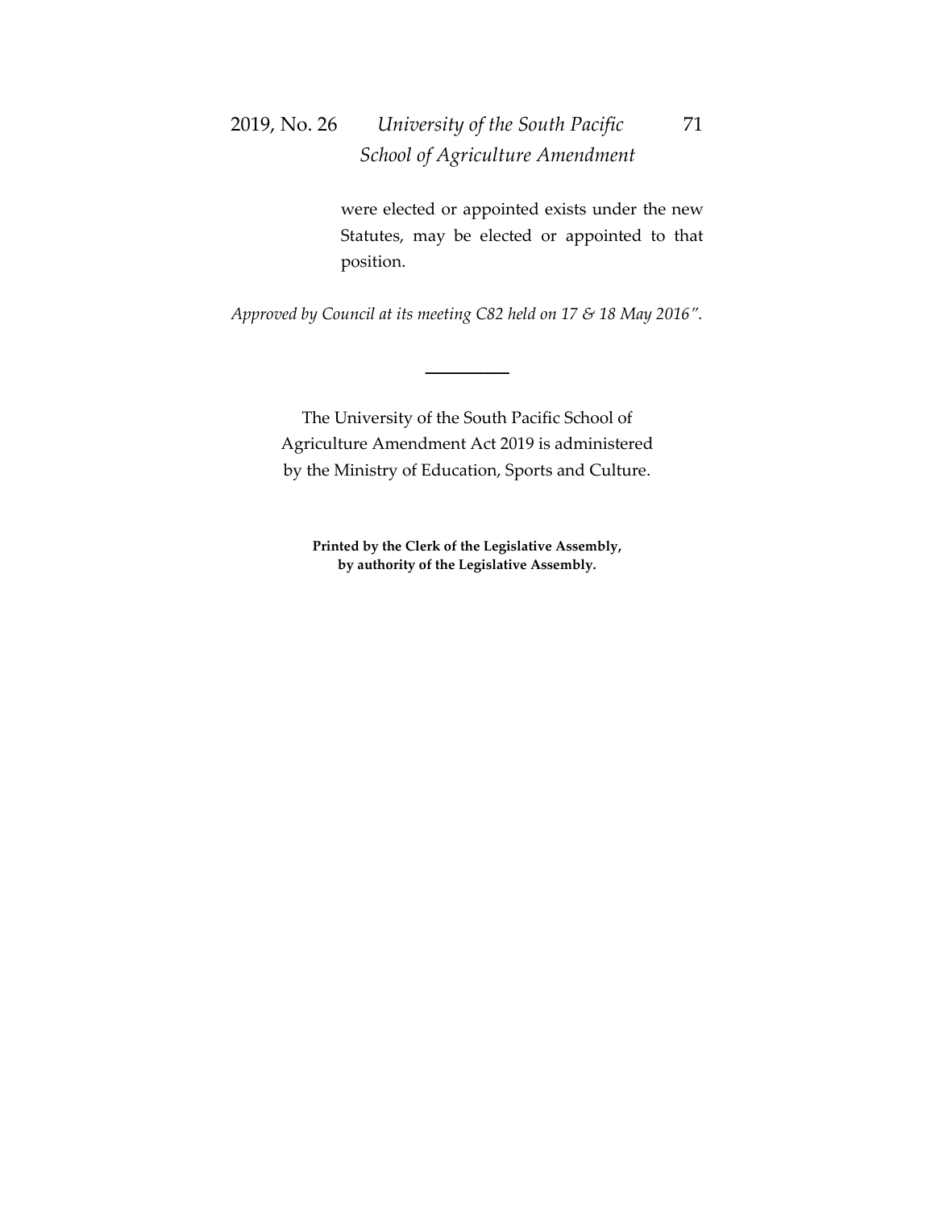were elected or appointed exists under the new Statutes, may be elected or appointed to that position.

*Approved by Council at its meeting C82 held on 17 & 18 May 2016".*

---

The University of the South Pacific School of Agriculture Amendment Act 2019 is administered by the Ministry of Education, Sports and Culture.

**Printed by the Clerk of the Legislative Assembly, by authority of the Legislative Assembly.**